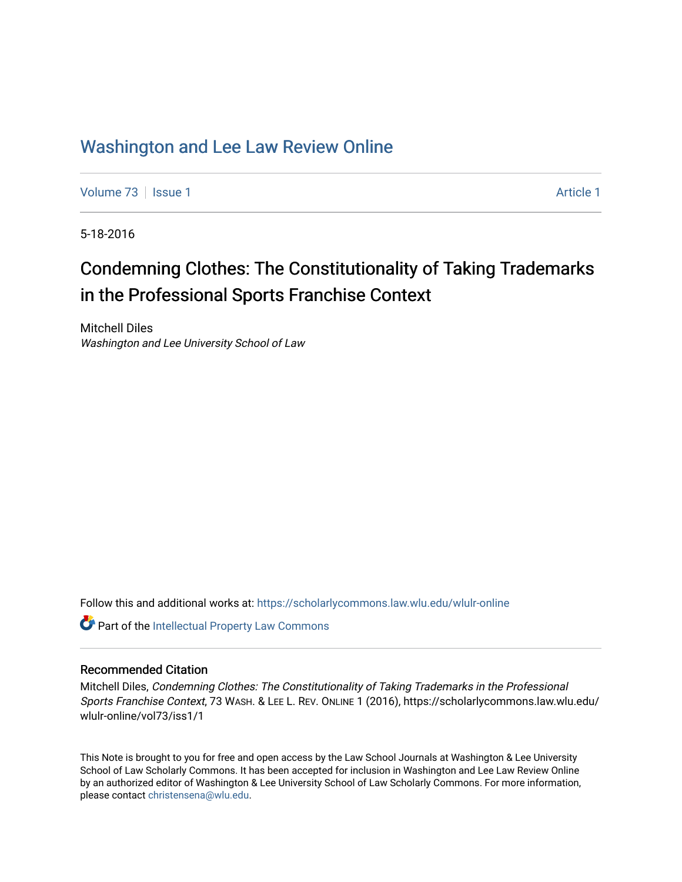# Washington and Lee Law Review Online

Volume 73 | Issue 1 | Article 1

5-18-2016

## Condemning Clothes: The Constitutionality of Taking Trademarks in the Professional Sports Franchise Context

Mitchell Diles
*Washington and Lee University School of Law*

Follow this and additional works at: https://scholarlycommons.law.wlu.edu/wlulr-online

Part of the Intellectual Property Law Commons

### Recommended Citation

Mitchell Diles, *Condemning Clothes: The Constitutionality of Taking Trademarks in the Professional Sports Franchise Context*, 73 WASH. & LEE L. REV. ONLINE 1 (2016), https://scholarlycommons.law.wlu.edu/wlulr-online/vol73/iss1/1

This Note is brought to you for free and open access by the Law School Journals at Washington & Lee University School of Law Scholarly Commons. It has been accepted for inclusion in Washington and Lee Law Review Online by an authorized editor of Washington & Lee University School of Law Scholarly Commons. For more information, please contact christensena@wlu.edu.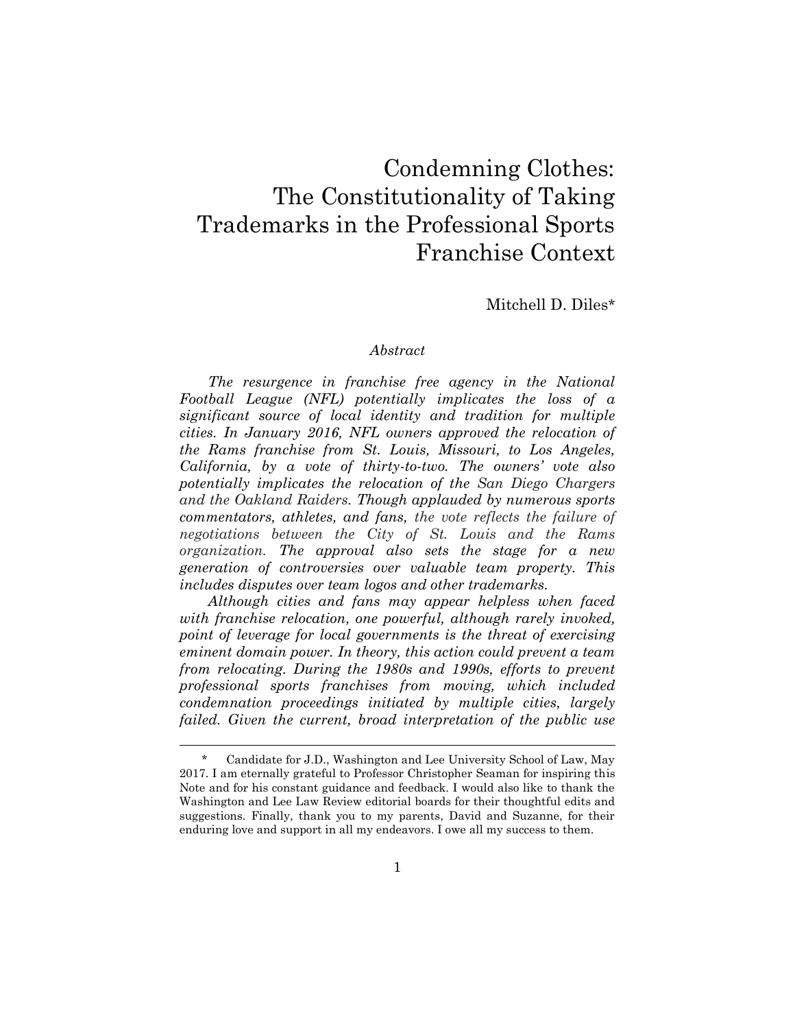# Condemning Clothes: The Constitutionality of Taking Trademarks in the Professional Sports Franchise Context

Mitchell D. Diles*

*Abstract*

*The resurgence in franchise free agency in the National Football League (NFL) potentially implicates the loss of a significant source of local identity and tradition for multiple cities. In January 2016, NFL owners approved the relocation of the Rams franchise from St. Louis, Missouri, to Los Angeles, California, by a vote of thirty-to-two. The owners' vote also potentially implicates the relocation of the San Diego Chargers and the Oakland Raiders. Though applauded by numerous sports commentators, athletes, and fans, the vote reflects the failure of negotiations between the City of St. Louis and the Rams organization. The approval also sets the stage for a new generation of controversies over valuable team property. This includes disputes over team logos and other trademarks.*

*Although cities and fans may appear helpless when faced with franchise relocation, one powerful, although rarely invoked, point of leverage for local governments is the threat of exercising eminent domain power. In theory, this action could prevent a team from relocating. During the 1980s and 1990s, efforts to prevent professional sports franchises from moving, which included condemnation proceedings initiated by multiple cities, largely failed. Given the current, broad interpretation of the public use*

---

\* Candidate for J.D., Washington and Lee University School of Law, May 2017. I am eternally grateful to Professor Christopher Seaman for inspiring this Note and for his constant guidance and feedback. I would also like to thank the Washington and Lee Law Review editorial boards for their thoughtful edits and suggestions. Finally, thank you to my parents, David and Suzanne, for their enduring love and support in all my endeavors. I owe all my success to them.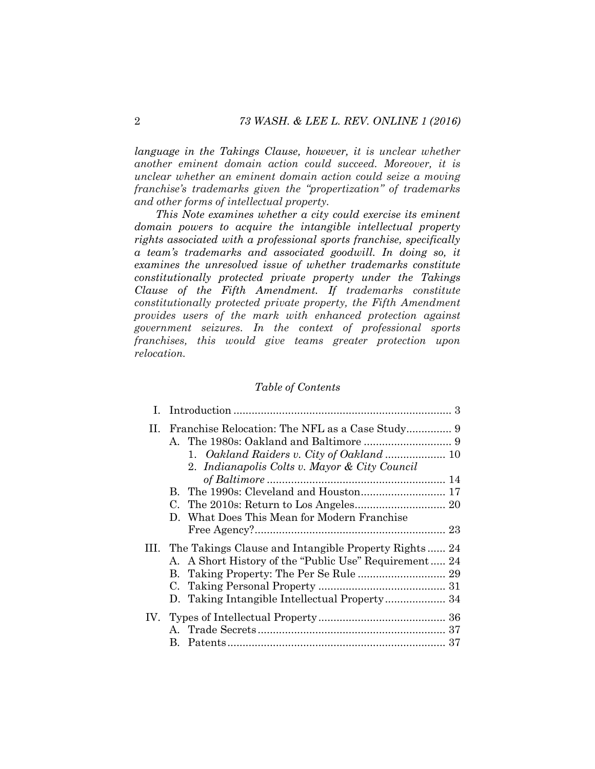*language in the Takings Clause, however, it is unclear whether another eminent domain action could succeed. Moreover, it is unclear whether an eminent domain action could seize a moving franchise's trademarks given the "propertization" of trademarks and other forms of intellectual property.*

*This Note examines whether a city could exercise its eminent domain powers to acquire the intangible intellectual property rights associated with a professional sports franchise, specifically a team's trademarks and associated goodwill. In doing so, it examines the unresolved issue of whether trademarks constitute constitutionally protected private property under the Takings Clause of the Fifth Amendment. If trademarks constitute constitutionally protected private property, the Fifth Amendment provides users of the mark with enhanced protection against government seizures. In the context of professional sports franchises, this would give teams greater protection upon relocation.*

*Table of Contents*

- I. Introduction ........ 3
- II. Franchise Relocation: The NFL as a Case Study ........ 9
  - A. The 1980s: Oakland and Baltimore ........ 9
    - 1. *Oakland Raiders v. City of Oakland* ........ 10
    - 2. *Indianapolis Colts v. Mayor & City Council of Baltimore* ........ 14
  - B. The 1990s: Cleveland and Houston ........ 17
  - C. The 2010s: Return to Los Angeles ........ 20
  - D. What Does This Mean for Modern Franchise Free Agency? ........ 23
- III. The Takings Clause and Intangible Property Rights ........ 24
  - A. A Short History of the "Public Use" Requirement ........ 24
  - B. Taking Property: The Per Se Rule ........ 29
  - C. Taking Personal Property ........ 31
  - D. Taking Intangible Intellectual Property ........ 34
- IV. Types of Intellectual Property ........ 36
  - A. Trade Secrets ........ 37
  - B. Patents ........ 37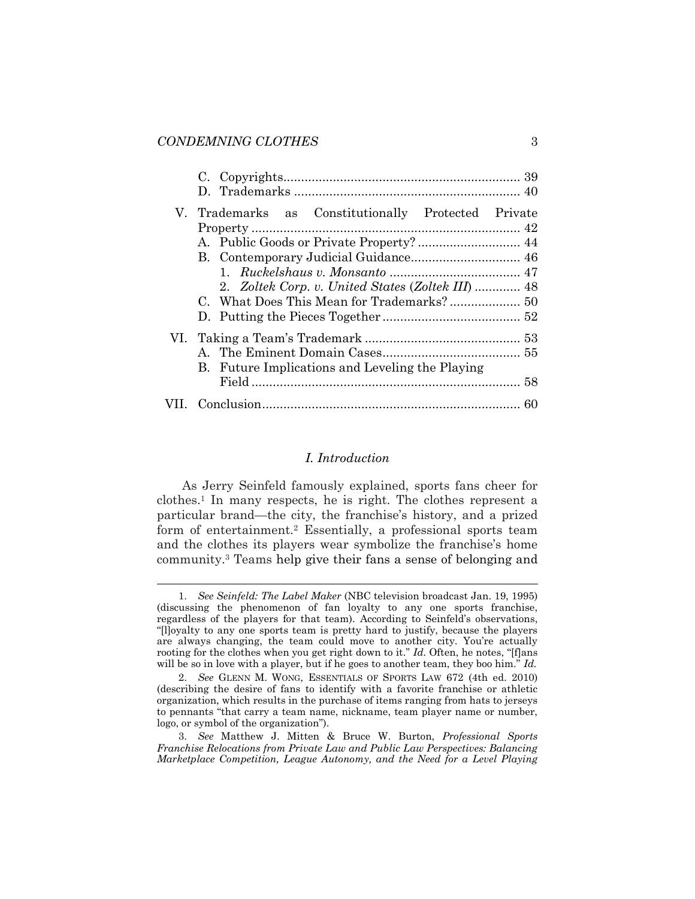C. Copyrights ........................................................................ 39
D. Trademarks ........................................................................ 40

V. Trademarks as Constitutionally Protected Private Property ........................................................................ 42
A. Public Goods or Private Property? ........................................ 44
B. Contemporary Judicial Guidance ........................................ 46
1. *Ruckelshaus v. Monsanto* ........................................ 47
2. *Zoltek Corp. v. United States* (*Zoltek III*) ............. 48
C. What Does This Mean for Trademarks? .......................... 50
D. Putting the Pieces Together ................................................ 52

VI. Taking a Team's Trademark ................................................ 53
A. The Eminent Domain Cases ................................................ 55
B. Future Implications and Leveling the Playing Field ........................................................................ 58

VII. Conclusion ........................................................................ 60

## *I. Introduction*

As Jerry Seinfeld famously explained, sports fans cheer for clothes.[1] In many respects, he is right. The clothes represent a particular brand—the city, the franchise's history, and a prized form of entertainment.[2] Essentially, a professional sports team and the clothes its players wear symbolize the franchise's home community.[3] Teams help give their fans a sense of belonging and

---

1. *See Seinfeld: The Label Maker* (NBC television broadcast Jan. 19, 1995) (discussing the phenomenon of fan loyalty to any one sports franchise, regardless of the players for that team). According to Seinfeld's observations, "[l]oyalty to any one sports team is pretty hard to justify, because the players are always changing, the team could move to another city. You're actually rooting for the clothes when you get right down to it." *Id.* Often, he notes, "[f]ans will be so in love with a player, but if he goes to another team, they boo him." *Id.*

2. *See* GLENN M. WONG, ESSENTIALS OF SPORTS LAW 672 (4th ed. 2010) (describing the desire of fans to identify with a favorite franchise or athletic organization, which results in the purchase of items ranging from hats to jerseys to pennants "that carry a team name, nickname, team player name or number, logo, or symbol of the organization").

3. *See* Matthew J. Mitten & Bruce W. Burton, *Professional Sports Franchise Relocations from Private Law and Public Law Perspectives: Balancing Marketplace Competition, League Autonomy, and the Need for a Level Playing*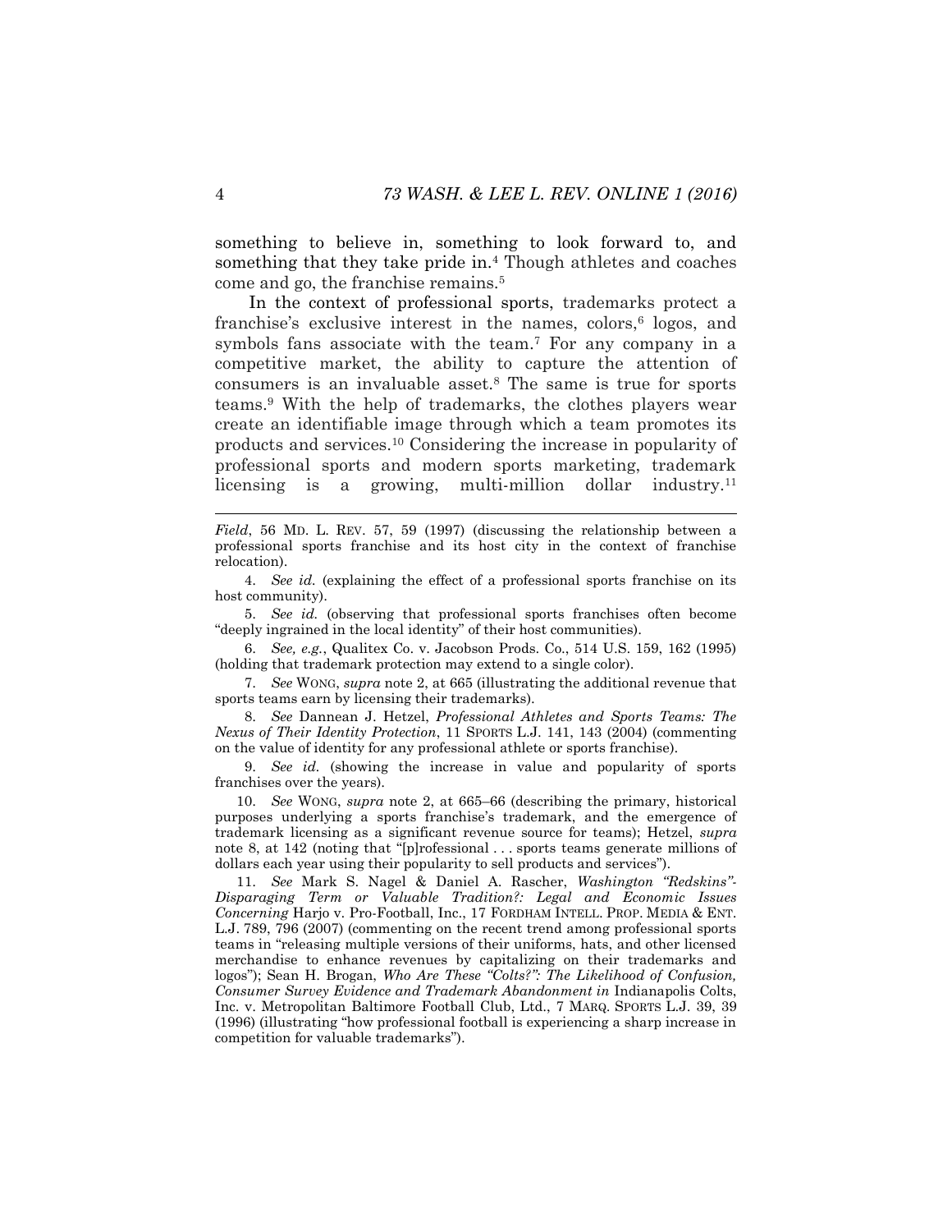something to believe in, something to look forward to, and something that they take pride in.[4] Though athletes and coaches come and go, the franchise remains.[5]

In the context of professional sports, trademarks protect a franchise's exclusive interest in the names, colors,[6] logos, and symbols fans associate with the team.[7] For any company in a competitive market, the ability to capture the attention of consumers is an invaluable asset.[8] The same is true for sports teams.[9] With the help of trademarks, the clothes players wear create an identifiable image through which a team promotes its products and services.[10] Considering the increase in popularity of professional sports and modern sports marketing, trademark licensing is a growing, multi-million dollar industry.[11]

---

*Field*, 56 MD. L. REV. 57, 59 (1997) (discussing the relationship between a professional sports franchise and its host city in the context of franchise relocation).

4. *See id.* (explaining the effect of a professional sports franchise on its host community).

5. *See id.* (observing that professional sports franchises often become "deeply ingrained in the local identity" of their host communities).

6. *See, e.g.*, Qualitex Co. v. Jacobson Prods. Co., 514 U.S. 159, 162 (1995) (holding that trademark protection may extend to a single color).

7. *See* WONG, *supra* note 2, at 665 (illustrating the additional revenue that sports teams earn by licensing their trademarks).

8. *See* Dannean J. Hetzel, *Professional Athletes and Sports Teams: The Nexus of Their Identity Protection*, 11 SPORTS L.J. 141, 143 (2004) (commenting on the value of identity for any professional athlete or sports franchise).

9. *See id.* (showing the increase in value and popularity of sports franchises over the years).

10. *See* WONG, *supra* note 2, at 665–66 (describing the primary, historical purposes underlying a sports franchise's trademark, and the emergence of trademark licensing as a significant revenue source for teams); Hetzel, *supra* note 8, at 142 (noting that "[p]rofessional . . . sports teams generate millions of dollars each year using their popularity to sell products and services").

11. *See* Mark S. Nagel & Daniel A. Rascher, *Washington "Redskins"- Disparaging Term or Valuable Tradition?: Legal and Economic Issues Concerning* Harjo v. Pro-Football, Inc., 17 FORDHAM INTELL. PROP. MEDIA & ENT. L.J. 789, 796 (2007) (commenting on the recent trend among professional sports teams in "releasing multiple versions of their uniforms, hats, and other licensed merchandise to enhance revenues by capitalizing on their trademarks and logos"); Sean H. Brogan, *Who Are These "Colts?": The Likelihood of Confusion, Consumer Survey Evidence and Trademark Abandonment in* Indianapolis Colts, Inc. v. Metropolitan Baltimore Football Club, Ltd., 7 MARQ. SPORTS L.J. 39, 39 (1996) (illustrating "how professional football is experiencing a sharp increase in competition for valuable trademarks").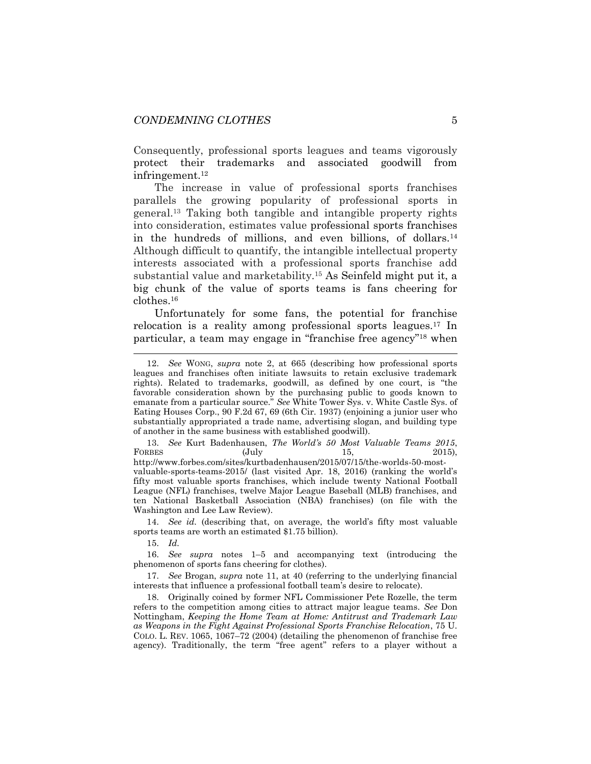Consequently, professional sports leagues and teams vigorously protect their trademarks and associated goodwill from infringement.[12]

The increase in value of professional sports franchises parallels the growing popularity of professional sports in general.[13] Taking both tangible and intangible property rights into consideration, estimates value professional sports franchises in the hundreds of millions, and even billions, of dollars.[14] Although difficult to quantify, the intangible intellectual property interests associated with a professional sports franchise add substantial value and marketability.[15] As Seinfeld might put it, a big chunk of the value of sports teams is fans cheering for clothes.[16]

Unfortunately for some fans, the potential for franchise relocation is a reality among professional sports leagues.[17] In particular, a team may engage in "franchise free agency"[18] when

---

12. *See* WONG, *supra* note 2, at 665 (describing how professional sports leagues and franchises often initiate lawsuits to retain exclusive trademark rights). Related to trademarks, goodwill, as defined by one court, is "the favorable consideration shown by the purchasing public to goods known to emanate from a particular source." *See* White Tower Sys. v. White Castle Sys. of Eating Houses Corp., 90 F.2d 67, 69 (6th Cir. 1937) (enjoining a junior user who substantially appropriated a trade name, advertising slogan, and building type of another in the same business with established goodwill).

13. *See* Kurt Badenhausen, *The World's 50 Most Valuable Teams 2015*, FORBES (July 15, 2015), http://www.forbes.com/sites/kurtbadenhausen/2015/07/15/the-worlds-50-most-valuable-sports-teams-2015/ (last visited Apr. 18, 2016) (ranking the world's fifty most valuable sports franchises, which include twenty National Football League (NFL) franchises, twelve Major League Baseball (MLB) franchises, and ten National Basketball Association (NBA) franchises) (on file with the Washington and Lee Law Review).

14. *See id.* (describing that, on average, the world's fifty most valuable sports teams are worth an estimated $1.75 billion).

15. *Id.*

16. *See supra* notes 1–5 and accompanying text (introducing the phenomenon of sports fans cheering for clothes).

17. *See* Brogan, *supra* note 11, at 40 (referring to the underlying financial interests that influence a professional football team's desire to relocate).

18. Originally coined by former NFL Commissioner Pete Rozelle, the term refers to the competition among cities to attract major league teams. *See* Don Nottingham, *Keeping the Home Team at Home: Antitrust and Trademark Law as Weapons in the Fight Against Professional Sports Franchise Relocation*, 75 U. COLO. L. REV. 1065, 1067–72 (2004) (detailing the phenomenon of franchise free agency). Traditionally, the term "free agent" refers to a player without a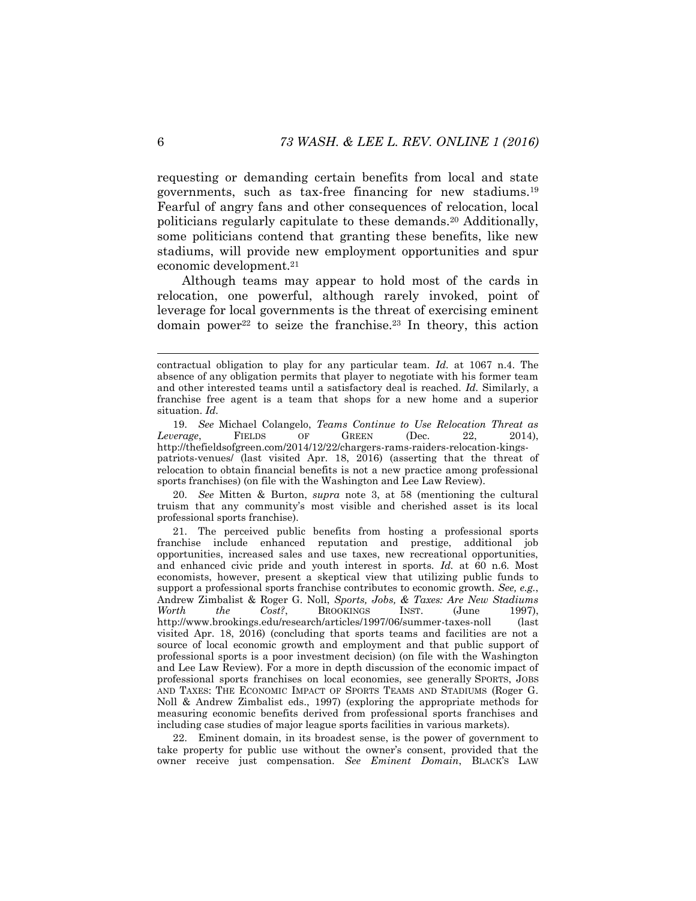requesting or demanding certain benefits from local and state governments, such as tax-free financing for new stadiums.[19] Fearful of angry fans and other consequences of relocation, local politicians regularly capitulate to these demands.[20] Additionally, some politicians contend that granting these benefits, like new stadiums, will provide new employment opportunities and spur economic development.[21]

Although teams may appear to hold most of the cards in relocation, one powerful, although rarely invoked, point of leverage for local governments is the threat of exercising eminent domain power[22] to seize the franchise.[23] In theory, this action

---

contractual obligation to play for any particular team. *Id.* at 1067 n.4. The absence of any obligation permits that player to negotiate with his former team and other interested teams until a satisfactory deal is reached. *Id.* Similarly, a franchise free agent is a team that shops for a new home and a superior situation. *Id.*

19. *See* Michael Colangelo, *Teams Continue to Use Relocation Threat as Leverage*, FIELDS OF GREEN (Dec. 22, 2014), http://thefieldsofgreen.com/2014/12/22/chargers-rams-raiders-relocation-kings-patriots-venues/ (last visited Apr. 18, 2016) (asserting that the threat of relocation to obtain financial benefits is not a new practice among professional sports franchises) (on file with the Washington and Lee Law Review).

20. *See* Mitten & Burton, *supra* note 3, at 58 (mentioning the cultural truism that any community's most visible and cherished asset is its local professional sports franchise).

21. The perceived public benefits from hosting a professional sports franchise include enhanced reputation and prestige, additional job opportunities, increased sales and use taxes, new recreational opportunities, and enhanced civic pride and youth interest in sports. *Id.* at 60 n.6. Most economists, however, present a skeptical view that utilizing public funds to support a professional sports franchise contributes to economic growth. *See, e.g.*, Andrew Zimbalist & Roger G. Noll, *Sports, Jobs, & Taxes: Are New Stadiums Worth the Cost?*, BROOKINGS INST. (June 1997), http://www.brookings.edu/research/articles/1997/06/summer-taxes-noll (last visited Apr. 18, 2016) (concluding that sports teams and facilities are not a source of local economic growth and employment and that public support of professional sports is a poor investment decision) (on file with the Washington and Lee Law Review). For a more in depth discussion of the economic impact of professional sports franchises on local economies, see generally SPORTS, JOBS AND TAXES: THE ECONOMIC IMPACT OF SPORTS TEAMS AND STADIUMS (Roger G. Noll & Andrew Zimbalist eds., 1997) (exploring the appropriate methods for measuring economic benefits derived from professional sports franchises and including case studies of major league sports facilities in various markets).

22. Eminent domain, in its broadest sense, is the power of government to take property for public use without the owner's consent, provided that the owner receive just compensation. *See Eminent Domain*, BLACK'S LAW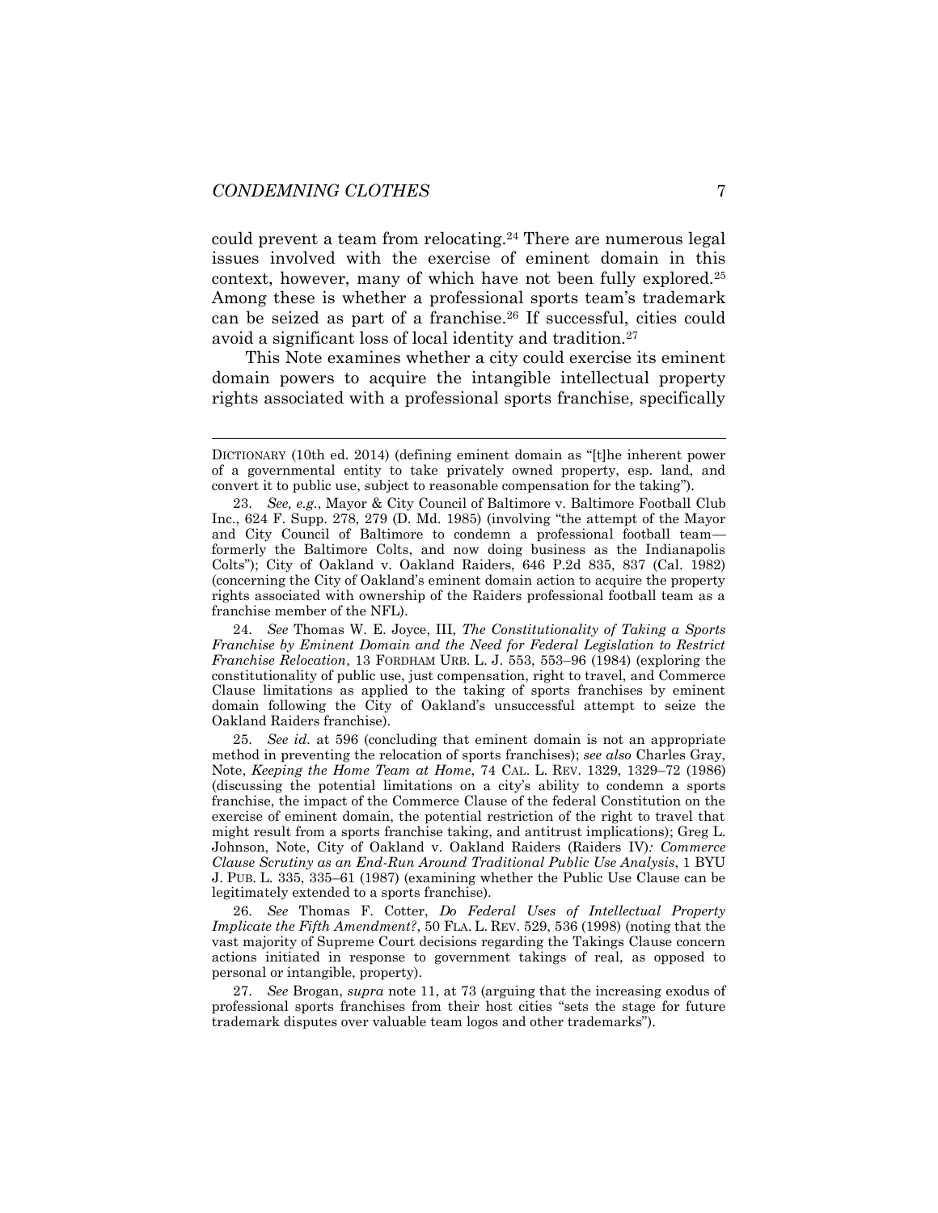could prevent a team from relocating.[24] There are numerous legal issues involved with the exercise of eminent domain in this context, however, many of which have not been fully explored.[25] Among these is whether a professional sports team's trademark can be seized as part of a franchise.[26] If successful, cities could avoid a significant loss of local identity and tradition.[27]

This Note examines whether a city could exercise its eminent domain powers to acquire the intangible intellectual property rights associated with a professional sports franchise, specifically

---

DICTIONARY (10th ed. 2014) (defining eminent domain as "[t]he inherent power of a governmental entity to take privately owned property, esp. land, and convert it to public use, subject to reasonable compensation for the taking").

23. *See, e.g.*, Mayor & City Council of Baltimore v. Baltimore Football Club Inc., 624 F. Supp. 278, 279 (D. Md. 1985) (involving "the attempt of the Mayor and City Council of Baltimore to condemn a professional football team—formerly the Baltimore Colts, and now doing business as the Indianapolis Colts"); City of Oakland v. Oakland Raiders, 646 P.2d 835, 837 (Cal. 1982) (concerning the City of Oakland's eminent domain action to acquire the property rights associated with ownership of the Raiders professional football team as a franchise member of the NFL).

24. *See* Thomas W. E. Joyce, III, *The Constitutionality of Taking a Sports Franchise by Eminent Domain and the Need for Federal Legislation to Restrict Franchise Relocation*, 13 FORDHAM URB. L. J. 553, 553–96 (1984) (exploring the constitutionality of public use, just compensation, right to travel, and Commerce Clause limitations as applied to the taking of sports franchises by eminent domain following the City of Oakland's unsuccessful attempt to seize the Oakland Raiders franchise).

25. *See id.* at 596 (concluding that eminent domain is not an appropriate method in preventing the relocation of sports franchises); *see also* Charles Gray, Note, *Keeping the Home Team at Home*, 74 CAL. L. REV. 1329, 1329–72 (1986) (discussing the potential limitations on a city's ability to condemn a sports franchise, the impact of the Commerce Clause of the federal Constitution on the exercise of eminent domain, the potential restriction of the right to travel that might result from a sports franchise taking, and antitrust implications); Greg L. Johnson, Note, *City of Oakland v. Oakland Raiders (Raiders IV): Commerce Clause Scrutiny as an End-Run Around Traditional Public Use Analysis*, 1 BYU J. PUB. L. 335, 335–61 (1987) (examining whether the Public Use Clause can be legitimately extended to a sports franchise).

26. *See* Thomas F. Cotter, *Do Federal Uses of Intellectual Property Implicate the Fifth Amendment?*, 50 FLA. L. REV. 529, 536 (1998) (noting that the vast majority of Supreme Court decisions regarding the Takings Clause concern actions initiated in response to government takings of real, as opposed to personal or intangible, property).

27. *See* Brogan, *supra* note 11, at 73 (arguing that the increasing exodus of professional sports franchises from their host cities "sets the stage for future trademark disputes over valuable team logos and other trademarks").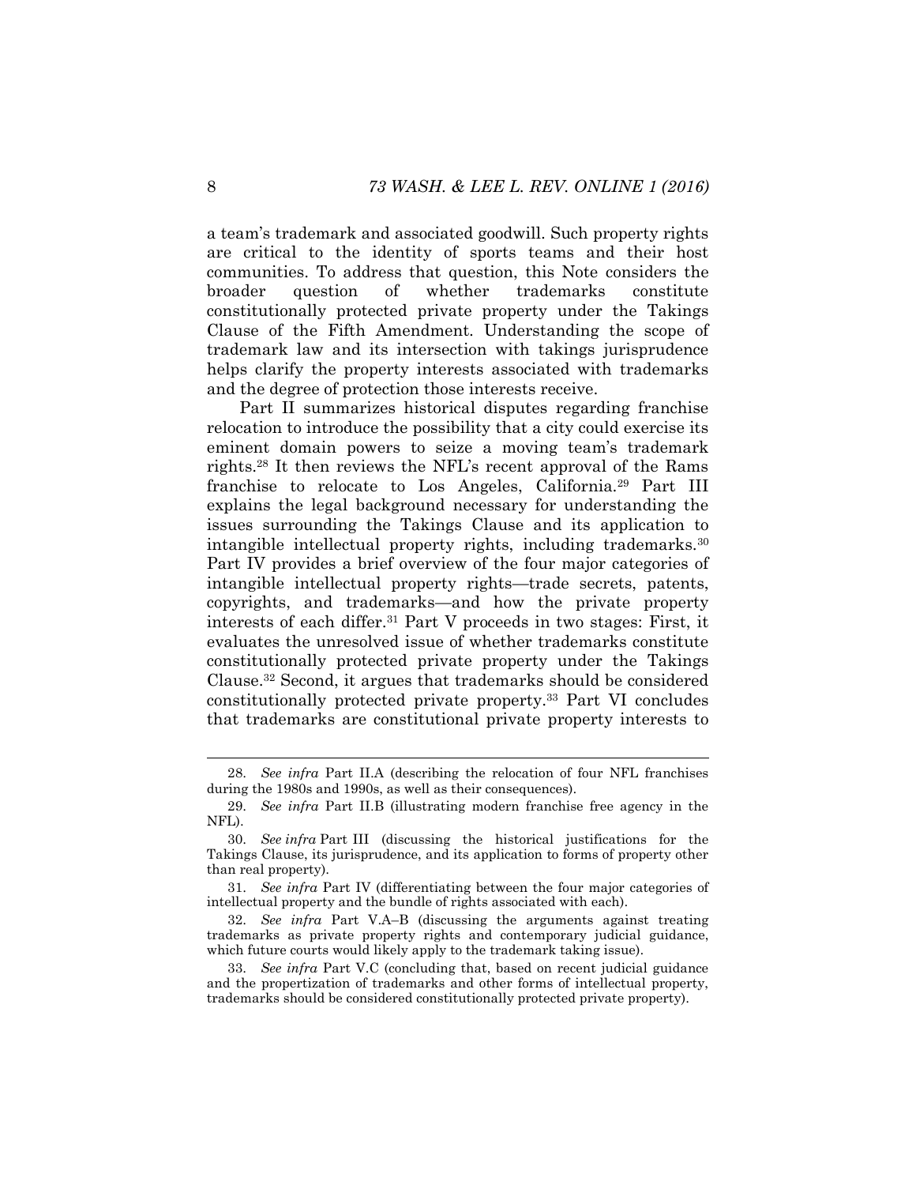a team's trademark and associated goodwill. Such property rights are critical to the identity of sports teams and their host communities. To address that question, this Note considers the broader question of whether trademarks constitute constitutionally protected private property under the Takings Clause of the Fifth Amendment. Understanding the scope of trademark law and its intersection with takings jurisprudence helps clarify the property interests associated with trademarks and the degree of protection those interests receive.

Part II summarizes historical disputes regarding franchise relocation to introduce the possibility that a city could exercise its eminent domain powers to seize a moving team's trademark rights.[28] It then reviews the NFL's recent approval of the Rams franchise to relocate to Los Angeles, California.[29] Part III explains the legal background necessary for understanding the issues surrounding the Takings Clause and its application to intangible intellectual property rights, including trademarks.[30] Part IV provides a brief overview of the four major categories of intangible intellectual property rights—trade secrets, patents, copyrights, and trademarks—and how the private property interests of each differ.[31] Part V proceeds in two stages: First, it evaluates the unresolved issue of whether trademarks constitute constitutionally protected private property under the Takings Clause.[32] Second, it argues that trademarks should be considered constitutionally protected private property.[33] Part VI concludes that trademarks are constitutional private property interests to

---

28. *See infra* Part II.A (describing the relocation of four NFL franchises during the 1980s and 1990s, as well as their consequences).

29. *See infra* Part II.B (illustrating modern franchise free agency in the NFL).

30. *See infra* Part III (discussing the historical justifications for the Takings Clause, its jurisprudence, and its application to forms of property other than real property).

31. *See infra* Part IV (differentiating between the four major categories of intellectual property and the bundle of rights associated with each).

32. *See infra* Part V.A–B (discussing the arguments against treating trademarks as private property rights and contemporary judicial guidance, which future courts would likely apply to the trademark taking issue).

33. *See infra* Part V.C (concluding that, based on recent judicial guidance and the propertization of trademarks and other forms of intellectual property, trademarks should be considered constitutionally protected private property).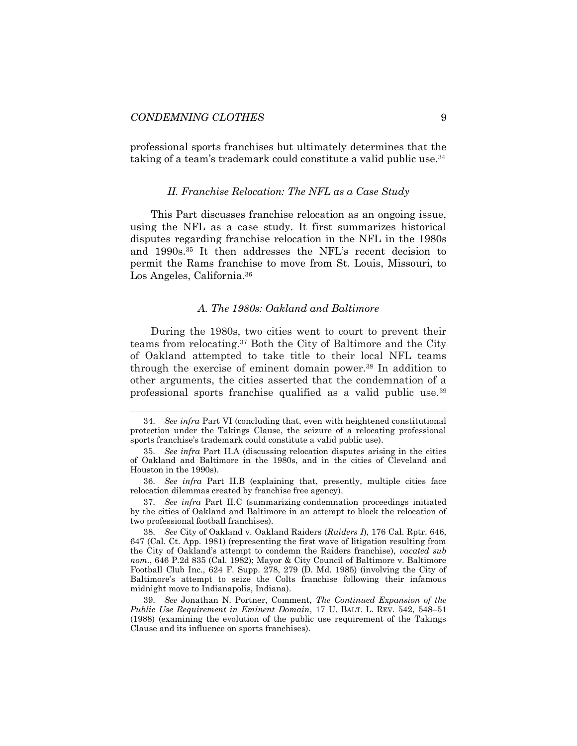professional sports franchises but ultimately determines that the taking of a team's trademark could constitute a valid public use.[34]

### *II. Franchise Relocation: The NFL as a Case Study*

This Part discusses franchise relocation as an ongoing issue, using the NFL as a case study. It first summarizes historical disputes regarding franchise relocation in the NFL in the 1980s and 1990s.[35] It then addresses the NFL's recent decision to permit the Rams franchise to move from St. Louis, Missouri, to Los Angeles, California.[36]

#### *A. The 1980s: Oakland and Baltimore*

During the 1980s, two cities went to court to prevent their teams from relocating.[37] Both the City of Baltimore and the City of Oakland attempted to take title to their local NFL teams through the exercise of eminent domain power.[38] In addition to other arguments, the cities asserted that the condemnation of a professional sports franchise qualified as a valid public use.[39]

---

34. *See infra* Part VI (concluding that, even with heightened constitutional protection under the Takings Clause, the seizure of a relocating professional sports franchise's trademark could constitute a valid public use).

35. *See infra* Part II.A (discussing relocation disputes arising in the cities of Oakland and Baltimore in the 1980s, and in the cities of Cleveland and Houston in the 1990s).

36. *See infra* Part II.B (explaining that, presently, multiple cities face relocation dilemmas created by franchise free agency).

37. *See infra* Part II.C (summarizing condemnation proceedings initiated by the cities of Oakland and Baltimore in an attempt to block the relocation of two professional football franchises).

38. *See* City of Oakland v. Oakland Raiders (*Raiders I*), 176 Cal. Rptr. 646, 647 (Cal. Ct. App. 1981) (representing the first wave of litigation resulting from the City of Oakland's attempt to condemn the Raiders franchise), *vacated sub nom.*, 646 P.2d 835 (Cal. 1982); Mayor & City Council of Baltimore v. Baltimore Football Club Inc., 624 F. Supp. 278, 279 (D. Md. 1985) (involving the City of Baltimore's attempt to seize the Colts franchise following their infamous midnight move to Indianapolis, Indiana).

39. *See* Jonathan N. Portner, Comment, *The Continued Expansion of the Public Use Requirement in Eminent Domain*, 17 U. BALT. L. REV. 542, 548–51 (1988) (examining the evolution of the public use requirement of the Takings Clause and its influence on sports franchises).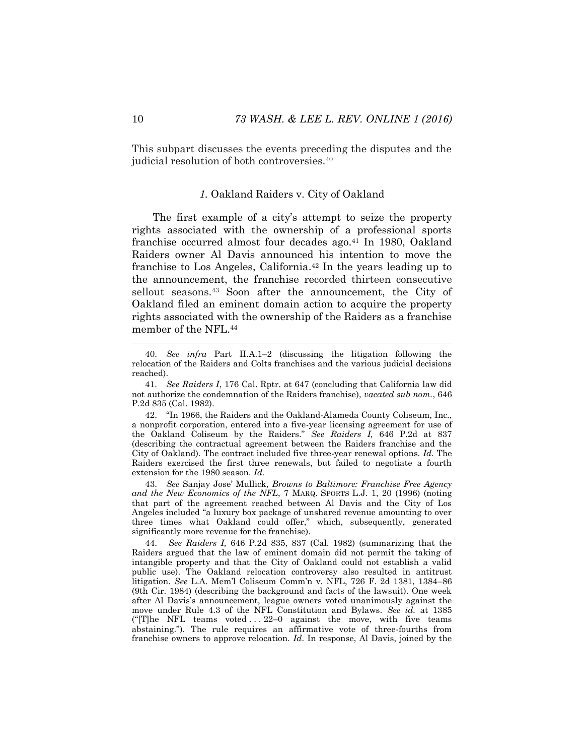This subpart discusses the events preceding the disputes and the judicial resolution of both controversies.[40]

### *1.* Oakland Raiders v. City of Oakland

The first example of a city's attempt to seize the property rights associated with the ownership of a professional sports franchise occurred almost four decades ago.[41] In 1980, Oakland Raiders owner Al Davis announced his intention to move the franchise to Los Angeles, California.[42] In the years leading up to the announcement, the franchise recorded thirteen consecutive sellout seasons.[43] Soon after the announcement, the City of Oakland filed an eminent domain action to acquire the property rights associated with the ownership of the Raiders as a franchise member of the NFL.[44]

---

40. *See infra* Part II.A.1–2 (discussing the litigation following the relocation of the Raiders and Colts franchises and the various judicial decisions reached).

41. *See Raiders I*, 176 Cal. Rptr. at 647 (concluding that California law did not authorize the condemnation of the Raiders franchise), *vacated sub nom.*, 646 P.2d 835 (Cal. 1982).

42. "In 1966, the Raiders and the Oakland-Alameda County Coliseum, Inc., a nonprofit corporation, entered into a five-year licensing agreement for use of the Oakland Coliseum by the Raiders." *See Raiders I,* 646 P.2d at 837 (describing the contractual agreement between the Raiders franchise and the City of Oakland). The contract included five three-year renewal options. *Id.* The Raiders exercised the first three renewals, but failed to negotiate a fourth extension for the 1980 season. *Id.*

43. *See* Sanjay Jose' Mullick, *Browns to Baltimore: Franchise Free Agency and the New Economics of the NFL*, 7 MARQ. SPORTS L.J. 1, 20 (1996) (noting that part of the agreement reached between Al Davis and the City of Los Angeles included "a luxury box package of unshared revenue amounting to over three times what Oakland could offer," which, subsequently, generated significantly more revenue for the franchise).

44. *See Raiders I,* 646 P.2d 835, 837 (Cal. 1982) (summarizing that the Raiders argued that the law of eminent domain did not permit the taking of intangible property and that the City of Oakland could not establish a valid public use). The Oakland relocation controversy also resulted in antitrust litigation. *See* L.A. Mem'l Coliseum Comm'n v. NFL, 726 F. 2d 1381, 1384–86 (9th Cir. 1984) (describing the background and facts of the lawsuit). One week after Al Davis's announcement, league owners voted unanimously against the move under Rule 4.3 of the NFL Constitution and Bylaws. *See id.* at 1385 ("[T]he NFL teams voted . . . 22–0 against the move, with five teams abstaining."). The rule requires an affirmative vote of three-fourths from franchise owners to approve relocation. *Id*. In response, Al Davis, joined by the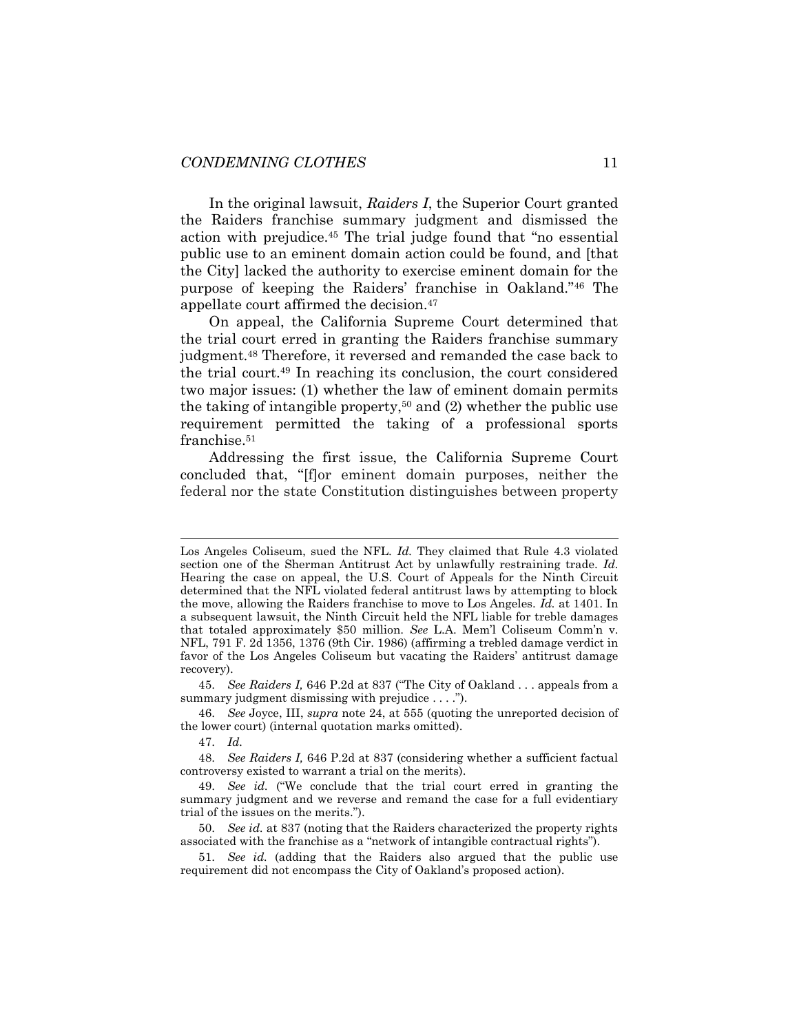In the original lawsuit, *Raiders I*, the Superior Court granted the Raiders franchise summary judgment and dismissed the action with prejudice.[45] The trial judge found that "no essential public use to an eminent domain action could be found, and [that the City] lacked the authority to exercise eminent domain for the purpose of keeping the Raiders' franchise in Oakland."[46] The appellate court affirmed the decision.[47]

On appeal, the California Supreme Court determined that the trial court erred in granting the Raiders franchise summary judgment.[48] Therefore, it reversed and remanded the case back to the trial court.[49] In reaching its conclusion, the court considered two major issues: (1) whether the law of eminent domain permits the taking of intangible property,[50] and (2) whether the public use requirement permitted the taking of a professional sports franchise.[51]

Addressing the first issue, the California Supreme Court concluded that, "[f]or eminent domain purposes, neither the federal nor the state Constitution distinguishes between property

---

Los Angeles Coliseum, sued the NFL. *Id.* They claimed that Rule 4.3 violated section one of the Sherman Antitrust Act by unlawfully restraining trade. *Id.* Hearing the case on appeal, the U.S. Court of Appeals for the Ninth Circuit determined that the NFL violated federal antitrust laws by attempting to block the move, allowing the Raiders franchise to move to Los Angeles. *Id.* at 1401. In a subsequent lawsuit, the Ninth Circuit held the NFL liable for treble damages that totaled approximately $50 million. *See* L.A. Mem'l Coliseum Comm'n v. NFL, 791 F. 2d 1356, 1376 (9th Cir. 1986) (affirming a trebled damage verdict in favor of the Los Angeles Coliseum but vacating the Raiders' antitrust damage recovery).

45. *See Raiders I,* 646 P.2d at 837 ("The City of Oakland . . . appeals from a summary judgment dismissing with prejudice . . . .").

46. *See* Joyce, III, *supra* note 24, at 555 (quoting the unreported decision of the lower court) (internal quotation marks omitted).

47. *Id.*

48. *See Raiders I,* 646 P.2d at 837 (considering whether a sufficient factual controversy existed to warrant a trial on the merits).

49. *See id.* ("We conclude that the trial court erred in granting the summary judgment and we reverse and remand the case for a full evidentiary trial of the issues on the merits.").

50. *See id.* at 837 (noting that the Raiders characterized the property rights associated with the franchise as a "network of intangible contractual rights").

51. *See id.* (adding that the Raiders also argued that the public use requirement did not encompass the City of Oakland's proposed action).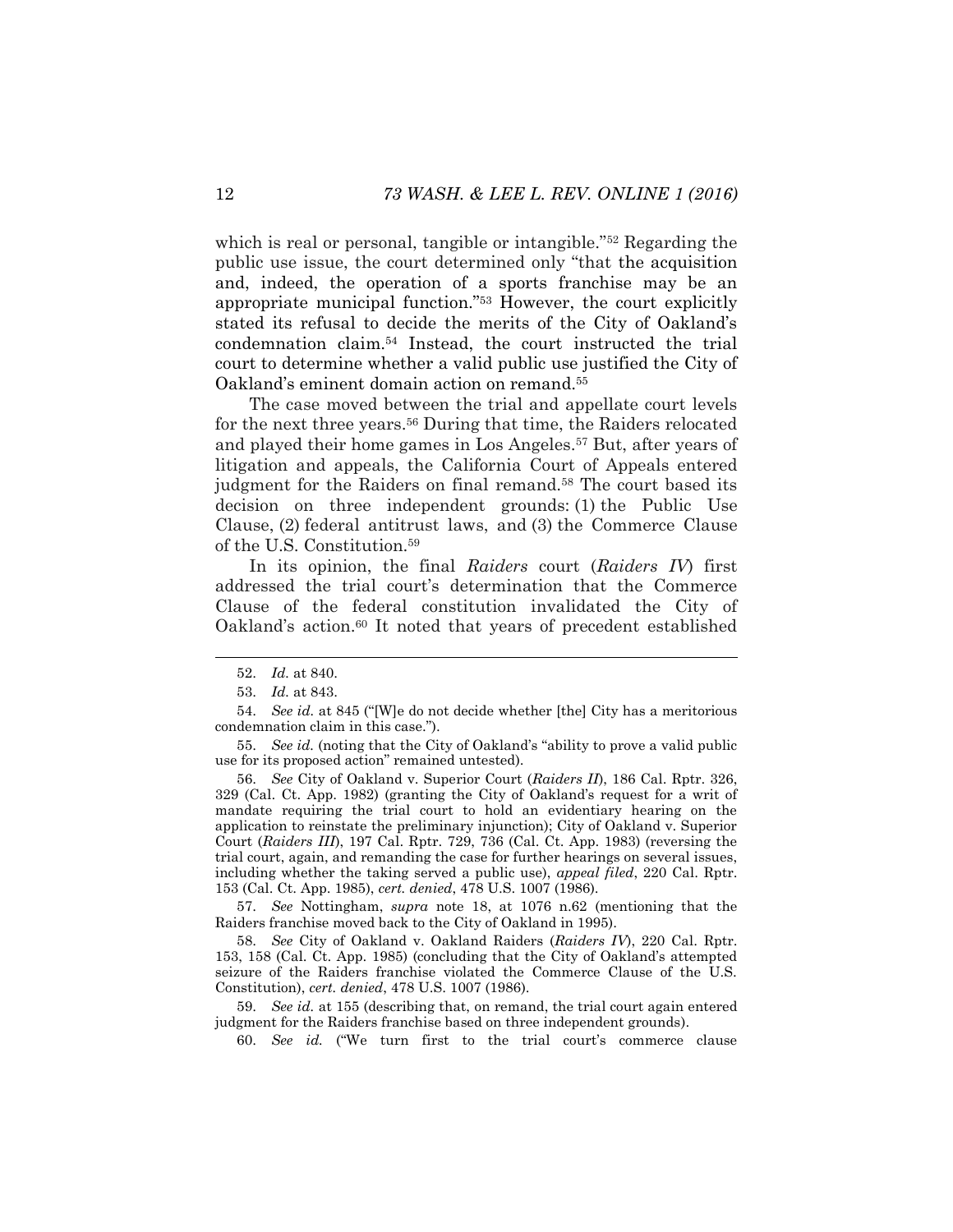which is real or personal, tangible or intangible."[52] Regarding the public use issue, the court determined only "that the acquisition and, indeed, the operation of a sports franchise may be an appropriate municipal function."[53] However, the court explicitly stated its refusal to decide the merits of the City of Oakland's condemnation claim.[54] Instead, the court instructed the trial court to determine whether a valid public use justified the City of Oakland's eminent domain action on remand.[55]

The case moved between the trial and appellate court levels for the next three years.[56] During that time, the Raiders relocated and played their home games in Los Angeles.[57] But, after years of litigation and appeals, the California Court of Appeals entered judgment for the Raiders on final remand.[58] The court based its decision on three independent grounds: (1) the Public Use Clause, (2) federal antitrust laws, and (3) the Commerce Clause of the U.S. Constitution.[59]

In its opinion, the final *Raiders* court (*Raiders IV*) first addressed the trial court's determination that the Commerce Clause of the federal constitution invalidated the City of Oakland's action.[60] It noted that years of precedent established

---

52. *Id.* at 840.

53. *Id.* at 843.

54. *See id.* at 845 ("[W]e do not decide whether [the] City has a meritorious condemnation claim in this case.").

55. *See id.* (noting that the City of Oakland's "ability to prove a valid public use for its proposed action" remained untested).

56. *See* City of Oakland v. Superior Court (*Raiders II*), 186 Cal. Rptr. 326, 329 (Cal. Ct. App. 1982) (granting the City of Oakland's request for a writ of mandate requiring the trial court to hold an evidentiary hearing on the application to reinstate the preliminary injunction); City of Oakland v. Superior Court (*Raiders III*), 197 Cal. Rptr. 729, 736 (Cal. Ct. App. 1983) (reversing the trial court, again, and remanding the case for further hearings on several issues, including whether the taking served a public use), *appeal filed*, 220 Cal. Rptr. 153 (Cal. Ct. App. 1985), *cert. denied*, 478 U.S. 1007 (1986).

57. *See* Nottingham, *supra* note 18, at 1076 n.62 (mentioning that the Raiders franchise moved back to the City of Oakland in 1995).

58. *See* City of Oakland v. Oakland Raiders (*Raiders IV*), 220 Cal. Rptr. 153, 158 (Cal. Ct. App. 1985) (concluding that the City of Oakland's attempted seizure of the Raiders franchise violated the Commerce Clause of the U.S. Constitution), *cert. denied*, 478 U.S. 1007 (1986).

59. *See id.* at 155 (describing that, on remand, the trial court again entered judgment for the Raiders franchise based on three independent grounds).

60. *See id.* ("We turn first to the trial court's commerce clause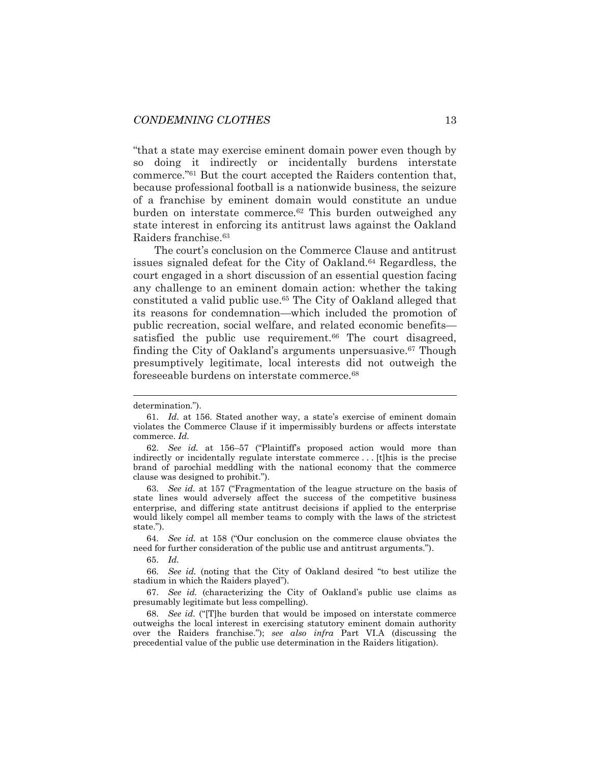"that a state may exercise eminent domain power even though by so doing it indirectly or incidentally burdens interstate commerce."[61] But the court accepted the Raiders contention that, because professional football is a nationwide business, the seizure of a franchise by eminent domain would constitute an undue burden on interstate commerce.[62] This burden outweighed any state interest in enforcing its antitrust laws against the Oakland Raiders franchise.[63]

The court's conclusion on the Commerce Clause and antitrust issues signaled defeat for the City of Oakland.[64] Regardless, the court engaged in a short discussion of an essential question facing any challenge to an eminent domain action: whether the taking constituted a valid public use.[65] The City of Oakland alleged that its reasons for condemnation—which included the promotion of public recreation, social welfare, and related economic benefits—satisfied the public use requirement.[66] The court disagreed, finding the City of Oakland's arguments unpersuasive.[67] Though presumptively legitimate, local interests did not outweigh the foreseeable burdens on interstate commerce.[68]

---

determination.").

61. *Id.* at 156. Stated another way, a state's exercise of eminent domain violates the Commerce Clause if it impermissibly burdens or affects interstate commerce. *Id.*

62. *See id.* at 156–57 ("Plaintiff's proposed action would more than indirectly or incidentally regulate interstate commerce . . . [t]his is the precise brand of parochial meddling with the national economy that the commerce clause was designed to prohibit.").

63. *See id.* at 157 ("Fragmentation of the league structure on the basis of state lines would adversely affect the success of the competitive business enterprise, and differing state antitrust decisions if applied to the enterprise would likely compel all member teams to comply with the laws of the strictest state.").

64. *See id.* at 158 ("Our conclusion on the commerce clause obviates the need for further consideration of the public use and antitrust arguments.").

65. *Id.*

66. *See id.* (noting that the City of Oakland desired "to best utilize the stadium in which the Raiders played").

67. *See id.* (characterizing the City of Oakland's public use claims as presumably legitimate but less compelling).

68. *See id.* ("[T]he burden that would be imposed on interstate commerce outweighs the local interest in exercising statutory eminent domain authority over the Raiders franchise."); *see also infra* Part VI.A (discussing the precedential value of the public use determination in the Raiders litigation).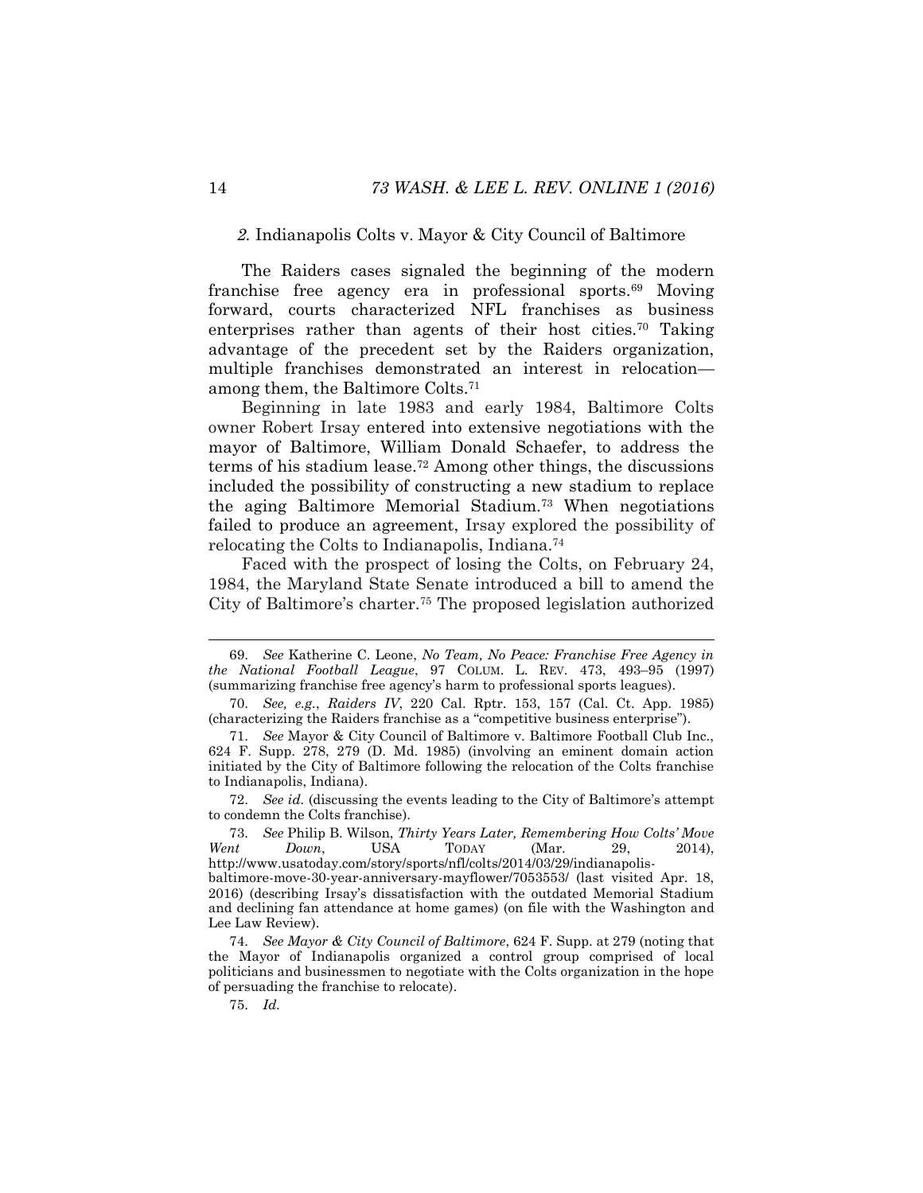### *2.* Indianapolis Colts v. Mayor & City Council of Baltimore

The Raiders cases signaled the beginning of the modern franchise free agency era in professional sports.[69] Moving forward, courts characterized NFL franchises as business enterprises rather than agents of their host cities.[70] Taking advantage of the precedent set by the Raiders organization, multiple franchises demonstrated an interest in relocation—among them, the Baltimore Colts.[71]

Beginning in late 1983 and early 1984, Baltimore Colts owner Robert Irsay entered into extensive negotiations with the mayor of Baltimore, William Donald Schaefer, to address the terms of his stadium lease.[72] Among other things, the discussions included the possibility of constructing a new stadium to replace the aging Baltimore Memorial Stadium.[73] When negotiations failed to produce an agreement, Irsay explored the possibility of relocating the Colts to Indianapolis, Indiana.[74]

Faced with the prospect of losing the Colts, on February 24, 1984, the Maryland State Senate introduced a bill to amend the City of Baltimore's charter.[75] The proposed legislation authorized

---

69. *See* Katherine C. Leone, *No Team, No Peace: Franchise Free Agency in the National Football League*, 97 COLUM. L. REV. 473, 493–95 (1997) (summarizing franchise free agency's harm to professional sports leagues).

70. *See, e.g.*, *Raiders IV*, 220 Cal. Rptr. 153, 157 (Cal. Ct. App. 1985) (characterizing the Raiders franchise as a "competitive business enterprise").

71. *See* Mayor & City Council of Baltimore v. Baltimore Football Club Inc., 624 F. Supp. 278, 279 (D. Md. 1985) (involving an eminent domain action initiated by the City of Baltimore following the relocation of the Colts franchise to Indianapolis, Indiana).

72. *See id.* (discussing the events leading to the City of Baltimore's attempt to condemn the Colts franchise).

73. *See* Philip B. Wilson, *Thirty Years Later, Remembering How Colts' Move Went Down*, USA TODAY (Mar. 29, 2014), http://www.usatoday.com/story/sports/nfl/colts/2014/03/29/indianapolis-baltimore-move-30-year-anniversary-mayflower/7053553/ (last visited Apr. 18, 2016) (describing Irsay's dissatisfaction with the outdated Memorial Stadium and declining fan attendance at home games) (on file with the Washington and Lee Law Review).

74. *See Mayor & City Council of Baltimore*, 624 F. Supp. at 279 (noting that the Mayor of Indianapolis organized a control group comprised of local politicians and businessmen to negotiate with the Colts organization in the hope of persuading the franchise to relocate).

75. *Id.*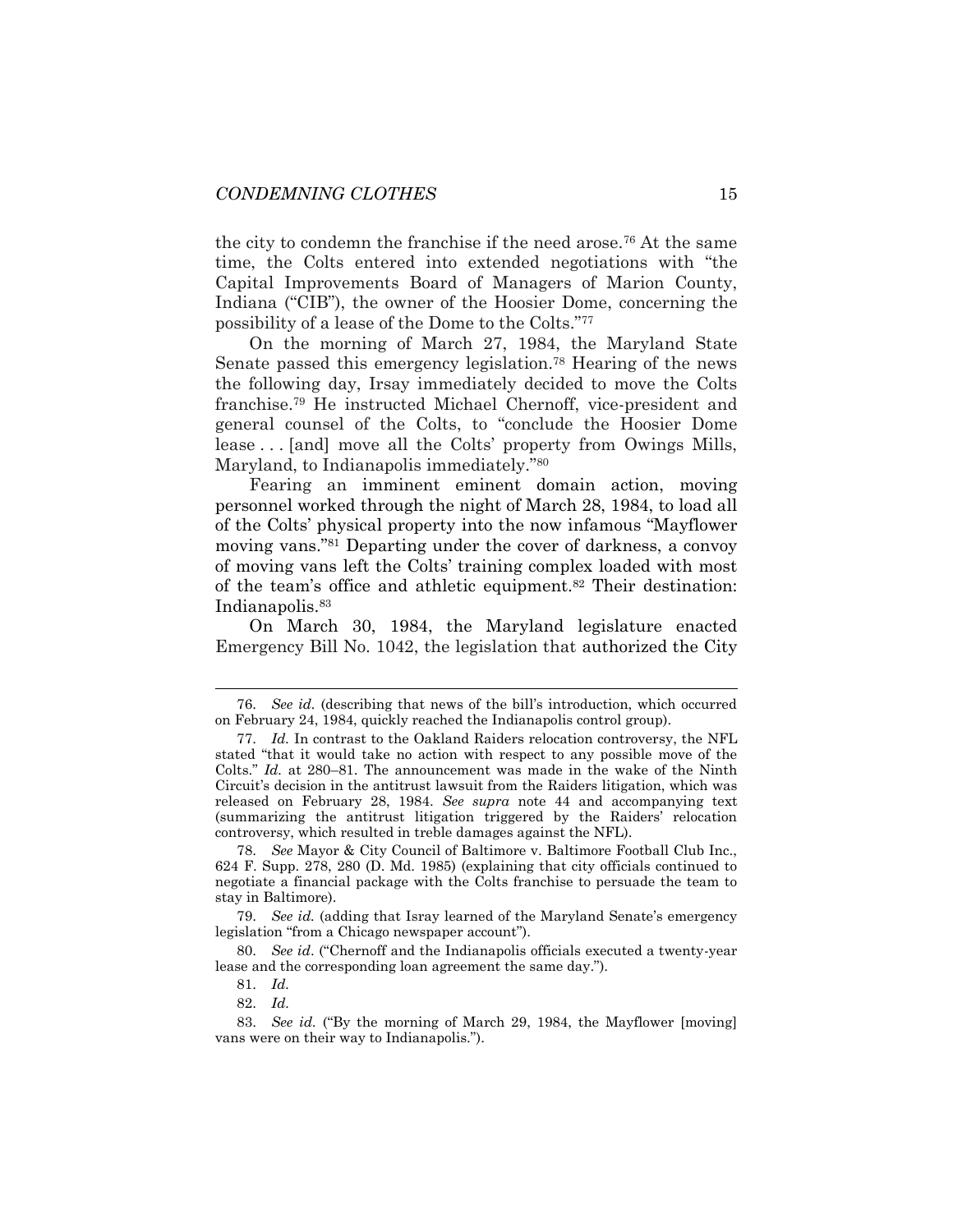the city to condemn the franchise if the need arose.[76] At the same time, the Colts entered into extended negotiations with "the Capital Improvements Board of Managers of Marion County, Indiana ("CIB"), the owner of the Hoosier Dome, concerning the possibility of a lease of the Dome to the Colts."[77]

On the morning of March 27, 1984, the Maryland State Senate passed this emergency legislation.[78] Hearing of the news the following day, Irsay immediately decided to move the Colts franchise.[79] He instructed Michael Chernoff, vice-president and general counsel of the Colts, to "conclude the Hoosier Dome lease . . . [and] move all the Colts' property from Owings Mills, Maryland, to Indianapolis immediately."[80]

Fearing an imminent eminent domain action, moving personnel worked through the night of March 28, 1984, to load all of the Colts' physical property into the now infamous "Mayflower moving vans."[81] Departing under the cover of darkness, a convoy of moving vans left the Colts' training complex loaded with most of the team's office and athletic equipment.[82] Their destination: Indianapolis.[83]

On March 30, 1984, the Maryland legislature enacted Emergency Bill No. 1042, the legislation that authorized the City

---

76. *See id.* (describing that news of the bill's introduction, which occurred on February 24, 1984, quickly reached the Indianapolis control group).

77. *Id.* In contrast to the Oakland Raiders relocation controversy, the NFL stated "that it would take no action with respect to any possible move of the Colts." *Id.* at 280–81. The announcement was made in the wake of the Ninth Circuit's decision in the antitrust lawsuit from the Raiders litigation, which was released on February 28, 1984. *See supra* note 44 and accompanying text (summarizing the antitrust litigation triggered by the Raiders' relocation controversy, which resulted in treble damages against the NFL).

78. *See* Mayor & City Council of Baltimore v. Baltimore Football Club Inc., 624 F. Supp. 278, 280 (D. Md. 1985) (explaining that city officials continued to negotiate a financial package with the Colts franchise to persuade the team to stay in Baltimore).

79. *See id.* (adding that Isray learned of the Maryland Senate's emergency legislation "from a Chicago newspaper account").

80. *See id.* ("Chernoff and the Indianapolis officials executed a twenty-year lease and the corresponding loan agreement the same day.").

81. *Id.*

82. *Id.*

83. *See id.* ("By the morning of March 29, 1984, the Mayflower [moving] vans were on their way to Indianapolis.").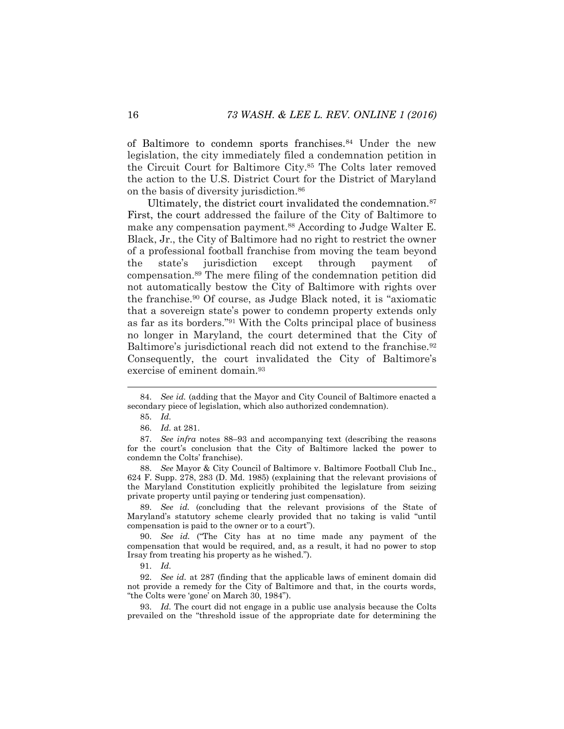of Baltimore to condemn sports franchises.[84] Under the new legislation, the city immediately filed a condemnation petition in the Circuit Court for Baltimore City.[85] The Colts later removed the action to the U.S. District Court for the District of Maryland on the basis of diversity jurisdiction.[86]

Ultimately, the district court invalidated the condemnation.[87] First, the court addressed the failure of the City of Baltimore to make any compensation payment.[88] According to Judge Walter E. Black, Jr., the City of Baltimore had no right to restrict the owner of a professional football franchise from moving the team beyond the state's jurisdiction except through payment of compensation.[89] The mere filing of the condemnation petition did not automatically bestow the City of Baltimore with rights over the franchise.[90] Of course, as Judge Black noted, it is "axiomatic that a sovereign state's power to condemn property extends only as far as its borders."[91] With the Colts principal place of business no longer in Maryland, the court determined that the City of Baltimore's jurisdictional reach did not extend to the franchise.[92] Consequently, the court invalidated the City of Baltimore's exercise of eminent domain.[93]

---

84. *See id.* (adding that the Mayor and City Council of Baltimore enacted a secondary piece of legislation, which also authorized condemnation).

85. *Id.*

86. *Id.* at 281.

87. *See infra* notes 88–93 and accompanying text (describing the reasons for the court's conclusion that the City of Baltimore lacked the power to condemn the Colts' franchise).

88. *See* Mayor & City Council of Baltimore v. Baltimore Football Club Inc., 624 F. Supp. 278, 283 (D. Md. 1985) (explaining that the relevant provisions of the Maryland Constitution explicitly prohibited the legislature from seizing private property until paying or tendering just compensation).

89. *See id.* (concluding that the relevant provisions of the State of Maryland's statutory scheme clearly provided that no taking is valid "until compensation is paid to the owner or to a court").

90. *See id.* ("The City has at no time made any payment of the compensation that would be required, and, as a result, it had no power to stop Irsay from treating his property as he wished.").

91. *Id.*

92. *See id.* at 287 (finding that the applicable laws of eminent domain did not provide a remedy for the City of Baltimore and that, in the courts words, "the Colts were 'gone' on March 30, 1984").

93. *Id.* The court did not engage in a public use analysis because the Colts prevailed on the "threshold issue of the appropriate date for determining the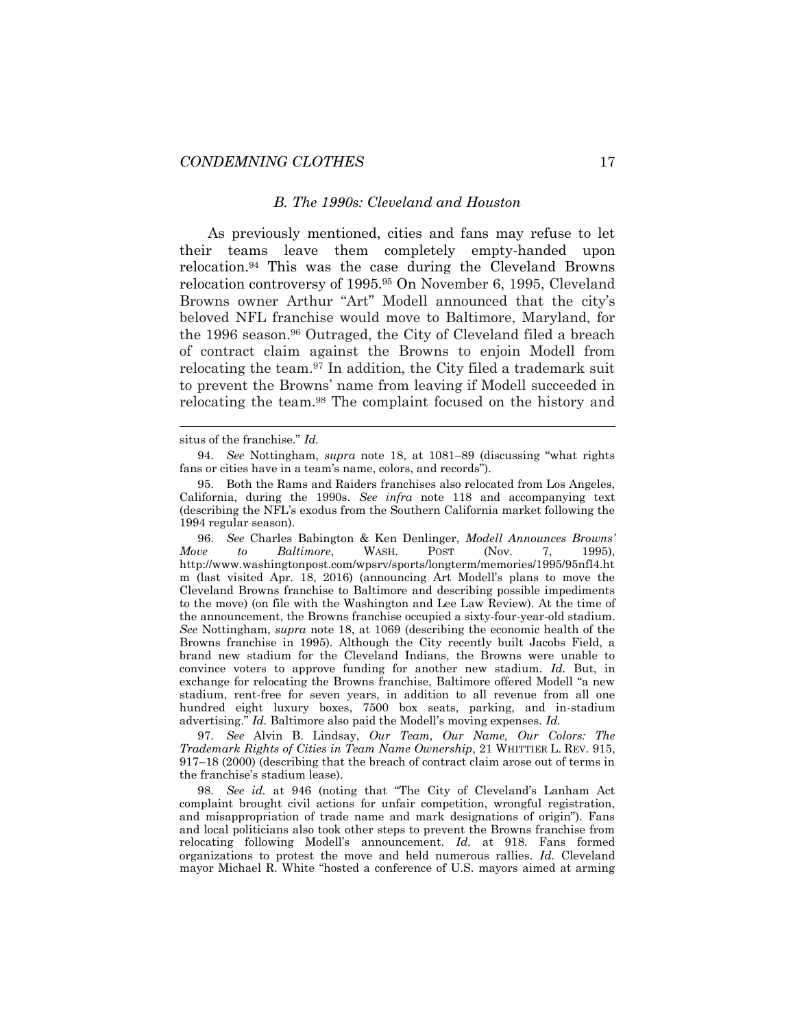### *B. The 1990s: Cleveland and Houston*

As previously mentioned, cities and fans may refuse to let their teams leave them completely empty-handed upon relocation.[94] This was the case during the Cleveland Browns relocation controversy of 1995.[95] On November 6, 1995, Cleveland Browns owner Arthur "Art" Modell announced that the city's beloved NFL franchise would move to Baltimore, Maryland, for the 1996 season.[96] Outraged, the City of Cleveland filed a breach of contract claim against the Browns to enjoin Modell from relocating the team.[97] In addition, the City filed a trademark suit to prevent the Browns' name from leaving if Modell succeeded in relocating the team.[98] The complaint focused on the history and

---

situs of the franchise." *Id.*

94. *See* Nottingham, *supra* note 18, at 1081–89 (discussing "what rights fans or cities have in a team's name, colors, and records").

95. Both the Rams and Raiders franchises also relocated from Los Angeles, California, during the 1990s. *See infra* note 118 and accompanying text (describing the NFL's exodus from the Southern California market following the 1994 regular season).

96. *See* Charles Babington & Ken Denlinger, *Modell Announces Browns' Move to Baltimore*, WASH. POST (Nov. 7, 1995), http://www.washingtonpost.com/wpsrv/sports/longterm/memories/1995/95nfl4.htm (last visited Apr. 18, 2016) (announcing Art Modell's plans to move the Cleveland Browns franchise to Baltimore and describing possible impediments to the move) (on file with the Washington and Lee Law Review). At the time of the announcement, the Browns franchise occupied a sixty-four-year-old stadium. *See* Nottingham, *supra* note 18, at 1069 (describing the economic health of the Browns franchise in 1995). Although the City recently built Jacobs Field, a brand new stadium for the Cleveland Indians, the Browns were unable to convince voters to approve funding for another new stadium. *Id.* But, in exchange for relocating the Browns franchise, Baltimore offered Modell "a new stadium, rent-free for seven years, in addition to all revenue from all one hundred eight luxury boxes, 7500 box seats, parking, and in-stadium advertising." *Id.* Baltimore also paid the Modell's moving expenses. *Id.*

97. *See* Alvin B. Lindsay, *Our Team, Our Name, Our Colors: The Trademark Rights of Cities in Team Name Ownership*, 21 WHITTIER L. REV. 915, 917–18 (2000) (describing that the breach of contract claim arose out of terms in the franchise's stadium lease).

98. *See id.* at 946 (noting that "The City of Cleveland's Lanham Act complaint brought civil actions for unfair competition, wrongful registration, and misappropriation of trade name and mark designations of origin"). Fans and local politicians also took other steps to prevent the Browns franchise from relocating following Modell's announcement. *Id.* at 918. Fans formed organizations to protest the move and held numerous rallies. *Id.* Cleveland mayor Michael R. White "hosted a conference of U.S. mayors aimed at arming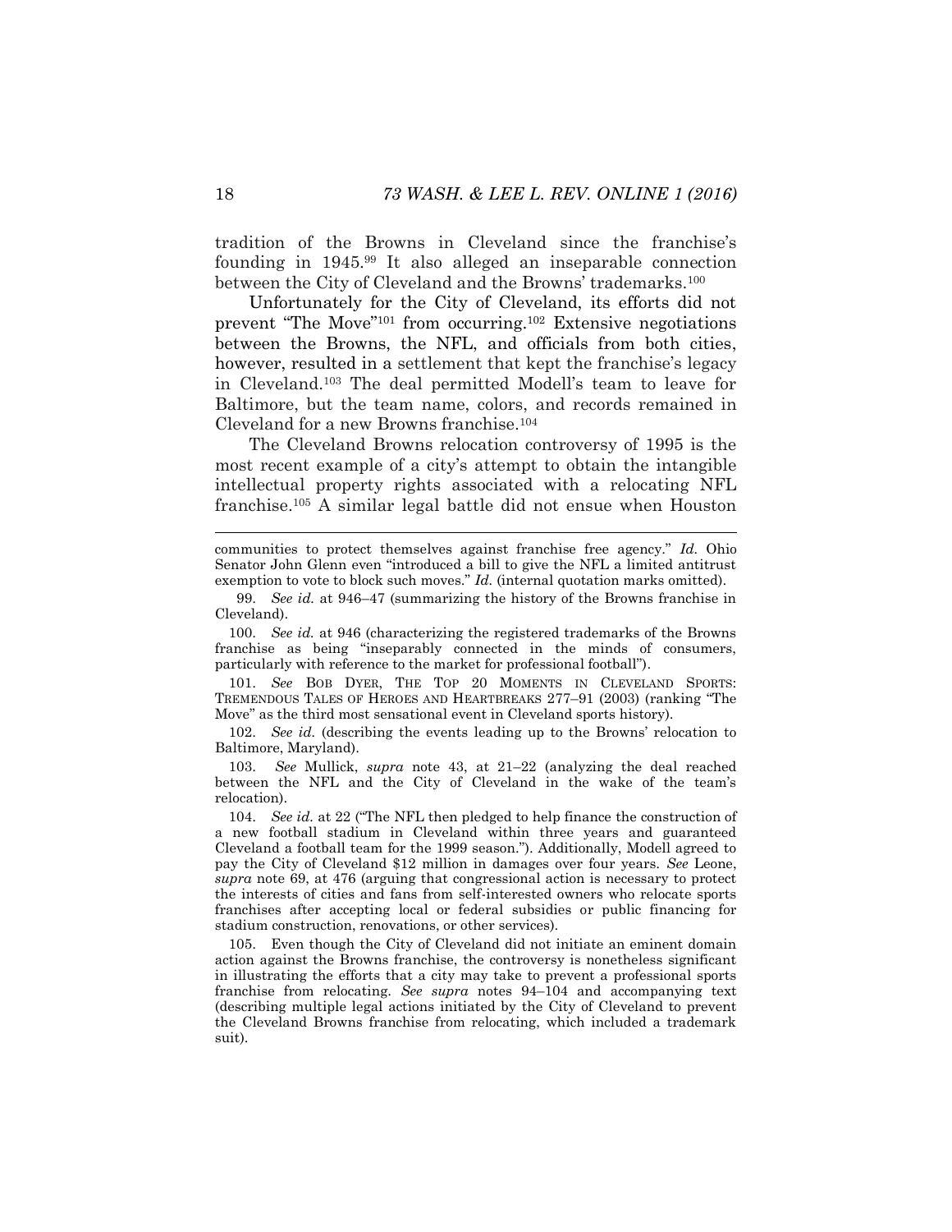tradition of the Browns in Cleveland since the franchise's founding in 1945.[99] It also alleged an inseparable connection between the City of Cleveland and the Browns' trademarks.[100]

Unfortunately for the City of Cleveland, its efforts did not prevent "The Move"[101] from occurring.[102] Extensive negotiations between the Browns, the NFL, and officials from both cities, however, resulted in a settlement that kept the franchise's legacy in Cleveland.[103] The deal permitted Modell's team to leave for Baltimore, but the team name, colors, and records remained in Cleveland for a new Browns franchise.[104]

The Cleveland Browns relocation controversy of 1995 is the most recent example of a city's attempt to obtain the intangible intellectual property rights associated with a relocating NFL franchise.[105] A similar legal battle did not ensue when Houston

---

communities to protect themselves against franchise free agency." *Id.* Ohio Senator John Glenn even "introduced a bill to give the NFL a limited antitrust exemption to vote to block such moves." *Id.* (internal quotation marks omitted).

99. *See id.* at 946–47 (summarizing the history of the Browns franchise in Cleveland).

100. *See id.* at 946 (characterizing the registered trademarks of the Browns franchise as being "inseparably connected in the minds of consumers, particularly with reference to the market for professional football").

101. *See* BOB DYER, THE TOP 20 MOMENTS IN CLEVELAND SPORTS: TREMENDOUS TALES OF HEROES AND HEARTBREAKS 277–91 (2003) (ranking "The Move" as the third most sensational event in Cleveland sports history).

102. *See id.* (describing the events leading up to the Browns' relocation to Baltimore, Maryland).

103. *See* Mullick, *supra* note 43, at 21–22 (analyzing the deal reached between the NFL and the City of Cleveland in the wake of the team's relocation).

104. *See id.* at 22 ("The NFL then pledged to help finance the construction of a new football stadium in Cleveland within three years and guaranteed Cleveland a football team for the 1999 season."). Additionally, Modell agreed to pay the City of Cleveland $12 million in damages over four years. *See* Leone, *supra* note 69, at 476 (arguing that congressional action is necessary to protect the interests of cities and fans from self-interested owners who relocate sports franchises after accepting local or federal subsidies or public financing for stadium construction, renovations, or other services).

105. Even though the City of Cleveland did not initiate an eminent domain action against the Browns franchise, the controversy is nonetheless significant in illustrating the efforts that a city may take to prevent a professional sports franchise from relocating. *See supra* notes 94–104 and accompanying text (describing multiple legal actions initiated by the City of Cleveland to prevent the Cleveland Browns franchise from relocating, which included a trademark suit).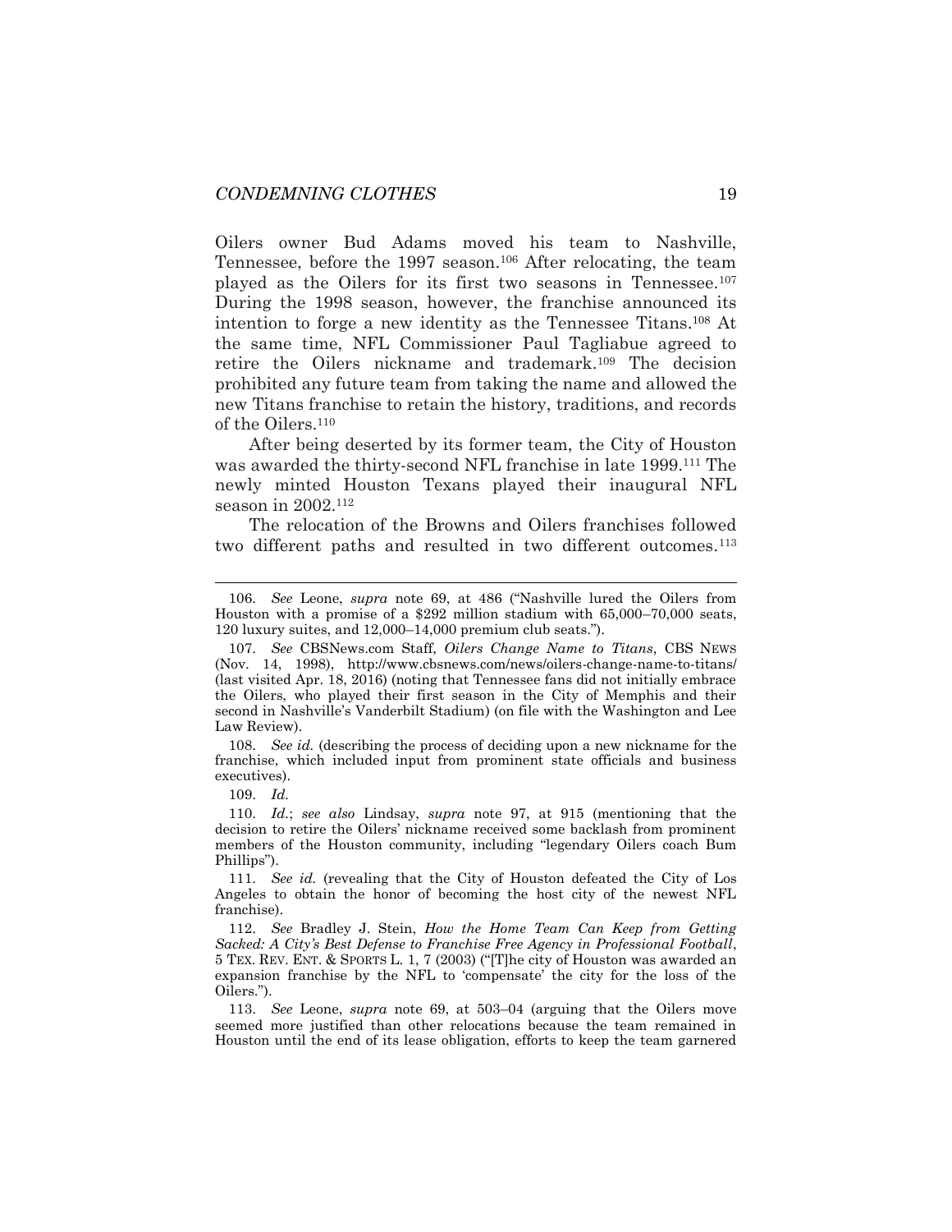Oilers owner Bud Adams moved his team to Nashville, Tennessee, before the 1997 season.[106] After relocating, the team played as the Oilers for its first two seasons in Tennessee.[107] During the 1998 season, however, the franchise announced its intention to forge a new identity as the Tennessee Titans.[108] At the same time, NFL Commissioner Paul Tagliabue agreed to retire the Oilers nickname and trademark.[109] The decision prohibited any future team from taking the name and allowed the new Titans franchise to retain the history, traditions, and records of the Oilers.[110]

After being deserted by its former team, the City of Houston was awarded the thirty-second NFL franchise in late 1999.[111] The newly minted Houston Texans played their inaugural NFL season in 2002.[112]

The relocation of the Browns and Oilers franchises followed two different paths and resulted in two different outcomes.[113]

---

106. *See* Leone, *supra* note 69, at 486 ("Nashville lured the Oilers from Houston with a promise of a $292 million stadium with 65,000–70,000 seats, 120 luxury suites, and 12,000–14,000 premium club seats.").

107. *See* CBSNews.com Staff, *Oilers Change Name to Titans*, CBS NEWS (Nov. 14, 1998), http://www.cbsnews.com/news/oilers-change-name-to-titans/ (last visited Apr. 18, 2016) (noting that Tennessee fans did not initially embrace the Oilers, who played their first season in the City of Memphis and their second in Nashville's Vanderbilt Stadium) (on file with the Washington and Lee Law Review).

108. *See id.* (describing the process of deciding upon a new nickname for the franchise, which included input from prominent state officials and business executives).

109. *Id.*

110. *Id.*; *see also* Lindsay, *supra* note 97, at 915 (mentioning that the decision to retire the Oilers' nickname received some backlash from prominent members of the Houston community, including "legendary Oilers coach Bum Phillips").

111. *See id.* (revealing that the City of Houston defeated the City of Los Angeles to obtain the honor of becoming the host city of the newest NFL franchise).

112. *See* Bradley J. Stein, *How the Home Team Can Keep from Getting Sacked: A City's Best Defense to Franchise Free Agency in Professional Football*, 5 TEX. REV. ENT. & SPORTS L. 1, 7 (2003) ("[T]he city of Houston was awarded an expansion franchise by the NFL to 'compensate' the city for the loss of the Oilers.").

113. *See* Leone, *supra* note 69, at 503–04 (arguing that the Oilers move seemed more justified than other relocations because the team remained in Houston until the end of its lease obligation, efforts to keep the team garnered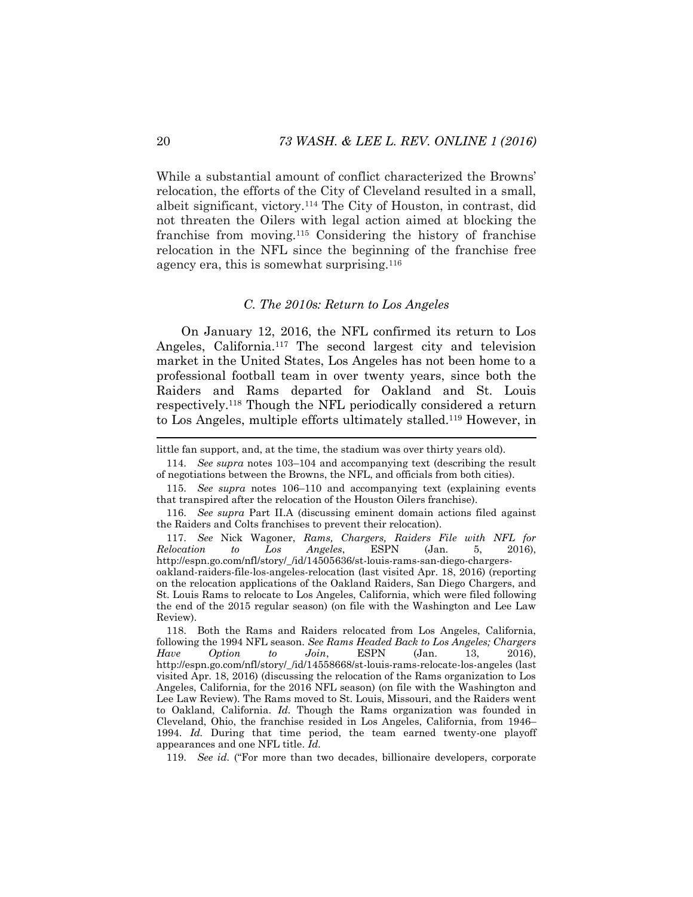While a substantial amount of conflict characterized the Browns' relocation, the efforts of the City of Cleveland resulted in a small, albeit significant, victory.[114] The City of Houston, in contrast, did not threaten the Oilers with legal action aimed at blocking the franchise from moving.[115] Considering the history of franchise relocation in the NFL since the beginning of the franchise free agency era, this is somewhat surprising.[116]

### *C. The 2010s: Return to Los Angeles*

On January 12, 2016, the NFL confirmed its return to Los Angeles, California.[117] The second largest city and television market in the United States, Los Angeles has not been home to a professional football team in over twenty years, since both the Raiders and Rams departed for Oakland and St. Louis respectively.[118] Though the NFL periodically considered a return to Los Angeles, multiple efforts ultimately stalled.[119] However, in

---

little fan support, and, at the time, the stadium was over thirty years old).

114. *See supra* notes 103–104 and accompanying text (describing the result of negotiations between the Browns, the NFL, and officials from both cities).

115. *See supra* notes 106–110 and accompanying text (explaining events that transpired after the relocation of the Houston Oilers franchise).

116. *See supra* Part II.A (discussing eminent domain actions filed against the Raiders and Colts franchises to prevent their relocation).

117. *See* Nick Wagoner, *Rams, Chargers, Raiders File with NFL for Relocation to Los Angeles*, ESPN (Jan. 5, 2016), http://espn.go.com/nfl/story/_/id/14505636/st-louis-rams-san-diego-chargers-oakland-raiders-file-los-angeles-relocation (last visited Apr. 18, 2016) (reporting on the relocation applications of the Oakland Raiders, San Diego Chargers, and St. Louis Rams to relocate to Los Angeles, California, which were filed following the end of the 2015 regular season) (on file with the Washington and Lee Law Review).

118. Both the Rams and Raiders relocated from Los Angeles, California, following the 1994 NFL season. *See Rams Headed Back to Los Angeles; Chargers Have Option to Join*, ESPN (Jan. 13, 2016), http://espn.go.com/nfl/story/_/id/14558668/st-louis-rams-relocate-los-angeles (last visited Apr. 18, 2016) (discussing the relocation of the Rams organization to Los Angeles, California, for the 2016 NFL season) (on file with the Washington and Lee Law Review). The Rams moved to St. Louis, Missouri, and the Raiders went to Oakland, California. *Id.* Though the Rams organization was founded in Cleveland, Ohio, the franchise resided in Los Angeles, California, from 1946–1994. *Id.* During that time period, the team earned twenty-one playoff appearances and one NFL title. *Id.*

119. *See id.* ("For more than two decades, billionaire developers, corporate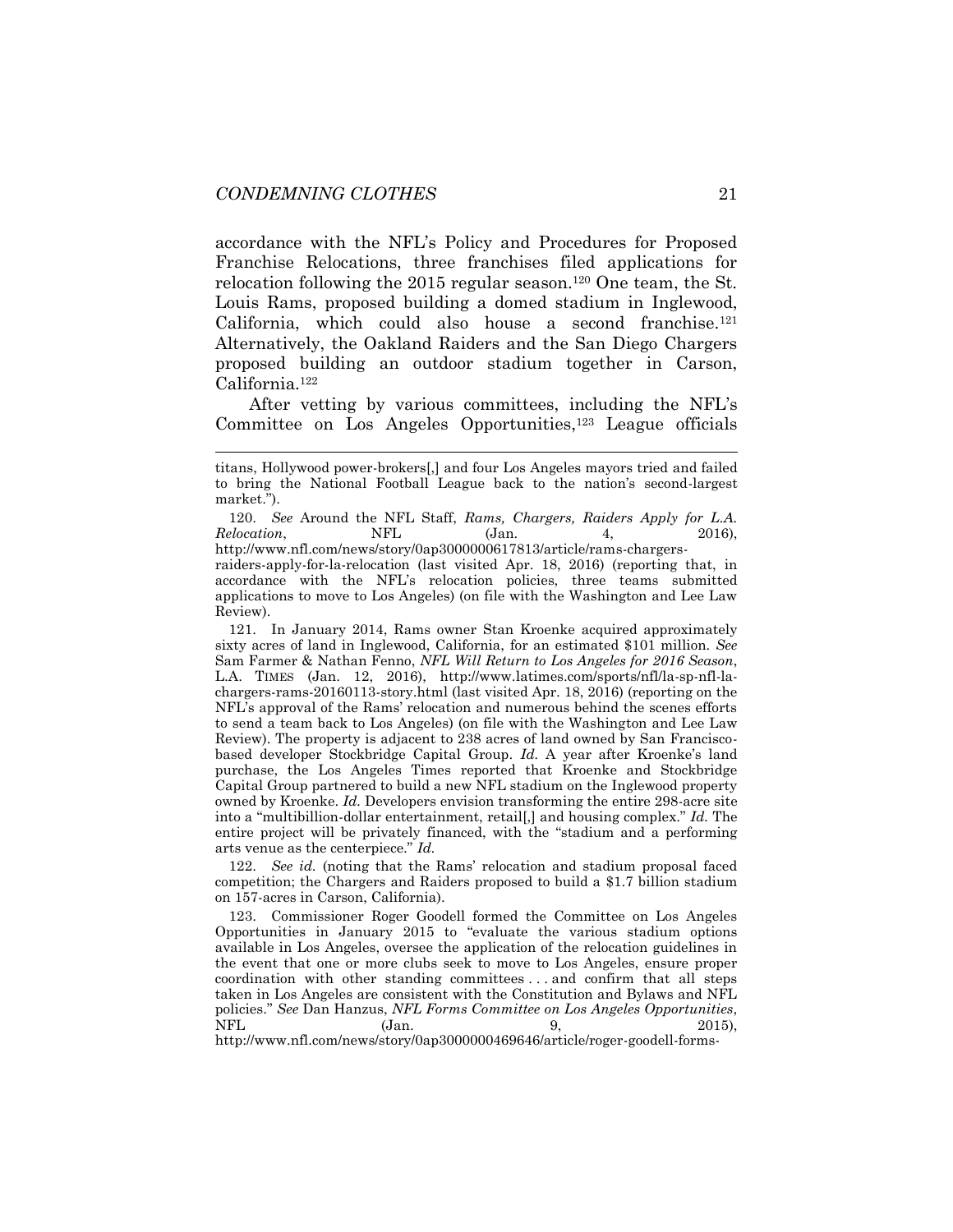accordance with the NFL's Policy and Procedures for Proposed Franchise Relocations, three franchises filed applications for relocation following the 2015 regular season.[120] One team, the St. Louis Rams, proposed building a domed stadium in Inglewood, California, which could also house a second franchise.[121] Alternatively, the Oakland Raiders and the San Diego Chargers proposed building an outdoor stadium together in Carson, California.[122]

After vetting by various committees, including the NFL's Committee on Los Angeles Opportunities,[123] League officials

---

titans, Hollywood power-brokers[,] and four Los Angeles mayors tried and failed to bring the National Football League back to the nation's second-largest market.").

120. *See* Around the NFL Staff, *Rams, Chargers, Raiders Apply for L.A. Relocation*, NFL (Jan. 4, 2016), http://www.nfl.com/news/story/0ap3000000617813/article/rams-chargers-raiders-apply-for-la-relocation (last visited Apr. 18, 2016) (reporting that, in accordance with the NFL's relocation policies, three teams submitted applications to move to Los Angeles) (on file with the Washington and Lee Law Review).

121. In January 2014, Rams owner Stan Kroenke acquired approximately sixty acres of land in Inglewood, California, for an estimated $101 million. *See* Sam Farmer & Nathan Fenno, *NFL Will Return to Los Angeles for 2016 Season*, L.A. TIMES (Jan. 12, 2016), http://www.latimes.com/sports/nfl/la-sp-nfl-la-chargers-rams-20160113-story.html (last visited Apr. 18, 2016) (reporting on the NFL's approval of the Rams' relocation and numerous behind the scenes efforts to send a team back to Los Angeles) (on file with the Washington and Lee Law Review). The property is adjacent to 238 acres of land owned by San Francisco-based developer Stockbridge Capital Group. *Id.* A year after Kroenke's land purchase, the Los Angeles Times reported that Kroenke and Stockbridge Capital Group partnered to build a new NFL stadium on the Inglewood property owned by Kroenke. *Id.* Developers envision transforming the entire 298-acre site into a "multibillion-dollar entertainment, retail[,] and housing complex." *Id.* The entire project will be privately financed, with the "stadium and a performing arts venue as the centerpiece." *Id.*

122. *See id.* (noting that the Rams' relocation and stadium proposal faced competition; the Chargers and Raiders proposed to build a $1.7 billion stadium on 157-acres in Carson, California).

123. Commissioner Roger Goodell formed the Committee on Los Angeles Opportunities in January 2015 to "evaluate the various stadium options available in Los Angeles, oversee the application of the relocation guidelines in the event that one or more clubs seek to move to Los Angeles, ensure proper coordination with other standing committees . . . and confirm that all steps taken in Los Angeles are consistent with the Constitution and Bylaws and NFL policies." *See* Dan Hanzus, *NFL Forms Committee on Los Angeles Opportunities*, NFL (Jan. 9, 2015), http://www.nfl.com/news/story/0ap3000000469646/article/roger-goodell-forms-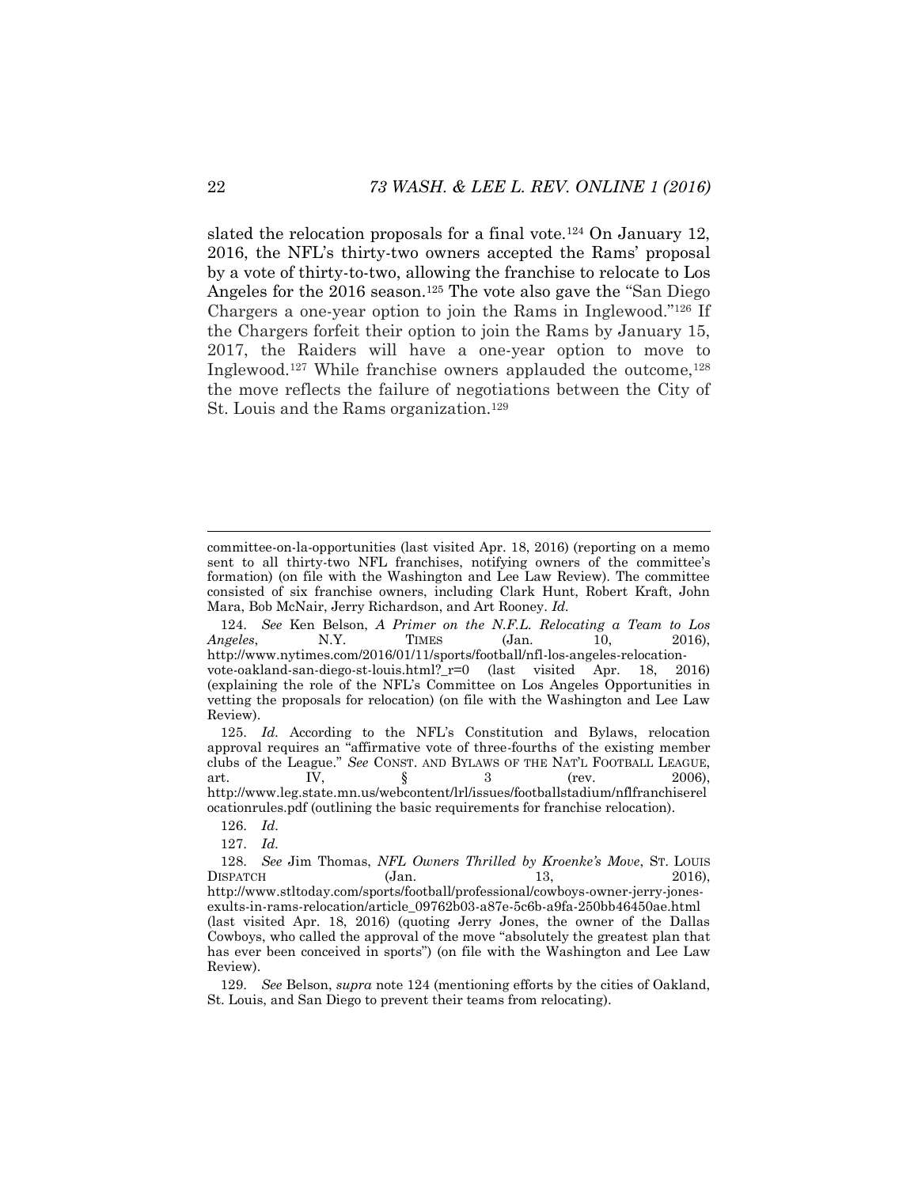slated the relocation proposals for a final vote.[124] On January 12, 2016, the NFL's thirty-two owners accepted the Rams' proposal by a vote of thirty-to-two, allowing the franchise to relocate to Los Angeles for the 2016 season.[125] The vote also gave the "San Diego Chargers a one-year option to join the Rams in Inglewood."[126] If the Chargers forfeit their option to join the Rams by January 15, 2017, the Raiders will have a one-year option to move to Inglewood.[127] While franchise owners applauded the outcome,[128] the move reflects the failure of negotiations between the City of St. Louis and the Rams organization.[129]

---

committee-on-la-opportunities (last visited Apr. 18, 2016) (reporting on a memo sent to all thirty-two NFL franchises, notifying owners of the committee's formation) (on file with the Washington and Lee Law Review). The committee consisted of six franchise owners, including Clark Hunt, Robert Kraft, John Mara, Bob McNair, Jerry Richardson, and Art Rooney. *Id.*

124. *See* Ken Belson, *A Primer on the N.F.L. Relocating a Team to Los Angeles*, N.Y. TIMES (Jan. 10, 2016), http://www.nytimes.com/2016/01/11/sports/football/nfl-los-angeles-relocation-vote-oakland-san-diego-st-louis.html?_r=0 (last visited Apr. 18, 2016) (explaining the role of the NFL's Committee on Los Angeles Opportunities in vetting the proposals for relocation) (on file with the Washington and Lee Law Review).

125. *Id.* According to the NFL's Constitution and Bylaws, relocation approval requires an "affirmative vote of three-fourths of the existing member clubs of the League." *See* CONST. AND BYLAWS OF THE NAT'L FOOTBALL LEAGUE, art. IV, § 3 (rev. 2006), http://www.leg.state.mn.us/webcontent/lrl/issues/footballstadium/nflfranchiserelocationrules.pdf (outlining the basic requirements for franchise relocation).

126. *Id.*

127. *Id.*

128. *See* Jim Thomas, *NFL Owners Thrilled by Kroenke's Move*, ST. LOUIS DISPATCH (Jan. 13, 2016), http://www.stltoday.com/sports/football/professional/cowboys-owner-jerry-jones-exults-in-rams-relocation/article_09762b03-a87e-5c6b-a9fa-250bb46450ae.html (last visited Apr. 18, 2016) (quoting Jerry Jones, the owner of the Dallas Cowboys, who called the approval of the move "absolutely the greatest plan that has ever been conceived in sports") (on file with the Washington and Lee Law Review).

129. *See* Belson, *supra* note 124 (mentioning efforts by the cities of Oakland, St. Louis, and San Diego to prevent their teams from relocating).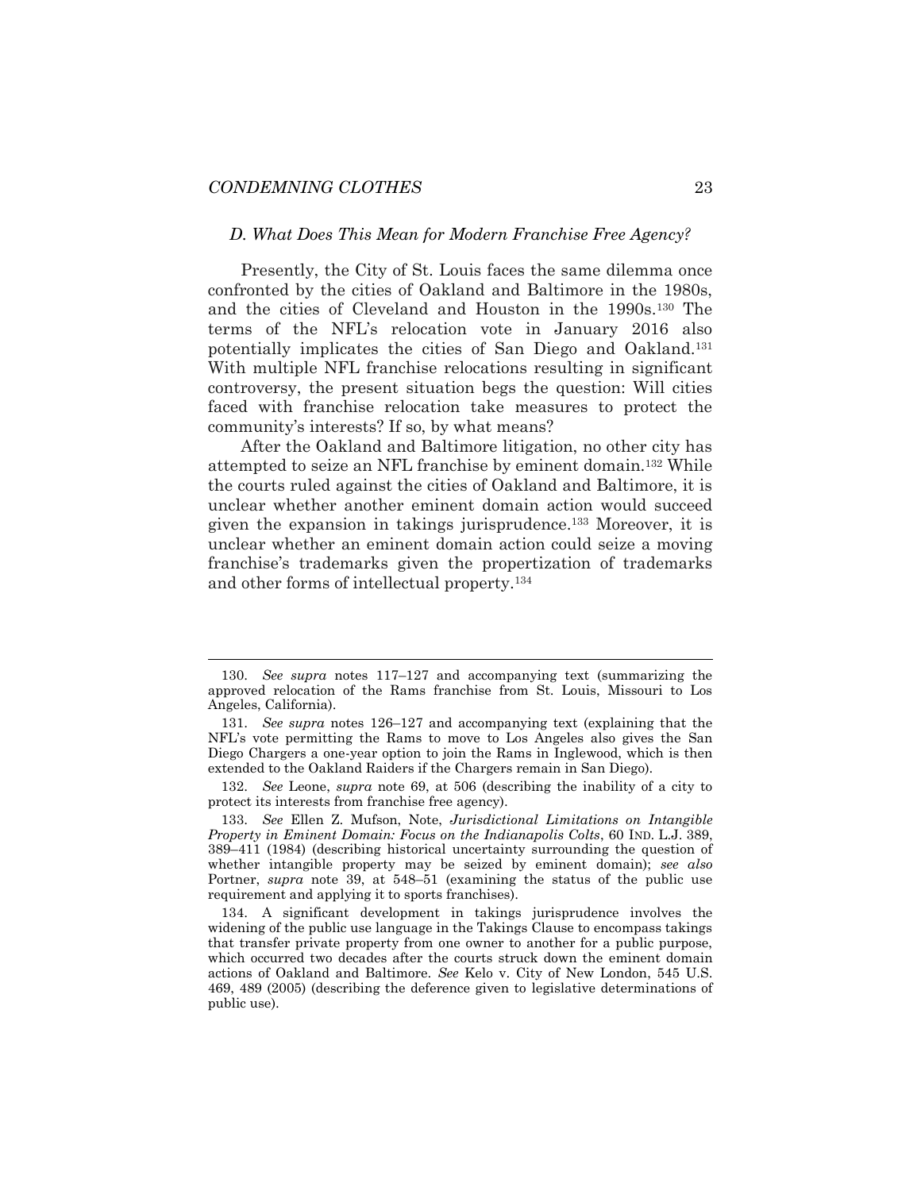### *D. What Does This Mean for Modern Franchise Free Agency?*

Presently, the City of St. Louis faces the same dilemma once confronted by the cities of Oakland and Baltimore in the 1980s, and the cities of Cleveland and Houston in the 1990s.[130] The terms of the NFL's relocation vote in January 2016 also potentially implicates the cities of San Diego and Oakland.[131] With multiple NFL franchise relocations resulting in significant controversy, the present situation begs the question: Will cities faced with franchise relocation take measures to protect the community's interests? If so, by what means?

After the Oakland and Baltimore litigation, no other city has attempted to seize an NFL franchise by eminent domain.[132] While the courts ruled against the cities of Oakland and Baltimore, it is unclear whether another eminent domain action would succeed given the expansion in takings jurisprudence.[133] Moreover, it is unclear whether an eminent domain action could seize a moving franchise's trademarks given the propertization of trademarks and other forms of intellectual property.[134]

---

130. *See supra* notes 117–127 and accompanying text (summarizing the approved relocation of the Rams franchise from St. Louis, Missouri to Los Angeles, California).

131. *See supra* notes 126–127 and accompanying text (explaining that the NFL's vote permitting the Rams to move to Los Angeles also gives the San Diego Chargers a one-year option to join the Rams in Inglewood, which is then extended to the Oakland Raiders if the Chargers remain in San Diego).

132. *See* Leone, *supra* note 69, at 506 (describing the inability of a city to protect its interests from franchise free agency).

133. *See* Ellen Z. Mufson, Note, *Jurisdictional Limitations on Intangible Property in Eminent Domain: Focus on the Indianapolis Colts*, 60 IND. L.J. 389, 389–411 (1984) (describing historical uncertainty surrounding the question of whether intangible property may be seized by eminent domain); *see also* Portner, *supra* note 39, at 548–51 (examining the status of the public use requirement and applying it to sports franchises).

134. A significant development in takings jurisprudence involves the widening of the public use language in the Takings Clause to encompass takings that transfer private property from one owner to another for a public purpose, which occurred two decades after the courts struck down the eminent domain actions of Oakland and Baltimore. *See* Kelo v. City of New London, 545 U.S. 469, 489 (2005) (describing the deference given to legislative determinations of public use).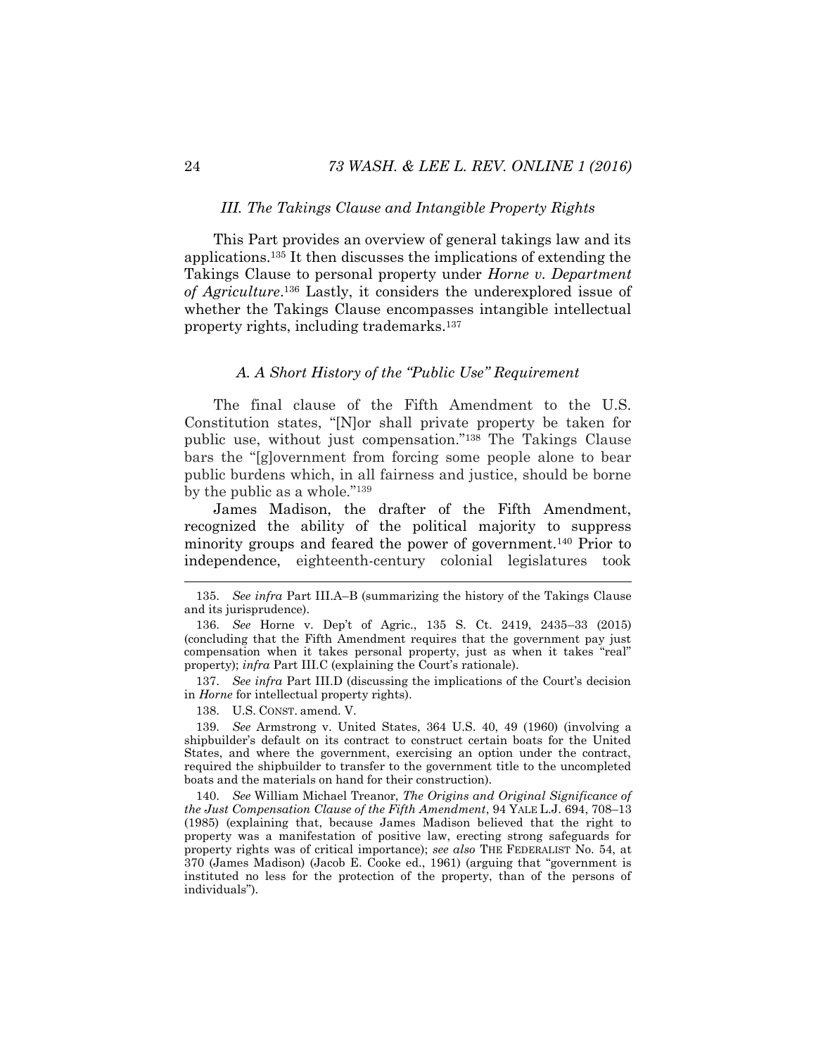### *III. The Takings Clause and Intangible Property Rights*

This Part provides an overview of general takings law and its applications.[135] It then discusses the implications of extending the Takings Clause to personal property under *Horne v. Department of Agriculture*.[136] Lastly, it considers the underexplored issue of whether the Takings Clause encompasses intangible intellectual property rights, including trademarks.[137]

#### *A. A Short History of the "Public Use" Requirement*

The final clause of the Fifth Amendment to the U.S. Constitution states, "[N]or shall private property be taken for public use, without just compensation."[138] The Takings Clause bars the "[g]overnment from forcing some people alone to bear public burdens which, in all fairness and justice, should be borne by the public as a whole."[139]

James Madison, the drafter of the Fifth Amendment, recognized the ability of the political majority to suppress minority groups and feared the power of government.[140] Prior to independence, eighteenth-century colonial legislatures took

---

135. *See infra* Part III.A–B (summarizing the history of the Takings Clause and its jurisprudence).

136. *See* Horne v. Dep't of Agric., 135 S. Ct. 2419, 2435–33 (2015) (concluding that the Fifth Amendment requires that the government pay just compensation when it takes personal property, just as when it takes "real" property); *infra* Part III.C (explaining the Court's rationale).

137. *See infra* Part III.D (discussing the implications of the Court's decision in *Horne* for intellectual property rights).

138. U.S. CONST. amend. V.

139. *See* Armstrong v. United States, 364 U.S. 40, 49 (1960) (involving a shipbuilder's default on its contract to construct certain boats for the United States, and where the government, exercising an option under the contract, required the shipbuilder to transfer to the government title to the uncompleted boats and the materials on hand for their construction).

140. *See* William Michael Treanor, *The Origins and Original Significance of the Just Compensation Clause of the Fifth Amendment*, 94 YALE L.J. 694, 708–13 (1985) (explaining that, because James Madison believed that the right to property was a manifestation of positive law, erecting strong safeguards for property rights was of critical importance); *see also* THE FEDERALIST No. 54, at 370 (James Madison) (Jacob E. Cooke ed., 1961) (arguing that "government is instituted no less for the protection of the property, than of the persons of individuals").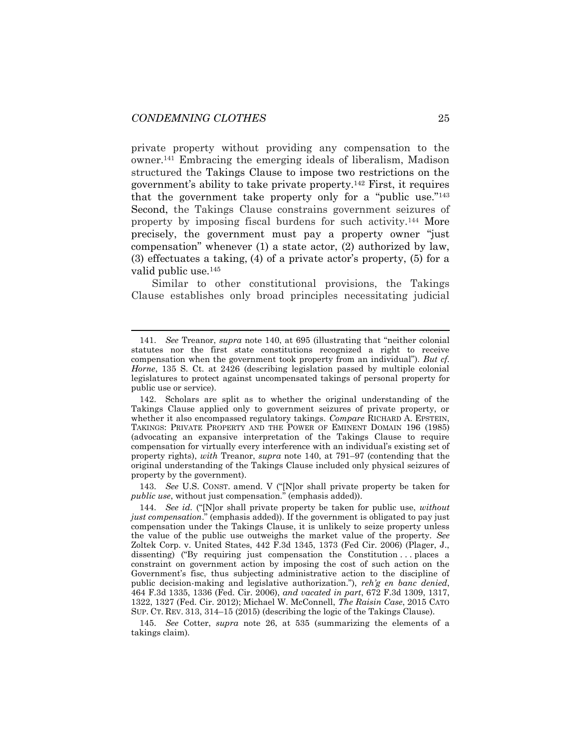private property without providing any compensation to the owner.[141] Embracing the emerging ideals of liberalism, Madison structured the Takings Clause to impose two restrictions on the government's ability to take private property.[142] First, it requires that the government take property only for a "public use."[143] Second, the Takings Clause constrains government seizures of property by imposing fiscal burdens for such activity.[144] More precisely, the government must pay a property owner "just compensation" whenever (1) a state actor, (2) authorized by law, (3) effectuates a taking, (4) of a private actor's property, (5) for a valid public use.[145]

Similar to other constitutional provisions, the Takings Clause establishes only broad principles necessitating judicial

---

141. *See* Treanor, *supra* note 140, at 695 (illustrating that "neither colonial statutes nor the first state constitutions recognized a right to receive compensation when the government took property from an individual"). *But cf. Horne*, 135 S. Ct. at 2426 (describing legislation passed by multiple colonial legislatures to protect against uncompensated takings of personal property for public use or service).

142. Scholars are split as to whether the original understanding of the Takings Clause applied only to government seizures of private property, or whether it also encompassed regulatory takings. *Compare* RICHARD A. EPSTEIN, TAKINGS: PRIVATE PROPERTY AND THE POWER OF EMINENT DOMAIN 196 (1985) (advocating an expansive interpretation of the Takings Clause to require compensation for virtually every interference with an individual's existing set of property rights), *with* Treanor, *supra* note 140, at 791–97 (contending that the original understanding of the Takings Clause included only physical seizures of property by the government).

143. *See* U.S. CONST. amend. V ("[N]or shall private property be taken for *public use*, without just compensation." (emphasis added)).

144. *See id.* ("[N]or shall private property be taken for public use, *without just compensation*." (emphasis added)). If the government is obligated to pay just compensation under the Takings Clause, it is unlikely to seize property unless the value of the public use outweighs the market value of the property. *See* Zoltek Corp. v. United States, 442 F.3d 1345, 1373 (Fed Cir. 2006) (Plager, J., dissenting) ("By requiring just compensation the Constitution . . . places a constraint on government action by imposing the cost of such action on the Government's fisc, thus subjecting administrative action to the discipline of public decision-making and legislative authorization."), *reh'g en banc denied*, 464 F.3d 1335, 1336 (Fed. Cir. 2006), *and vacated in part*, 672 F.3d 1309, 1317, 1322, 1327 (Fed. Cir. 2012); Michael W. McConnell, *The Raisin Case*, 2015 CATO SUP. CT. REV. 313, 314–15 (2015) (describing the logic of the Takings Clause).

145. *See* Cotter, *supra* note 26, at 535 (summarizing the elements of a takings claim).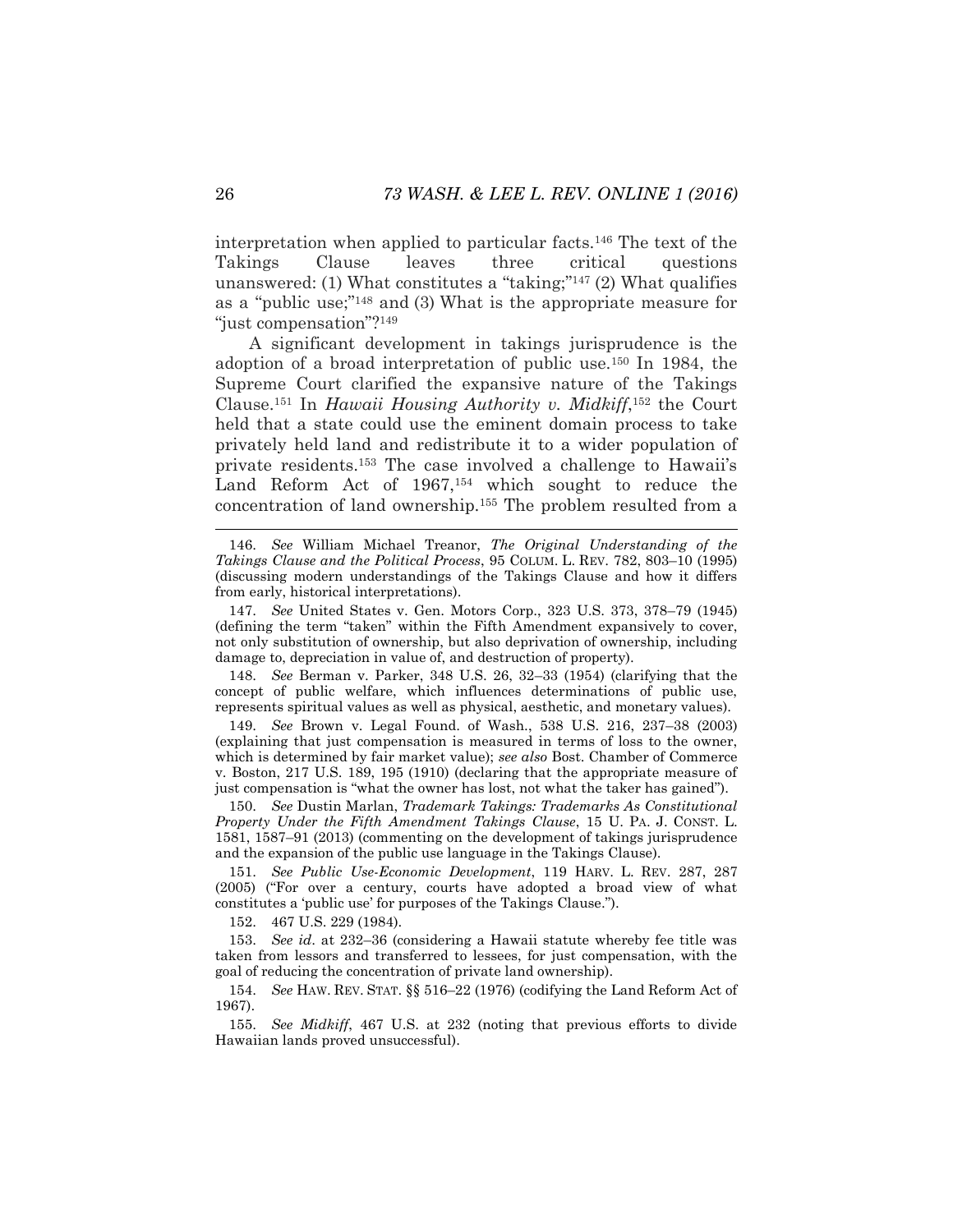interpretation when applied to particular facts.[146] The text of the Takings Clause leaves three critical questions unanswered: (1) What constitutes a "taking;"[147] (2) What qualifies as a "public use;"[148] and (3) What is the appropriate measure for "just compensation"?[149]

A significant development in takings jurisprudence is the adoption of a broad interpretation of public use.[150] In 1984, the Supreme Court clarified the expansive nature of the Takings Clause.[151] In *Hawaii Housing Authority v. Midkiff*,[152] the Court held that a state could use the eminent domain process to take privately held land and redistribute it to a wider population of private residents.[153] The case involved a challenge to Hawaii's Land Reform Act of 1967,[154] which sought to reduce the concentration of land ownership.[155] The problem resulted from a

---

146. *See* William Michael Treanor, *The Original Understanding of the Takings Clause and the Political Process*, 95 COLUM. L. REV. 782, 803–10 (1995) (discussing modern understandings of the Takings Clause and how it differs from early, historical interpretations).

147. *See* United States v. Gen. Motors Corp., 323 U.S. 373, 378–79 (1945) (defining the term "taken" within the Fifth Amendment expansively to cover, not only substitution of ownership, but also deprivation of ownership, including damage to, depreciation in value of, and destruction of property).

148. *See* Berman v. Parker, 348 U.S. 26, 32–33 (1954) (clarifying that the concept of public welfare, which influences determinations of public use, represents spiritual values as well as physical, aesthetic, and monetary values).

149. *See* Brown v. Legal Found. of Wash., 538 U.S. 216, 237–38 (2003) (explaining that just compensation is measured in terms of loss to the owner, which is determined by fair market value); *see also* Bost. Chamber of Commerce v. Boston, 217 U.S. 189, 195 (1910) (declaring that the appropriate measure of just compensation is "what the owner has lost, not what the taker has gained").

150. *See* Dustin Marlan, *Trademark Takings: Trademarks As Constitutional Property Under the Fifth Amendment Takings Clause*, 15 U. PA. J. CONST. L. 1581, 1587–91 (2013) (commenting on the development of takings jurisprudence and the expansion of the public use language in the Takings Clause).

151. *See Public Use-Economic Development*, 119 HARV. L. REV. 287, 287 (2005) ("For over a century, courts have adopted a broad view of what constitutes a 'public use' for purposes of the Takings Clause.").

152. 467 U.S. 229 (1984).

153. *See id*. at 232–36 (considering a Hawaii statute whereby fee title was taken from lessors and transferred to lessees, for just compensation, with the goal of reducing the concentration of private land ownership).

154. *See* HAW. REV. STAT. §§ 516–22 (1976) (codifying the Land Reform Act of 1967).

155. *See Midkiff*, 467 U.S. at 232 (noting that previous efforts to divide Hawaiian lands proved unsuccessful).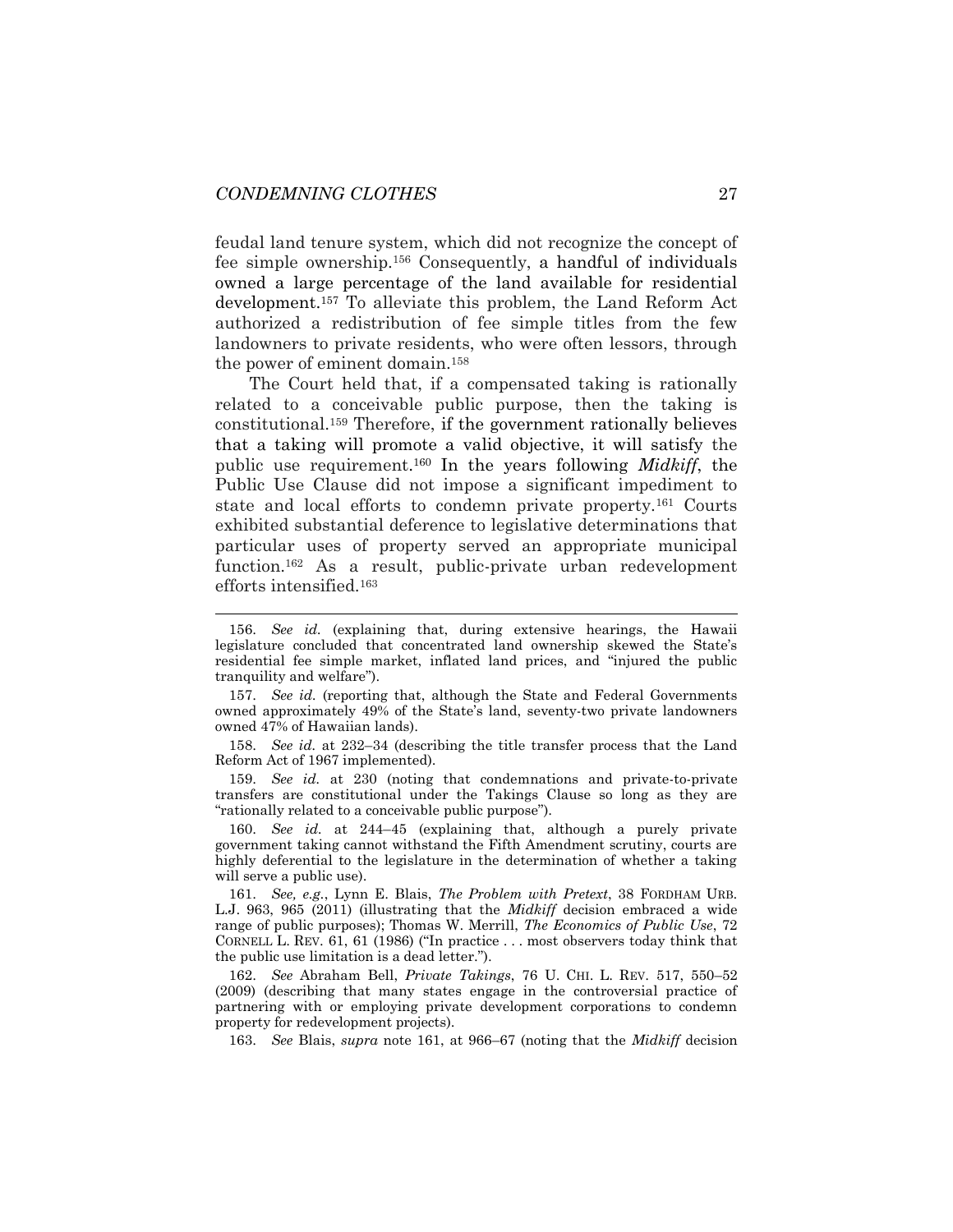feudal land tenure system, which did not recognize the concept of fee simple ownership.[156] Consequently, a handful of individuals owned a large percentage of the land available for residential development.[157] To alleviate this problem, the Land Reform Act authorized a redistribution of fee simple titles from the few landowners to private residents, who were often lessors, through the power of eminent domain.[158]

The Court held that, if a compensated taking is rationally related to a conceivable public purpose, then the taking is constitutional.[159] Therefore, if the government rationally believes that a taking will promote a valid objective, it will satisfy the public use requirement.[160] In the years following *Midkiff*, the Public Use Clause did not impose a significant impediment to state and local efforts to condemn private property.[161] Courts exhibited substantial deference to legislative determinations that particular uses of property served an appropriate municipal function.[162] As a result, public-private urban redevelopment efforts intensified.[163]

---

156. *See id.* (explaining that, during extensive hearings, the Hawaii legislature concluded that concentrated land ownership skewed the State's residential fee simple market, inflated land prices, and "injured the public tranquility and welfare").

157. *See id.* (reporting that, although the State and Federal Governments owned approximately 49% of the State's land, seventy-two private landowners owned 47% of Hawaiian lands).

158. *See id.* at 232–34 (describing the title transfer process that the Land Reform Act of 1967 implemented).

159. *See id.* at 230 (noting that condemnations and private-to-private transfers are constitutional under the Takings Clause so long as they are "rationally related to a conceivable public purpose").

160. *See id.* at 244–45 (explaining that, although a purely private government taking cannot withstand the Fifth Amendment scrutiny, courts are highly deferential to the legislature in the determination of whether a taking will serve a public use).

161. *See, e.g.*, Lynn E. Blais, *The Problem with Pretext*, 38 FORDHAM URB. L.J. 963, 965 (2011) (illustrating that the *Midkiff* decision embraced a wide range of public purposes); Thomas W. Merrill, *The Economics of Public Use*, 72 CORNELL L. REV. 61, 61 (1986) ("In practice . . . most observers today think that the public use limitation is a dead letter.").

162. *See* Abraham Bell, *Private Takings*, 76 U. CHI. L. REV. 517, 550–52 (2009) (describing that many states engage in the controversial practice of partnering with or employing private development corporations to condemn property for redevelopment projects).

163. *See* Blais, *supra* note 161, at 966–67 (noting that the *Midkiff* decision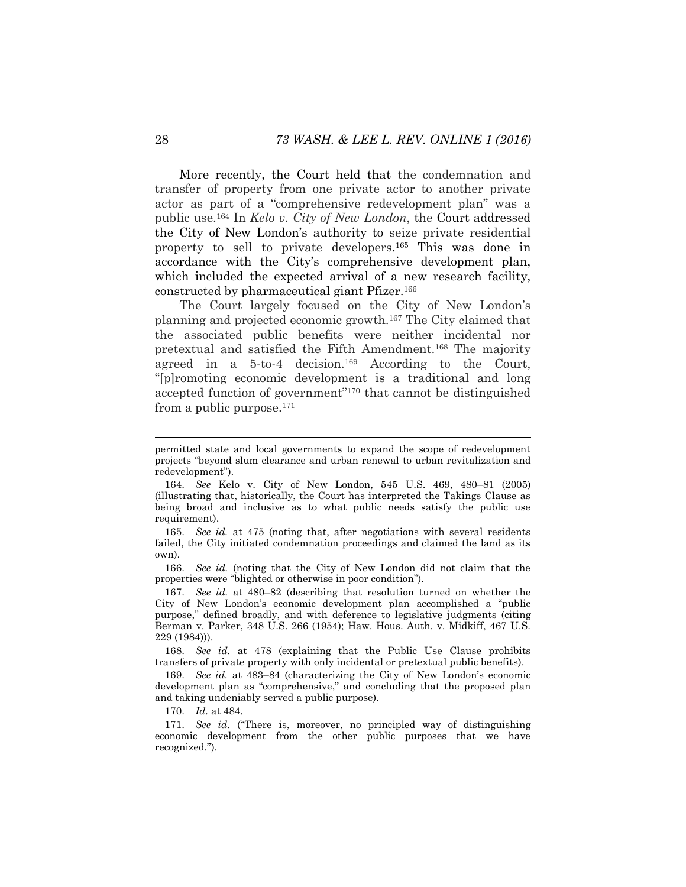More recently, the Court held that the condemnation and transfer of property from one private actor to another private actor as part of a "comprehensive redevelopment plan" was a public use.[164] In *Kelo v. City of New London*, the Court addressed the City of New London's authority to seize private residential property to sell to private developers.[165] This was done in accordance with the City's comprehensive development plan, which included the expected arrival of a new research facility, constructed by pharmaceutical giant Pfizer.[166]

The Court largely focused on the City of New London's planning and projected economic growth.[167] The City claimed that the associated public benefits were neither incidental nor pretextual and satisfied the Fifth Amendment.[168] The majority agreed in a 5-to-4 decision.[169] According to the Court, "[p]romoting economic development is a traditional and long accepted function of government"[170] that cannot be distinguished from a public purpose.[171]

---

permitted state and local governments to expand the scope of redevelopment projects "beyond slum clearance and urban renewal to urban revitalization and redevelopment").

164. *See* Kelo v. City of New London, 545 U.S. 469, 480–81 (2005) (illustrating that, historically, the Court has interpreted the Takings Clause as being broad and inclusive as to what public needs satisfy the public use requirement).

165. *See id.* at 475 (noting that, after negotiations with several residents failed, the City initiated condemnation proceedings and claimed the land as its own).

166. *See id.* (noting that the City of New London did not claim that the properties were "blighted or otherwise in poor condition").

167. *See id.* at 480–82 (describing that resolution turned on whether the City of New London's economic development plan accomplished a "public purpose," defined broadly, and with deference to legislative judgments (citing Berman v. Parker, 348 U.S. 266 (1954); Haw. Hous. Auth. v. Midkiff, 467 U.S. 229 (1984))).

168. *See id.* at 478 (explaining that the Public Use Clause prohibits transfers of private property with only incidental or pretextual public benefits).

169. *See id.* at 483–84 (characterizing the City of New London's economic development plan as "comprehensive," and concluding that the proposed plan and taking undeniably served a public purpose).

170. *Id.* at 484.

171. *See id.* ("There is, moreover, no principled way of distinguishing economic development from the other public purposes that we have recognized.").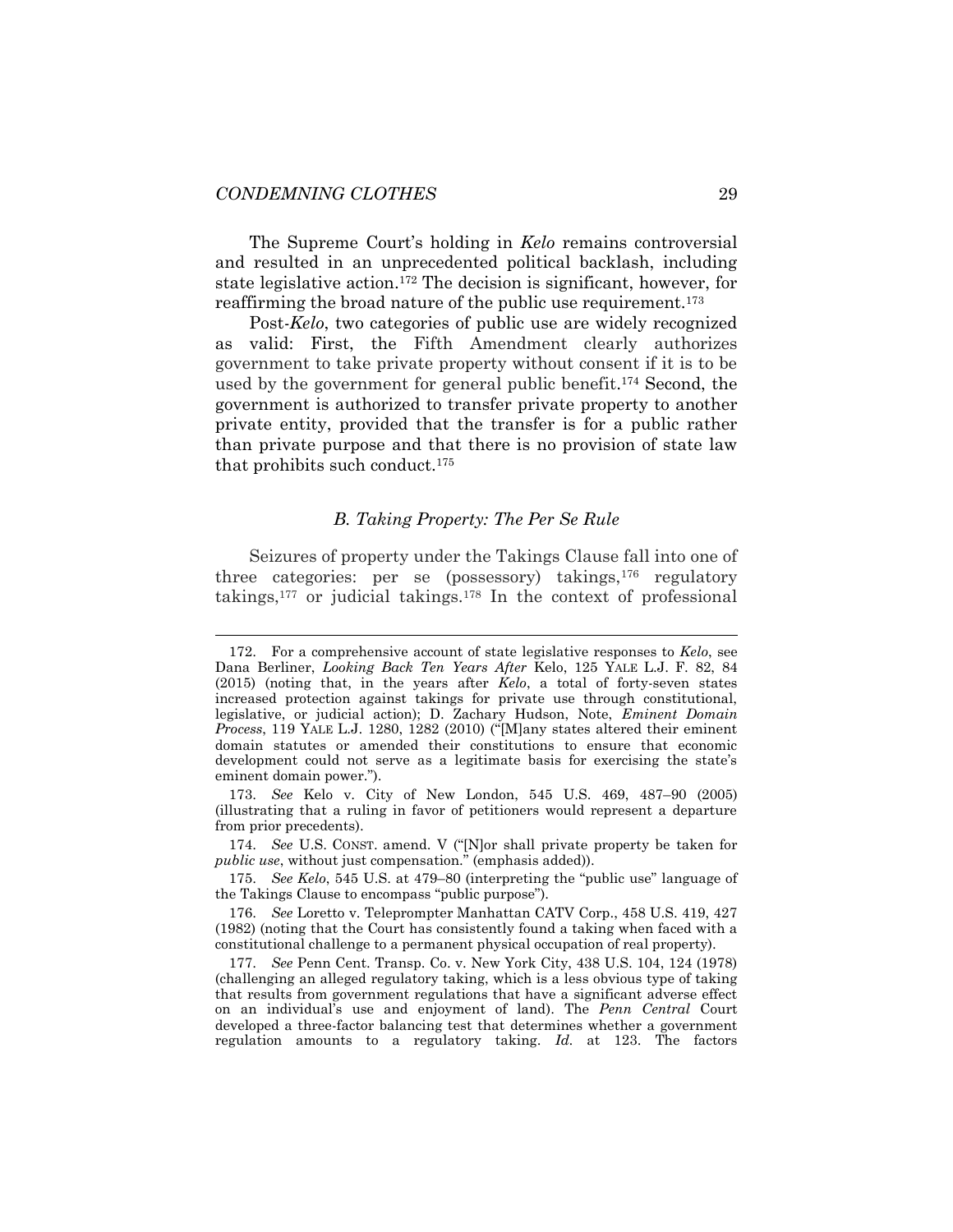The Supreme Court's holding in *Kelo* remains controversial and resulted in an unprecedented political backlash, including state legislative action.[172] The decision is significant, however, for reaffirming the broad nature of the public use requirement.[173]

Post-*Kelo*, two categories of public use are widely recognized as valid: First, the Fifth Amendment clearly authorizes government to take private property without consent if it is to be used by the government for general public benefit.[174] Second, the government is authorized to transfer private property to another private entity, provided that the transfer is for a public rather than private purpose and that there is no provision of state law that prohibits such conduct.[175]

### *B. Taking Property: The Per Se Rule*

Seizures of property under the Takings Clause fall into one of three categories: per se (possessory) takings,[176] regulatory takings,[177] or judicial takings.[178] In the context of professional

---

172. For a comprehensive account of state legislative responses to *Kelo*, see Dana Berliner, *Looking Back Ten Years After* Kelo, 125 YALE L.J. F. 82, 84 (2015) (noting that, in the years after *Kelo*, a total of forty-seven states increased protection against takings for private use through constitutional, legislative, or judicial action); D. Zachary Hudson, Note, *Eminent Domain Process*, 119 YALE L.J. 1280, 1282 (2010) ("[M]any states altered their eminent domain statutes or amended their constitutions to ensure that economic development could not serve as a legitimate basis for exercising the state's eminent domain power.").

173. *See* Kelo v. City of New London, 545 U.S. 469, 487–90 (2005) (illustrating that a ruling in favor of petitioners would represent a departure from prior precedents).

174. *See* U.S. CONST. amend. V ("[N]or shall private property be taken for *public use*, without just compensation." (emphasis added)).

175. *See Kelo*, 545 U.S. at 479–80 (interpreting the "public use" language of the Takings Clause to encompass "public purpose").

176. *See* Loretto v. Teleprompter Manhattan CATV Corp., 458 U.S. 419, 427 (1982) (noting that the Court has consistently found a taking when faced with a constitutional challenge to a permanent physical occupation of real property).

177. *See* Penn Cent. Transp. Co. v. New York City, 438 U.S. 104, 124 (1978) (challenging an alleged regulatory taking, which is a less obvious type of taking that results from government regulations that have a significant adverse effect on an individual's use and enjoyment of land). The *Penn Central* Court developed a three-factor balancing test that determines whether a government regulation amounts to a regulatory taking. *Id.* at 123. The factors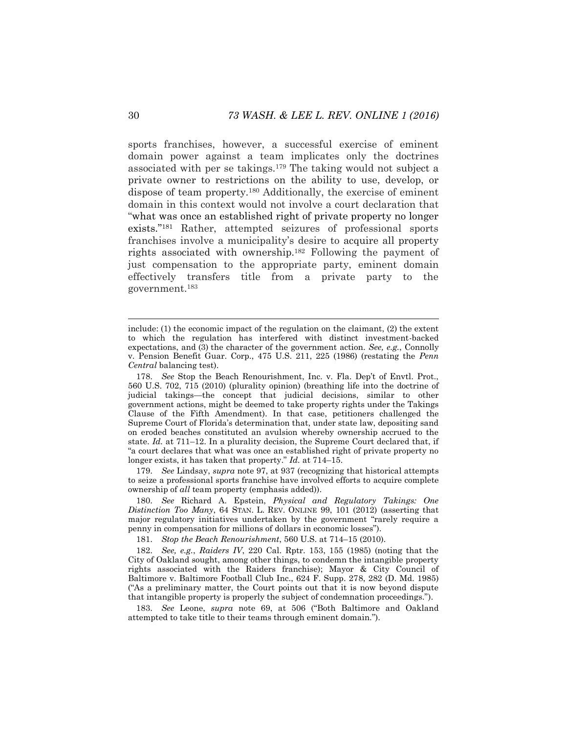sports franchises, however, a successful exercise of eminent domain power against a team implicates only the doctrines associated with per se takings.[179] The taking would not subject a private owner to restrictions on the ability to use, develop, or dispose of team property.[180] Additionally, the exercise of eminent domain in this context would not involve a court declaration that "what was once an established right of private property no longer exists."[181] Rather, attempted seizures of professional sports franchises involve a municipality's desire to acquire all property rights associated with ownership.[182] Following the payment of just compensation to the appropriate party, eminent domain effectively transfers title from a private party to the government.[183]

---

include: (1) the economic impact of the regulation on the claimant, (2) the extent to which the regulation has interfered with distinct investment-backed expectations, and (3) the character of the government action. *See, e.g.*, Connolly v. Pension Benefit Guar. Corp., 475 U.S. 211, 225 (1986) (restating the *Penn Central* balancing test).

178. *See* Stop the Beach Renourishment, Inc. v. Fla. Dep't of Envtl. Prot., 560 U.S. 702, 715 (2010) (plurality opinion) (breathing life into the doctrine of judicial takings—the concept that judicial decisions, similar to other government actions, might be deemed to take property rights under the Takings Clause of the Fifth Amendment). In that case, petitioners challenged the Supreme Court of Florida's determination that, under state law, depositing sand on eroded beaches constituted an avulsion whereby ownership accrued to the state. *Id.* at 711–12. In a plurality decision, the Supreme Court declared that, if "a court declares that what was once an established right of private property no longer exists, it has taken that property." *Id.* at 714–15.

179. *See* Lindsay, *supra* note 97, at 937 (recognizing that historical attempts to seize a professional sports franchise have involved efforts to acquire complete ownership of *all* team property (emphasis added)).

180. *See* Richard A. Epstein, *Physical and Regulatory Takings: One Distinction Too Many*, 64 STAN. L. REV. ONLINE 99, 101 (2012) (asserting that major regulatory initiatives undertaken by the government "rarely require a penny in compensation for millions of dollars in economic losses").

181. *Stop the Beach Renourishment*, 560 U.S. at 714–15 (2010).

182. *See, e.g.*, *Raiders IV*, 220 Cal. Rptr. 153, 155 (1985) (noting that the City of Oakland sought, among other things, to condemn the intangible property rights associated with the Raiders franchise); Mayor & City Council of Baltimore v. Baltimore Football Club Inc., 624 F. Supp. 278, 282 (D. Md. 1985) ("As a preliminary matter, the Court points out that it is now beyond dispute that intangible property is properly the subject of condemnation proceedings.").

183. *See* Leone, *supra* note 69, at 506 ("Both Baltimore and Oakland attempted to take title to their teams through eminent domain.").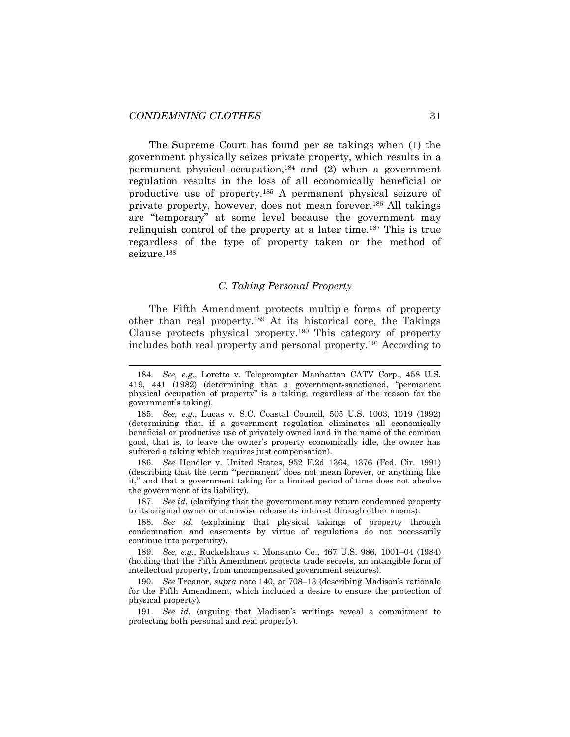The Supreme Court has found per se takings when (1) the government physically seizes private property, which results in a permanent physical occupation,[184] and (2) when a government regulation results in the loss of all economically beneficial or productive use of property.[185] A permanent physical seizure of private property, however, does not mean forever.[186] All takings are "temporary" at some level because the government may relinquish control of the property at a later time.[187] This is true regardless of the type of property taken or the method of seizure.[188]

### *C. Taking Personal Property*

The Fifth Amendment protects multiple forms of property other than real property.[189] At its historical core, the Takings Clause protects physical property.[190] This category of property includes both real property and personal property.[191] According to

---

184. *See, e.g.*, Loretto v. Teleprompter Manhattan CATV Corp., 458 U.S. 419, 441 (1982) (determining that a government-sanctioned, "permanent physical occupation of property" is a taking, regardless of the reason for the government's taking).

185. *See, e.g.*, Lucas v. S.C. Coastal Council, 505 U.S. 1003, 1019 (1992) (determining that, if a government regulation eliminates all economically beneficial or productive use of privately owned land in the name of the common good, that is, to leave the owner's property economically idle, the owner has suffered a taking which requires just compensation).

186. *See* Hendler v. United States, 952 F.2d 1364, 1376 (Fed. Cir. 1991) (describing that the term "'permanent' does not mean forever, or anything like it," and that a government taking for a limited period of time does not absolve the government of its liability).

187. *See id.* (clarifying that the government may return condemned property to its original owner or otherwise release its interest through other means).

188. *See id.* (explaining that physical takings of property through condemnation and easements by virtue of regulations do not necessarily continue into perpetuity).

189. *See, e.g.*, Ruckelshaus v. Monsanto Co., 467 U.S. 986, 1001–04 (1984) (holding that the Fifth Amendment protects trade secrets, an intangible form of intellectual property, from uncompensated government seizures).

190. *See* Treanor, *supra* note 140, at 708–13 (describing Madison's rationale for the Fifth Amendment, which included a desire to ensure the protection of physical property).

191. *See id.* (arguing that Madison's writings reveal a commitment to protecting both personal and real property).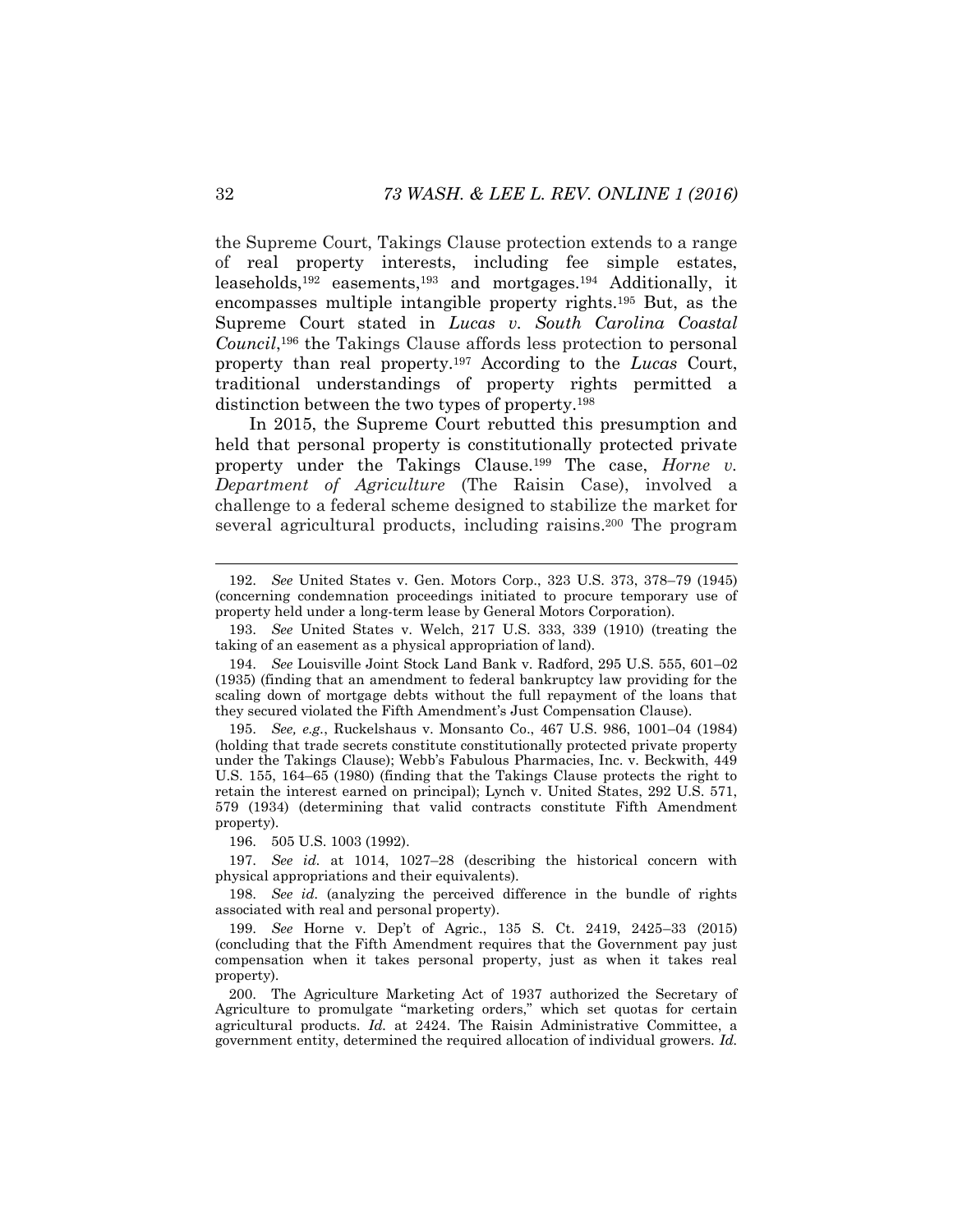the Supreme Court, Takings Clause protection extends to a range of real property interests, including fee simple estates, leaseholds,[192] easements,[193] and mortgages.[194] Additionally, it encompasses multiple intangible property rights.[195] But, as the Supreme Court stated in *Lucas v. South Carolina Coastal Council*,[196] the Takings Clause affords less protection to personal property than real property.[197] According to the *Lucas* Court, traditional understandings of property rights permitted a distinction between the two types of property.[198]

In 2015, the Supreme Court rebutted this presumption and held that personal property is constitutionally protected private property under the Takings Clause.[199] The case, *Horne v. Department of Agriculture* (The Raisin Case), involved a challenge to a federal scheme designed to stabilize the market for several agricultural products, including raisins.[200] The program

---

192. *See* United States v. Gen. Motors Corp., 323 U.S. 373, 378–79 (1945) (concerning condemnation proceedings initiated to procure temporary use of property held under a long-term lease by General Motors Corporation).

193. *See* United States v. Welch, 217 U.S. 333, 339 (1910) (treating the taking of an easement as a physical appropriation of land).

194. *See* Louisville Joint Stock Land Bank v. Radford, 295 U.S. 555, 601–02 (1935) (finding that an amendment to federal bankruptcy law providing for the scaling down of mortgage debts without the full repayment of the loans that they secured violated the Fifth Amendment's Just Compensation Clause).

195. *See, e.g.*, Ruckelshaus v. Monsanto Co., 467 U.S. 986, 1001–04 (1984) (holding that trade secrets constitute constitutionally protected private property under the Takings Clause); Webb's Fabulous Pharmacies, Inc. v. Beckwith, 449 U.S. 155, 164–65 (1980) (finding that the Takings Clause protects the right to retain the interest earned on principal); Lynch v. United States, 292 U.S. 571, 579 (1934) (determining that valid contracts constitute Fifth Amendment property).

196. 505 U.S. 1003 (1992).

197. *See id.* at 1014, 1027–28 (describing the historical concern with physical appropriations and their equivalents).

198. *See id.* (analyzing the perceived difference in the bundle of rights associated with real and personal property).

199. *See* Horne v. Dep't of Agric., 135 S. Ct. 2419, 2425–33 (2015) (concluding that the Fifth Amendment requires that the Government pay just compensation when it takes personal property, just as when it takes real property).

200. The Agriculture Marketing Act of 1937 authorized the Secretary of Agriculture to promulgate "marketing orders," which set quotas for certain agricultural products. *Id.* at 2424. The Raisin Administrative Committee, a government entity, determined the required allocation of individual growers. *Id.*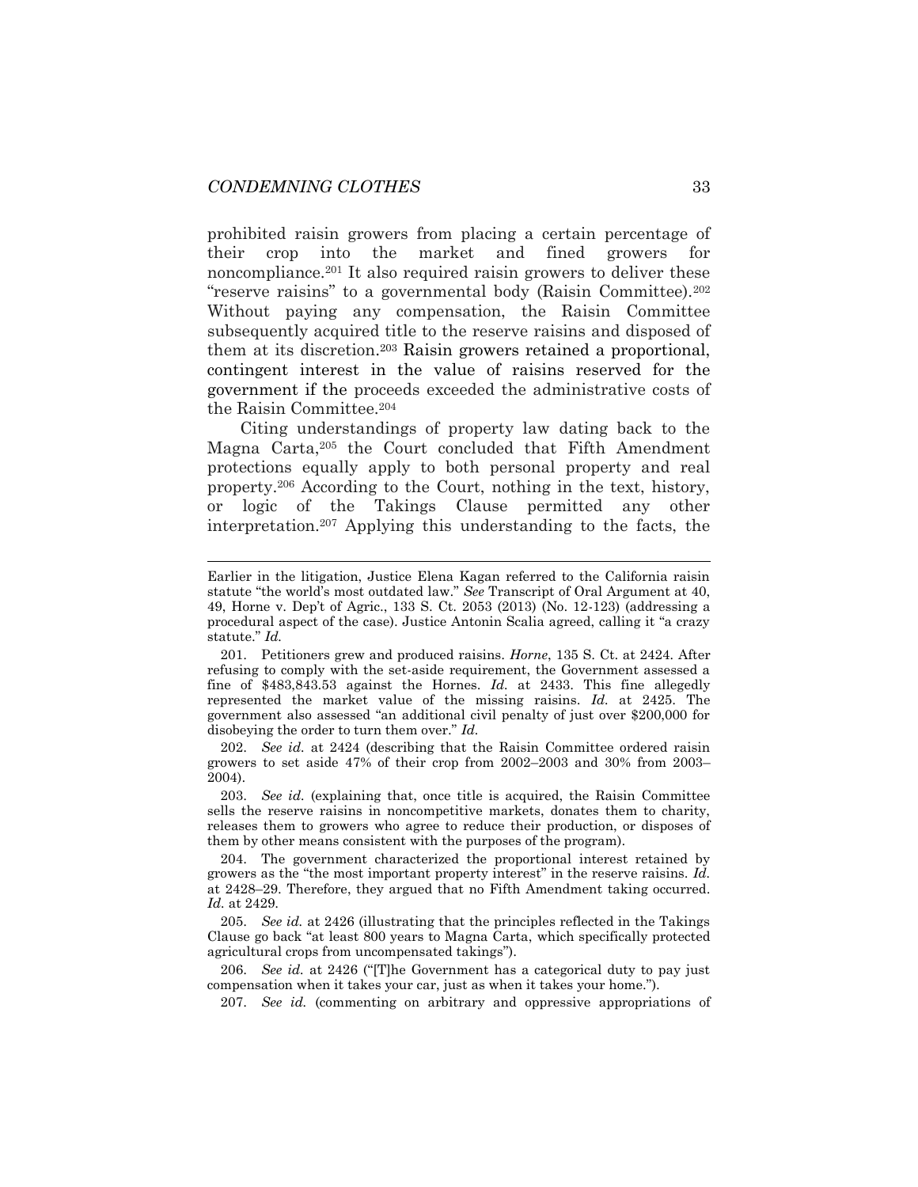prohibited raisin growers from placing a certain percentage of their crop into the market and fined growers for noncompliance.[201] It also required raisin growers to deliver these "reserve raisins" to a governmental body (Raisin Committee).[202] Without paying any compensation, the Raisin Committee subsequently acquired title to the reserve raisins and disposed of them at its discretion.[203] Raisin growers retained a proportional, contingent interest in the value of raisins reserved for the government if the proceeds exceeded the administrative costs of the Raisin Committee.[204]

Citing understandings of property law dating back to the Magna Carta,[205] the Court concluded that Fifth Amendment protections equally apply to both personal property and real property.[206] According to the Court, nothing in the text, history, or logic of the Takings Clause permitted any other interpretation.[207] Applying this understanding to the facts, the

---

Earlier in the litigation, Justice Elena Kagan referred to the California raisin statute "the world's most outdated law." *See* Transcript of Oral Argument at 40, 49, Horne v. Dep't of Agric., 133 S. Ct. 2053 (2013) (No. 12-123) (addressing a procedural aspect of the case). Justice Antonin Scalia agreed, calling it "a crazy statute." *Id.*

201. Petitioners grew and produced raisins. *Horne*, 135 S. Ct. at 2424. After refusing to comply with the set-aside requirement, the Government assessed a fine of $483,843.53 against the Hornes. *Id.* at 2433. This fine allegedly represented the market value of the missing raisins. *Id.* at 2425. The government also assessed "an additional civil penalty of just over $200,000 for disobeying the order to turn them over." *Id.*

202. *See id.* at 2424 (describing that the Raisin Committee ordered raisin growers to set aside 47% of their crop from 2002–2003 and 30% from 2003–2004).

203. *See id.* (explaining that, once title is acquired, the Raisin Committee sells the reserve raisins in noncompetitive markets, donates them to charity, releases them to growers who agree to reduce their production, or disposes of them by other means consistent with the purposes of the program).

204. The government characterized the proportional interest retained by growers as the "the most important property interest" in the reserve raisins. *Id.* at 2428–29. Therefore, they argued that no Fifth Amendment taking occurred. *Id.* at 2429.

205. *See id.* at 2426 (illustrating that the principles reflected in the Takings Clause go back "at least 800 years to Magna Carta, which specifically protected agricultural crops from uncompensated takings").

206. *See id.* at 2426 ("[T]he Government has a categorical duty to pay just compensation when it takes your car, just as when it takes your home.").

207. *See id.* (commenting on arbitrary and oppressive appropriations of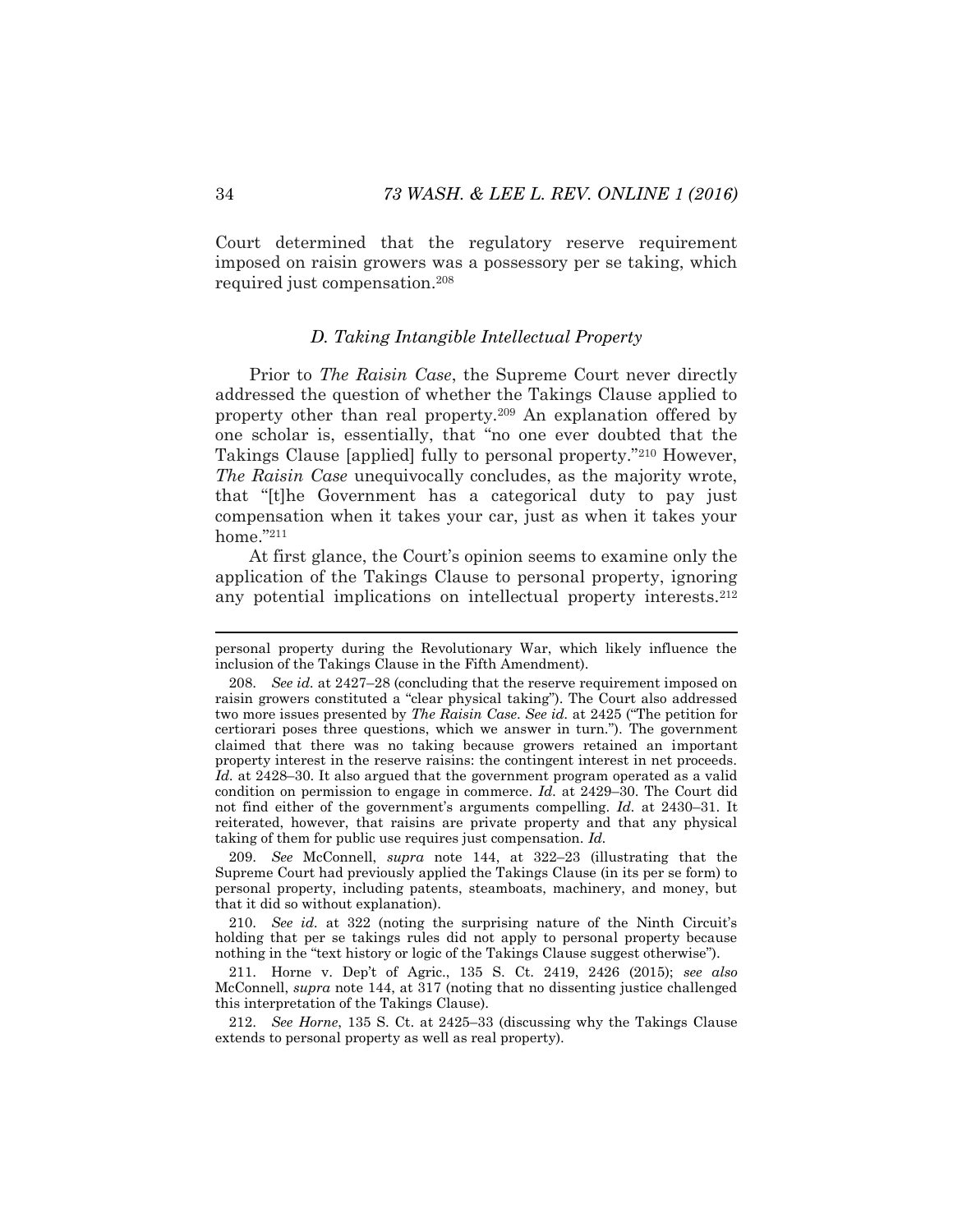Court determined that the regulatory reserve requirement imposed on raisin growers was a possessory per se taking, which required just compensation.[208]

### *D. Taking Intangible Intellectual Property*

Prior to *The Raisin Case*, the Supreme Court never directly addressed the question of whether the Takings Clause applied to property other than real property.[209] An explanation offered by one scholar is, essentially, that "no one ever doubted that the Takings Clause [applied] fully to personal property."[210] However, *The Raisin Case* unequivocally concludes, as the majority wrote, that "[t]he Government has a categorical duty to pay just compensation when it takes your car, just as when it takes your home."[211]

At first glance, the Court's opinion seems to examine only the application of the Takings Clause to personal property, ignoring any potential implications on intellectual property interests.[212]

---

personal property during the Revolutionary War, which likely influence the inclusion of the Takings Clause in the Fifth Amendment).

208. *See id.* at 2427–28 (concluding that the reserve requirement imposed on raisin growers constituted a "clear physical taking"). The Court also addressed two more issues presented by *The Raisin Case*. *See id.* at 2425 ("The petition for certiorari poses three questions, which we answer in turn."). The government claimed that there was no taking because growers retained an important property interest in the reserve raisins: the contingent interest in net proceeds. *Id.* at 2428–30. It also argued that the government program operated as a valid condition on permission to engage in commerce. *Id.* at 2429–30. The Court did not find either of the government's arguments compelling. *Id.* at 2430–31. It reiterated, however, that raisins are private property and that any physical taking of them for public use requires just compensation. *Id.*

209. *See* McConnell, *supra* note 144, at 322–23 (illustrating that the Supreme Court had previously applied the Takings Clause (in its per se form) to personal property, including patents, steamboats, machinery, and money, but that it did so without explanation).

210. *See id.* at 322 (noting the surprising nature of the Ninth Circuit's holding that per se takings rules did not apply to personal property because nothing in the "text history or logic of the Takings Clause suggest otherwise").

211. Horne v. Dep't of Agric., 135 S. Ct. 2419, 2426 (2015); *see also* McConnell, *supra* note 144, at 317 (noting that no dissenting justice challenged this interpretation of the Takings Clause).

212. *See Horne*, 135 S. Ct. at 2425–33 (discussing why the Takings Clause extends to personal property as well as real property).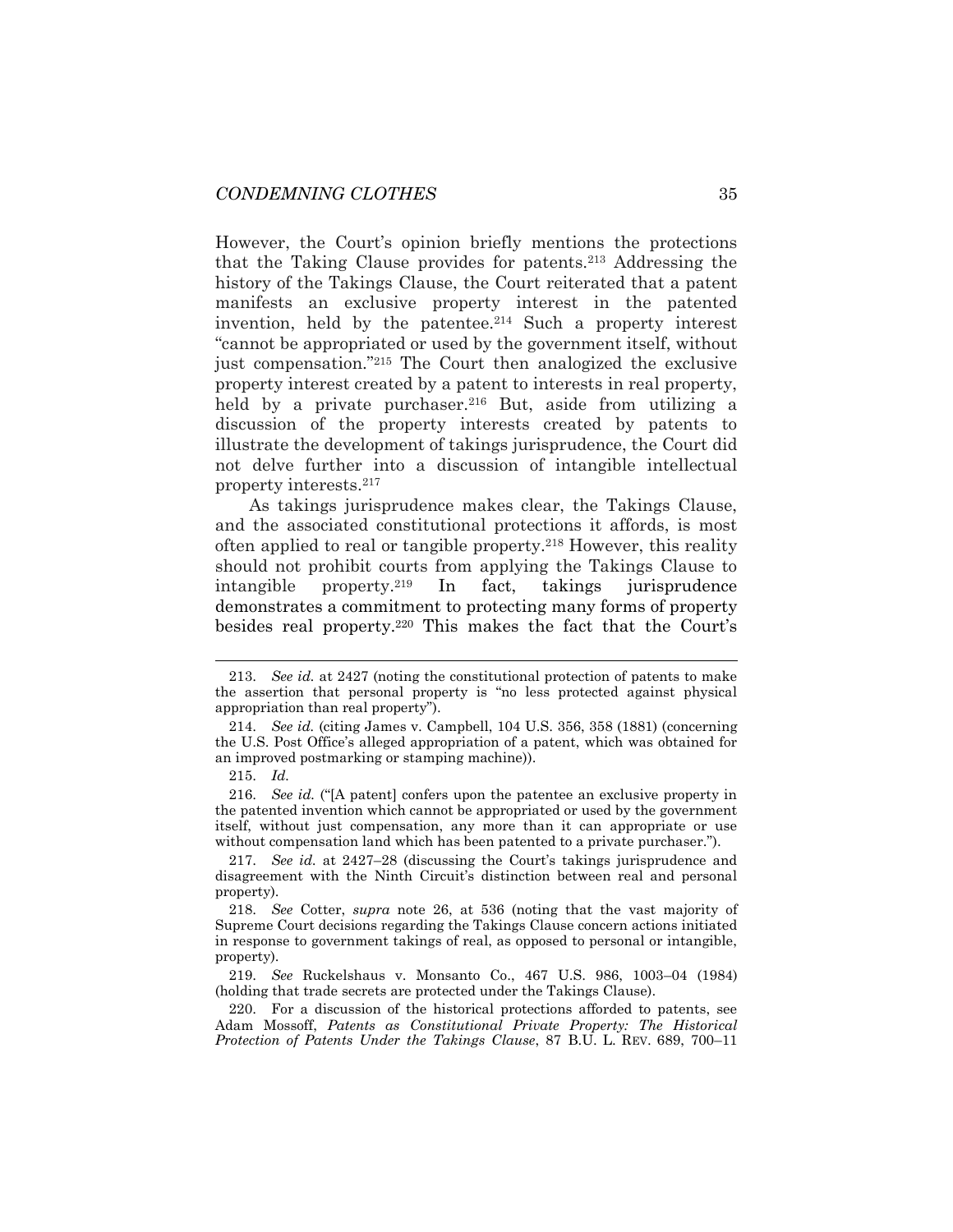However, the Court's opinion briefly mentions the protections that the Taking Clause provides for patents.[213] Addressing the history of the Takings Clause, the Court reiterated that a patent manifests an exclusive property interest in the patented invention, held by the patentee.[214] Such a property interest "cannot be appropriated or used by the government itself, without just compensation."[215] The Court then analogized the exclusive property interest created by a patent to interests in real property, held by a private purchaser.[216] But, aside from utilizing a discussion of the property interests created by patents to illustrate the development of takings jurisprudence, the Court did not delve further into a discussion of intangible intellectual property interests.[217]

As takings jurisprudence makes clear, the Takings Clause, and the associated constitutional protections it affords, is most often applied to real or tangible property.[218] However, this reality should not prohibit courts from applying the Takings Clause to intangible property.[219] In fact, takings jurisprudence demonstrates a commitment to protecting many forms of property besides real property.[220] This makes the fact that the Court's

---

213. *See id.* at 2427 (noting the constitutional protection of patents to make the assertion that personal property is "no less protected against physical appropriation than real property").

214. *See id.* (citing James v. Campbell, 104 U.S. 356, 358 (1881) (concerning the U.S. Post Office's alleged appropriation of a patent, which was obtained for an improved postmarking or stamping machine)).

215. *Id.*

216. *See id.* ("[A patent] confers upon the patentee an exclusive property in the patented invention which cannot be appropriated or used by the government itself, without just compensation, any more than it can appropriate or use without compensation land which has been patented to a private purchaser.").

217. *See id.* at 2427–28 (discussing the Court's takings jurisprudence and disagreement with the Ninth Circuit's distinction between real and personal property).

218. *See* Cotter, *supra* note 26, at 536 (noting that the vast majority of Supreme Court decisions regarding the Takings Clause concern actions initiated in response to government takings of real, as opposed to personal or intangible, property).

219. *See* Ruckelshaus v. Monsanto Co., 467 U.S. 986, 1003–04 (1984) (holding that trade secrets are protected under the Takings Clause).

220. For a discussion of the historical protections afforded to patents, see Adam Mossoff, *Patents as Constitutional Private Property: The Historical Protection of Patents Under the Takings Clause*, 87 B.U. L. REV. 689, 700–11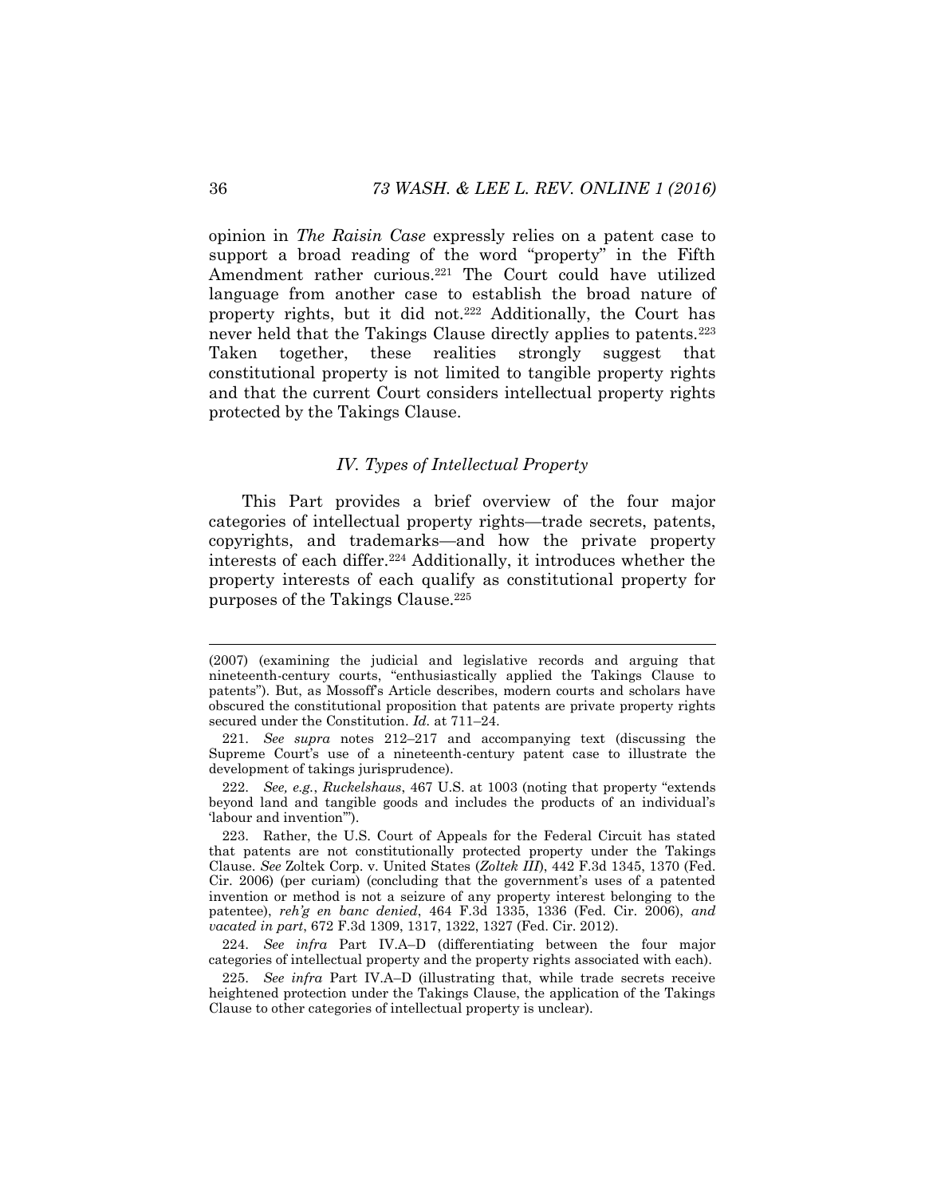opinion in *The Raisin Case* expressly relies on a patent case to support a broad reading of the word "property" in the Fifth Amendment rather curious.[221] The Court could have utilized language from another case to establish the broad nature of property rights, but it did not.[222] Additionally, the Court has never held that the Takings Clause directly applies to patents.[223] Taken together, these realities strongly suggest that constitutional property is not limited to tangible property rights and that the current Court considers intellectual property rights protected by the Takings Clause.

### *IV. Types of Intellectual Property*

This Part provides a brief overview of the four major categories of intellectual property rights—trade secrets, patents, copyrights, and trademarks—and how the private property interests of each differ.[224] Additionally, it introduces whether the property interests of each qualify as constitutional property for purposes of the Takings Clause.[225]

---

(2007) (examining the judicial and legislative records and arguing that nineteenth-century courts, "enthusiastically applied the Takings Clause to patents"). But, as Mossoff's Article describes, modern courts and scholars have obscured the constitutional proposition that patents are private property rights secured under the Constitution. *Id.* at 711–24.

221. *See supra* notes 212–217 and accompanying text (discussing the Supreme Court's use of a nineteenth-century patent case to illustrate the development of takings jurisprudence).

222. *See, e.g.*, *Ruckelshaus*, 467 U.S. at 1003 (noting that property "extends beyond land and tangible goods and includes the products of an individual's 'labour and invention'").

223. Rather, the U.S. Court of Appeals for the Federal Circuit has stated that patents are not constitutionally protected property under the Takings Clause. *See* Zoltek Corp. v. United States (*Zoltek III*), 442 F.3d 1345, 1370 (Fed. Cir. 2006) (per curiam) (concluding that the government's uses of a patented invention or method is not a seizure of any property interest belonging to the patentee), *reh'g en banc denied*, 464 F.3d 1335, 1336 (Fed. Cir. 2006), *and vacated in part*, 672 F.3d 1309, 1317, 1322, 1327 (Fed. Cir. 2012).

224. *See infra* Part IV.A–D (differentiating between the four major categories of intellectual property and the property rights associated with each).

225. *See infra* Part IV.A–D (illustrating that, while trade secrets receive heightened protection under the Takings Clause, the application of the Takings Clause to other categories of intellectual property is unclear).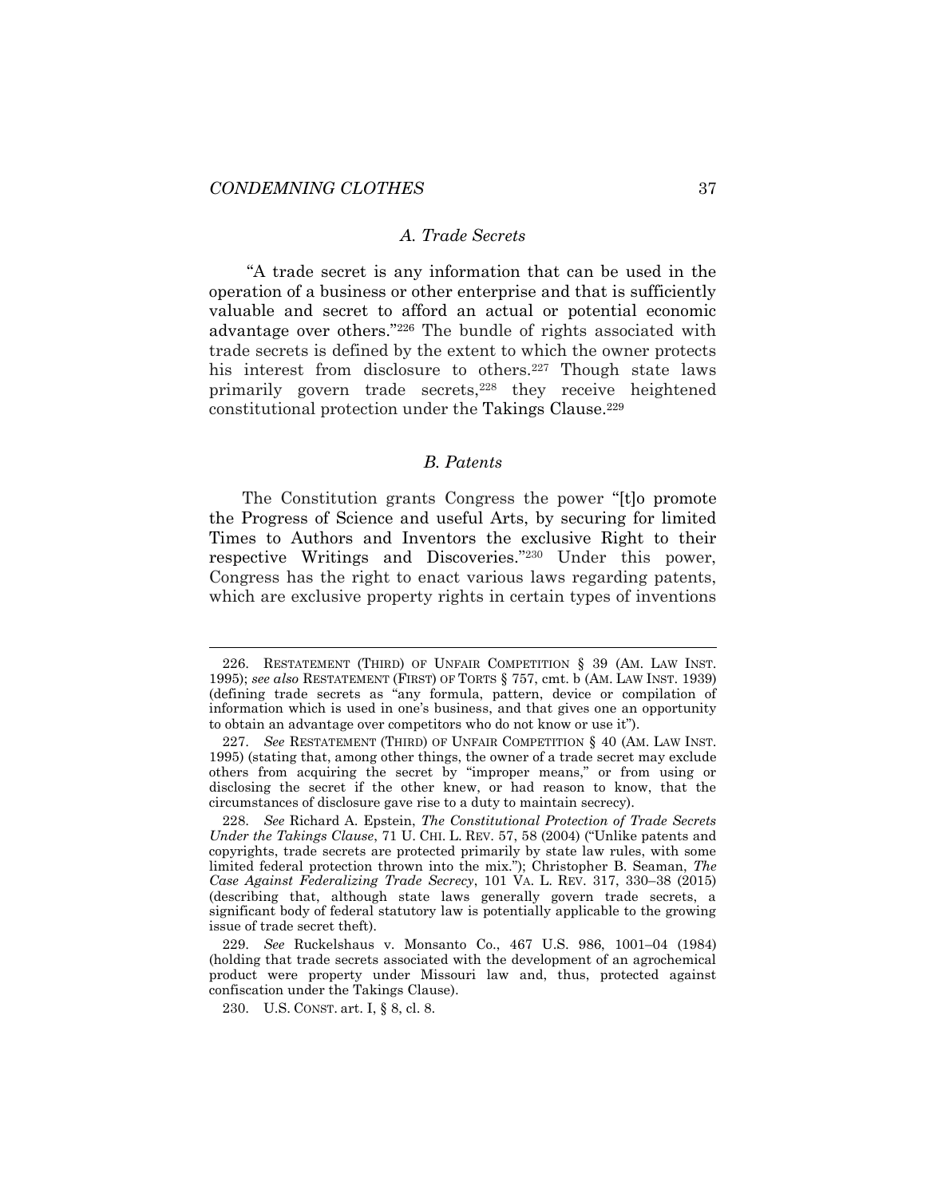### *A. Trade Secrets*

"A trade secret is any information that can be used in the operation of a business or other enterprise and that is sufficiently valuable and secret to afford an actual or potential economic advantage over others."[226] The bundle of rights associated with trade secrets is defined by the extent to which the owner protects his interest from disclosure to others.[227] Though state laws primarily govern trade secrets,[228] they receive heightened constitutional protection under the Takings Clause.[229]

### *B. Patents*

The Constitution grants Congress the power "[t]o promote the Progress of Science and useful Arts, by securing for limited Times to Authors and Inventors the exclusive Right to their respective Writings and Discoveries."[230] Under this power, Congress has the right to enact various laws regarding patents, which are exclusive property rights in certain types of inventions

---

226. RESTATEMENT (THIRD) OF UNFAIR COMPETITION § 39 (AM. LAW INST. 1995); *see also* RESTATEMENT (FIRST) OF TORTS § 757, cmt. b (AM. LAW INST. 1939) (defining trade secrets as "any formula, pattern, device or compilation of information which is used in one's business, and that gives one an opportunity to obtain an advantage over competitors who do not know or use it").

227. *See* RESTATEMENT (THIRD) OF UNFAIR COMPETITION § 40 (AM. LAW INST. 1995) (stating that, among other things, the owner of a trade secret may exclude others from acquiring the secret by "improper means," or from using or disclosing the secret if the other knew, or had reason to know, that the circumstances of disclosure gave rise to a duty to maintain secrecy).

228. *See* Richard A. Epstein, *The Constitutional Protection of Trade Secrets Under the Takings Clause*, 71 U. CHI. L. REV. 57, 58 (2004) ("Unlike patents and copyrights, trade secrets are protected primarily by state law rules, with some limited federal protection thrown into the mix."); Christopher B. Seaman, *The Case Against Federalizing Trade Secrecy*, 101 VA. L. REV. 317, 330–38 (2015) (describing that, although state laws generally govern trade secrets, a significant body of federal statutory law is potentially applicable to the growing issue of trade secret theft).

229. *See* Ruckelshaus v. Monsanto Co., 467 U.S. 986, 1001–04 (1984) (holding that trade secrets associated with the development of an agrochemical product were property under Missouri law and, thus, protected against confiscation under the Takings Clause).

230. U.S. CONST. art. I, § 8, cl. 8.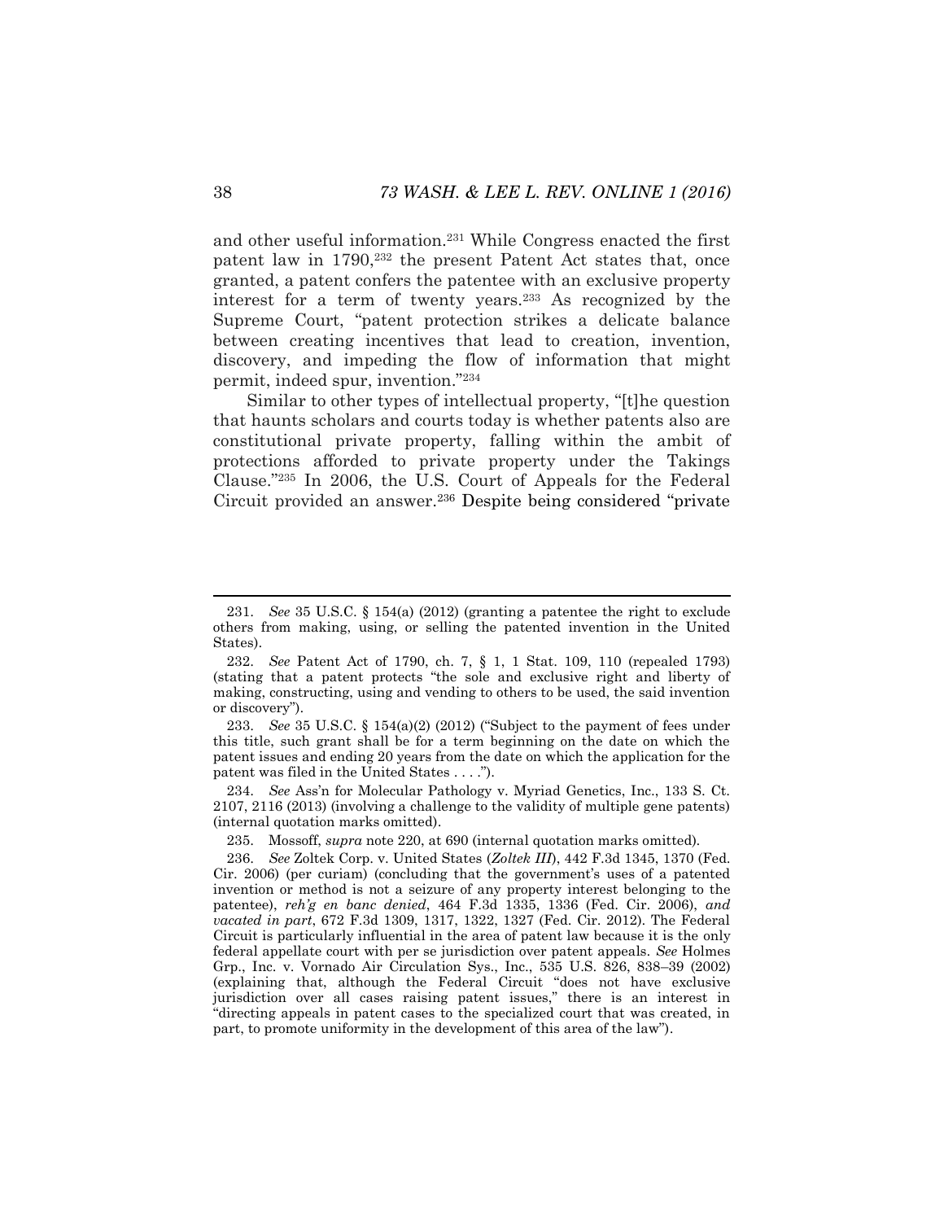and other useful information.[231] While Congress enacted the first patent law in 1790,[232] the present Patent Act states that, once granted, a patent confers the patentee with an exclusive property interest for a term of twenty years.[233] As recognized by the Supreme Court, "patent protection strikes a delicate balance between creating incentives that lead to creation, invention, discovery, and impeding the flow of information that might permit, indeed spur, invention."[234]

Similar to other types of intellectual property, "[t]he question that haunts scholars and courts today is whether patents also are constitutional private property, falling within the ambit of protections afforded to private property under the Takings Clause."[235] In 2006, the U.S. Court of Appeals for the Federal Circuit provided an answer.[236] Despite being considered "private

---

231. *See* 35 U.S.C. § 154(a) (2012) (granting a patentee the right to exclude others from making, using, or selling the patented invention in the United States).

232. *See* Patent Act of 1790, ch. 7, § 1, 1 Stat. 109, 110 (repealed 1793) (stating that a patent protects "the sole and exclusive right and liberty of making, constructing, using and vending to others to be used, the said invention or discovery").

233. *See* 35 U.S.C. § 154(a)(2) (2012) ("Subject to the payment of fees under this title, such grant shall be for a term beginning on the date on which the patent issues and ending 20 years from the date on which the application for the patent was filed in the United States . . . .").

234. *See* Ass'n for Molecular Pathology v. Myriad Genetics, Inc., 133 S. Ct. 2107, 2116 (2013) (involving a challenge to the validity of multiple gene patents) (internal quotation marks omitted).

235. Mossoff, *supra* note 220, at 690 (internal quotation marks omitted).

236. *See* Zoltek Corp. v. United States (*Zoltek III*), 442 F.3d 1345, 1370 (Fed. Cir. 2006) (per curiam) (concluding that the government's uses of a patented invention or method is not a seizure of any property interest belonging to the patentee), *reh'g en banc denied*, 464 F.3d 1335, 1336 (Fed. Cir. 2006), *and vacated in part*, 672 F.3d 1309, 1317, 1322, 1327 (Fed. Cir. 2012). The Federal Circuit is particularly influential in the area of patent law because it is the only federal appellate court with per se jurisdiction over patent appeals. *See* Holmes Grp., Inc. v. Vornado Air Circulation Sys., Inc., 535 U.S. 826, 838–39 (2002) (explaining that, although the Federal Circuit "does not have exclusive jurisdiction over all cases raising patent issues," there is an interest in "directing appeals in patent cases to the specialized court that was created, in part, to promote uniformity in the development of this area of the law").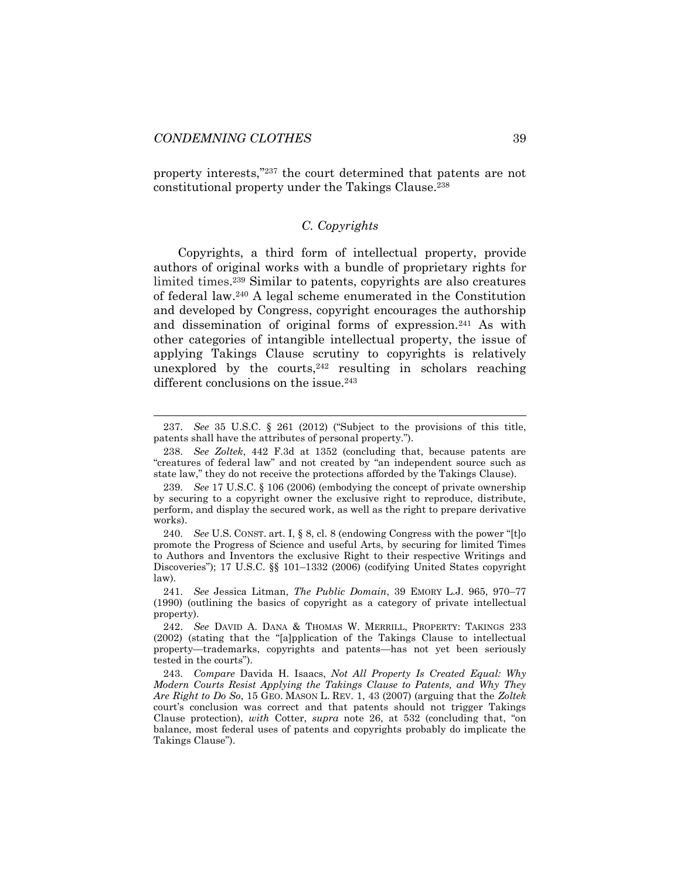property interests,"[237] the court determined that patents are not constitutional property under the Takings Clause.[238]

### *C. Copyrights*

Copyrights, a third form of intellectual property, provide authors of original works with a bundle of proprietary rights for limited times.[239] Similar to patents, copyrights are also creatures of federal law.[240] A legal scheme enumerated in the Constitution and developed by Congress, copyright encourages the authorship and dissemination of original forms of expression.[241] As with other categories of intangible intellectual property, the issue of applying Takings Clause scrutiny to copyrights is relatively unexplored by the courts,[242] resulting in scholars reaching different conclusions on the issue.[243]

---

237. *See* 35 U.S.C. § 261 (2012) ("Subject to the provisions of this title, patents shall have the attributes of personal property.").

238. *See Zoltek*, 442 F.3d at 1352 (concluding that, because patents are "creatures of federal law" and not created by "an independent source such as state law," they do not receive the protections afforded by the Takings Clause).

239. *See* 17 U.S.C. § 106 (2006) (embodying the concept of private ownership by securing to a copyright owner the exclusive right to reproduce, distribute, perform, and display the secured work, as well as the right to prepare derivative works).

240. *See* U.S. CONST. art. I, § 8, cl. 8 (endowing Congress with the power "[t]o promote the Progress of Science and useful Arts, by securing for limited Times to Authors and Inventors the exclusive Right to their respective Writings and Discoveries"); 17 U.S.C. §§ 101–1332 (2006) (codifying United States copyright law).

241. *See* Jessica Litman, *The Public Domain*, 39 EMORY L.J. 965, 970–77 (1990) (outlining the basics of copyright as a category of private intellectual property).

242. *See* DAVID A. DANA & THOMAS W. MERRILL, PROPERTY: TAKINGS 233 (2002) (stating that the "[a]pplication of the Takings Clause to intellectual property—trademarks, copyrights and patents—has not yet been seriously tested in the courts").

243. *Compare* Davida H. Isaacs, *Not All Property Is Created Equal: Why Modern Courts Resist Applying the Takings Clause to Patents, and Why They Are Right to Do So*, 15 GEO. MASON L. REV. 1, 43 (2007) (arguing that the *Zoltek* court's conclusion was correct and that patents should not trigger Takings Clause protection), *with* Cotter, *supra* note 26, at 532 (concluding that, "on balance, most federal uses of patents and copyrights probably do implicate the Takings Clause").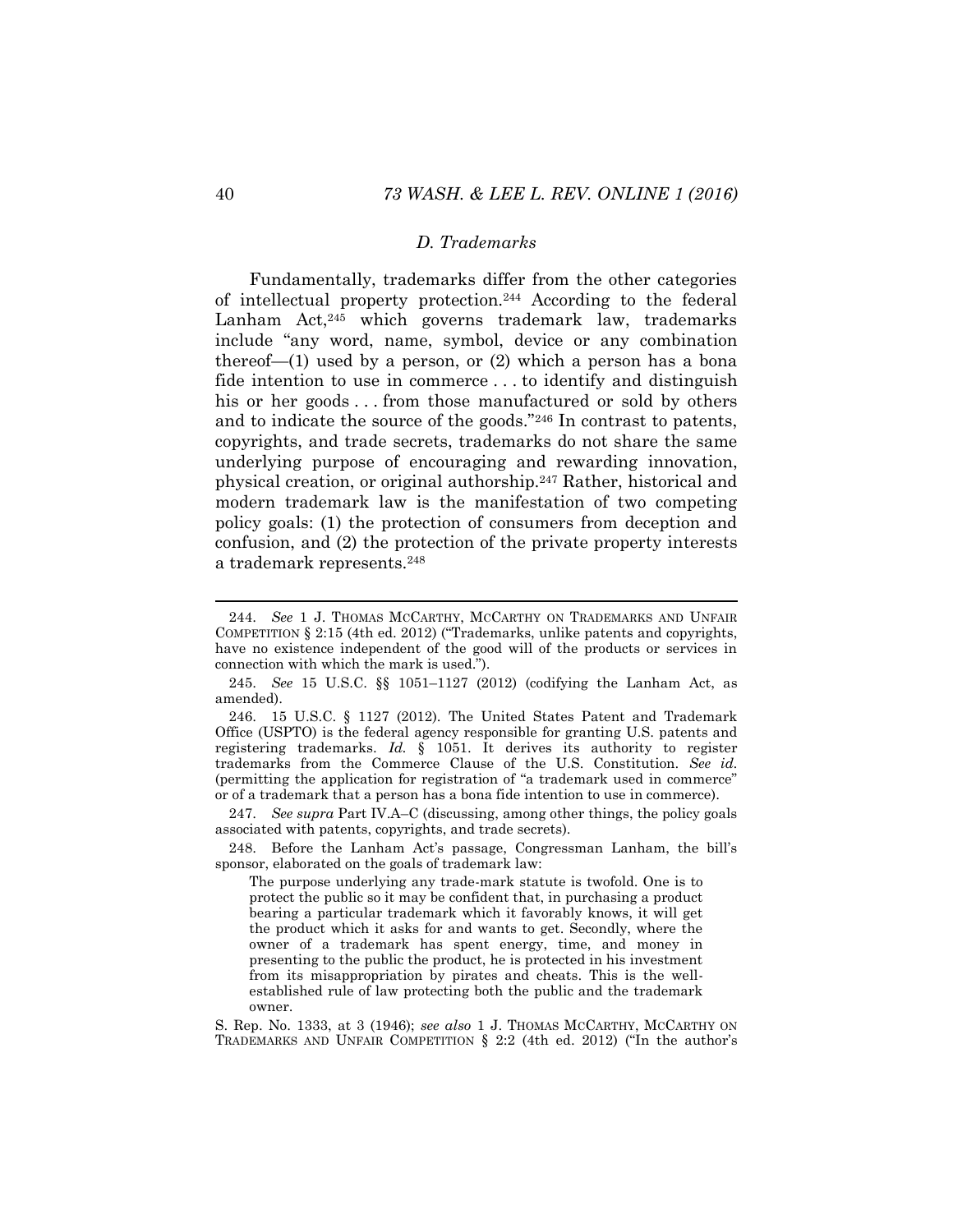### *D. Trademarks*

Fundamentally, trademarks differ from the other categories of intellectual property protection.[244] According to the federal Lanham Act,[245] which governs trademark law, trademarks include "any word, name, symbol, device or any combination thereof—(1) used by a person, or (2) which a person has a bona fide intention to use in commerce . . . to identify and distinguish his or her goods . . . from those manufactured or sold by others and to indicate the source of the goods."[246] In contrast to patents, copyrights, and trade secrets, trademarks do not share the same underlying purpose of encouraging and rewarding innovation, physical creation, or original authorship.[247] Rather, historical and modern trademark law is the manifestation of two competing policy goals: (1) the protection of consumers from deception and confusion, and (2) the protection of the private property interests a trademark represents.[248]

---

244. *See* 1 J. THOMAS MCCARTHY, MCCARTHY ON TRADEMARKS AND UNFAIR COMPETITION § 2:15 (4th ed. 2012) ("Trademarks, unlike patents and copyrights, have no existence independent of the good will of the products or services in connection with which the mark is used.").

245. *See* 15 U.S.C. §§ 1051–1127 (2012) (codifying the Lanham Act, as amended).

246. 15 U.S.C. § 1127 (2012). The United States Patent and Trademark Office (USPTO) is the federal agency responsible for granting U.S. patents and registering trademarks. *Id.* § 1051. It derives its authority to register trademarks from the Commerce Clause of the U.S. Constitution. *See id.* (permitting the application for registration of "a trademark used in commerce" or of a trademark that a person has a bona fide intention to use in commerce).

247. *See supra* Part IV.A–C (discussing, among other things, the policy goals associated with patents, copyrights, and trade secrets).

248. Before the Lanham Act's passage, Congressman Lanham, the bill's sponsor, elaborated on the goals of trademark law:

> The purpose underlying any trade-mark statute is twofold. One is to protect the public so it may be confident that, in purchasing a product bearing a particular trademark which it favorably knows, it will get the product which it asks for and wants to get. Secondly, where the owner of a trademark has spent energy, time, and money in presenting to the public the product, he is protected in his investment from its misappropriation by pirates and cheats. This is the well-established rule of law protecting both the public and the trademark owner.

S. Rep. No. 1333, at 3 (1946); *see also* 1 J. THOMAS MCCARTHY, MCCARTHY ON TRADEMARKS AND UNFAIR COMPETITION § 2:2 (4th ed. 2012) ("In the author's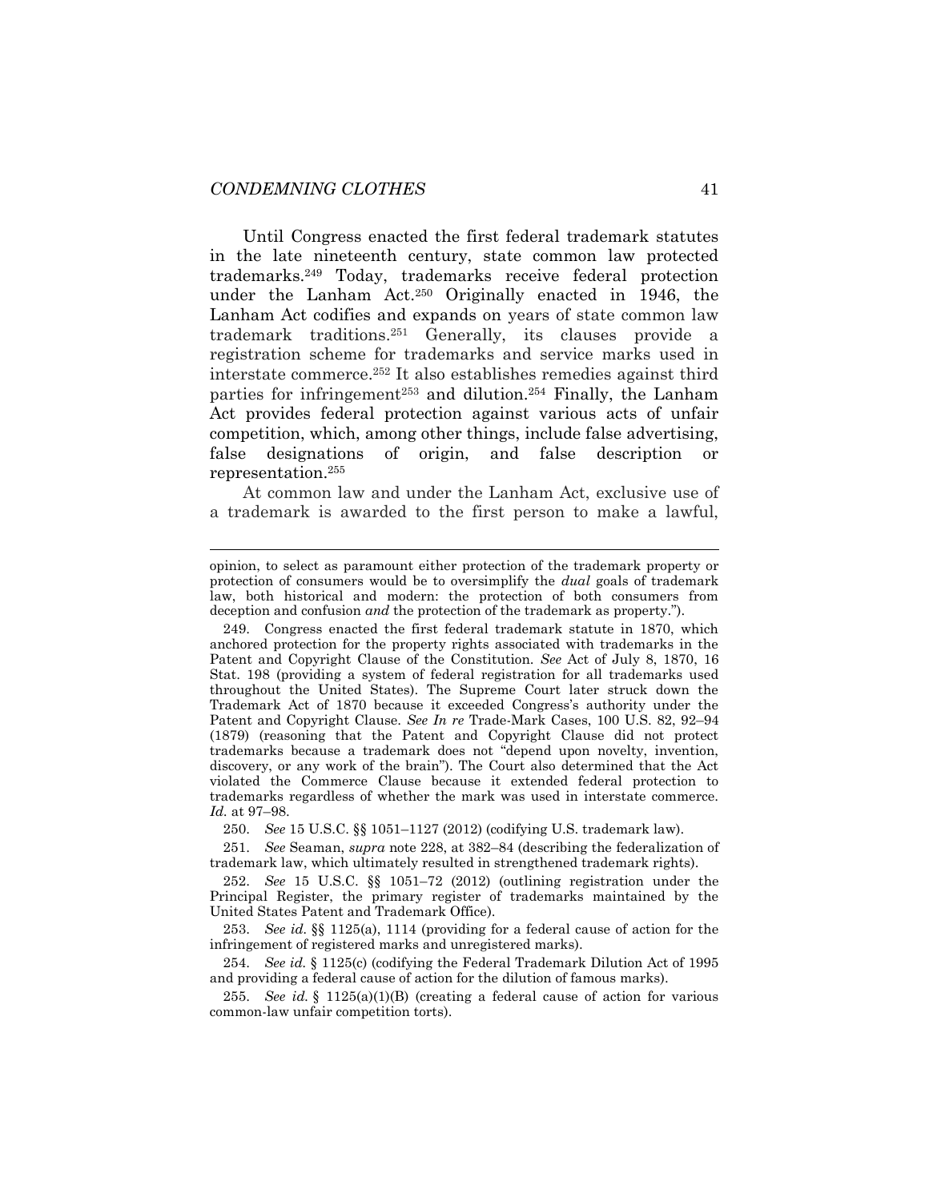Until Congress enacted the first federal trademark statutes in the late nineteenth century, state common law protected trademarks.[249] Today, trademarks receive federal protection under the Lanham Act.[250] Originally enacted in 1946, the Lanham Act codifies and expands on years of state common law trademark traditions.[251] Generally, its clauses provide a registration scheme for trademarks and service marks used in interstate commerce.[252] It also establishes remedies against third parties for infringement[253] and dilution.[254] Finally, the Lanham Act provides federal protection against various acts of unfair competition, which, among other things, include false advertising, false designations of origin, and false description or representation.[255]

At common law and under the Lanham Act, exclusive use of a trademark is awarded to the first person to make a lawful,

---

opinion, to select as paramount either protection of the trademark property or protection of consumers would be to oversimplify the *dual* goals of trademark law, both historical and modern: the protection of both consumers from deception and confusion *and* the protection of the trademark as property.").

249. Congress enacted the first federal trademark statute in 1870, which anchored protection for the property rights associated with trademarks in the Patent and Copyright Clause of the Constitution. *See* Act of July 8, 1870, 16 Stat. 198 (providing a system of federal registration for all trademarks used throughout the United States). The Supreme Court later struck down the Trademark Act of 1870 because it exceeded Congress's authority under the Patent and Copyright Clause. *See In re* Trade-Mark Cases, 100 U.S. 82, 92–94 (1879) (reasoning that the Patent and Copyright Clause did not protect trademarks because a trademark does not "depend upon novelty, invention, discovery, or any work of the brain"). The Court also determined that the Act violated the Commerce Clause because it extended federal protection to trademarks regardless of whether the mark was used in interstate commerce. *Id.* at 97–98.

250. *See* 15 U.S.C. §§ 1051–1127 (2012) (codifying U.S. trademark law).

251. *See* Seaman, *supra* note 228, at 382–84 (describing the federalization of trademark law, which ultimately resulted in strengthened trademark rights).

252. *See* 15 U.S.C. §§ 1051–72 (2012) (outlining registration under the Principal Register, the primary register of trademarks maintained by the United States Patent and Trademark Office).

253. *See id.* §§ 1125(a), 1114 (providing for a federal cause of action for the infringement of registered marks and unregistered marks).

254. *See id.* § 1125(c) (codifying the Federal Trademark Dilution Act of 1995 and providing a federal cause of action for the dilution of famous marks).

255. *See id.* § 1125(a)(1)(B) (creating a federal cause of action for various common-law unfair competition torts).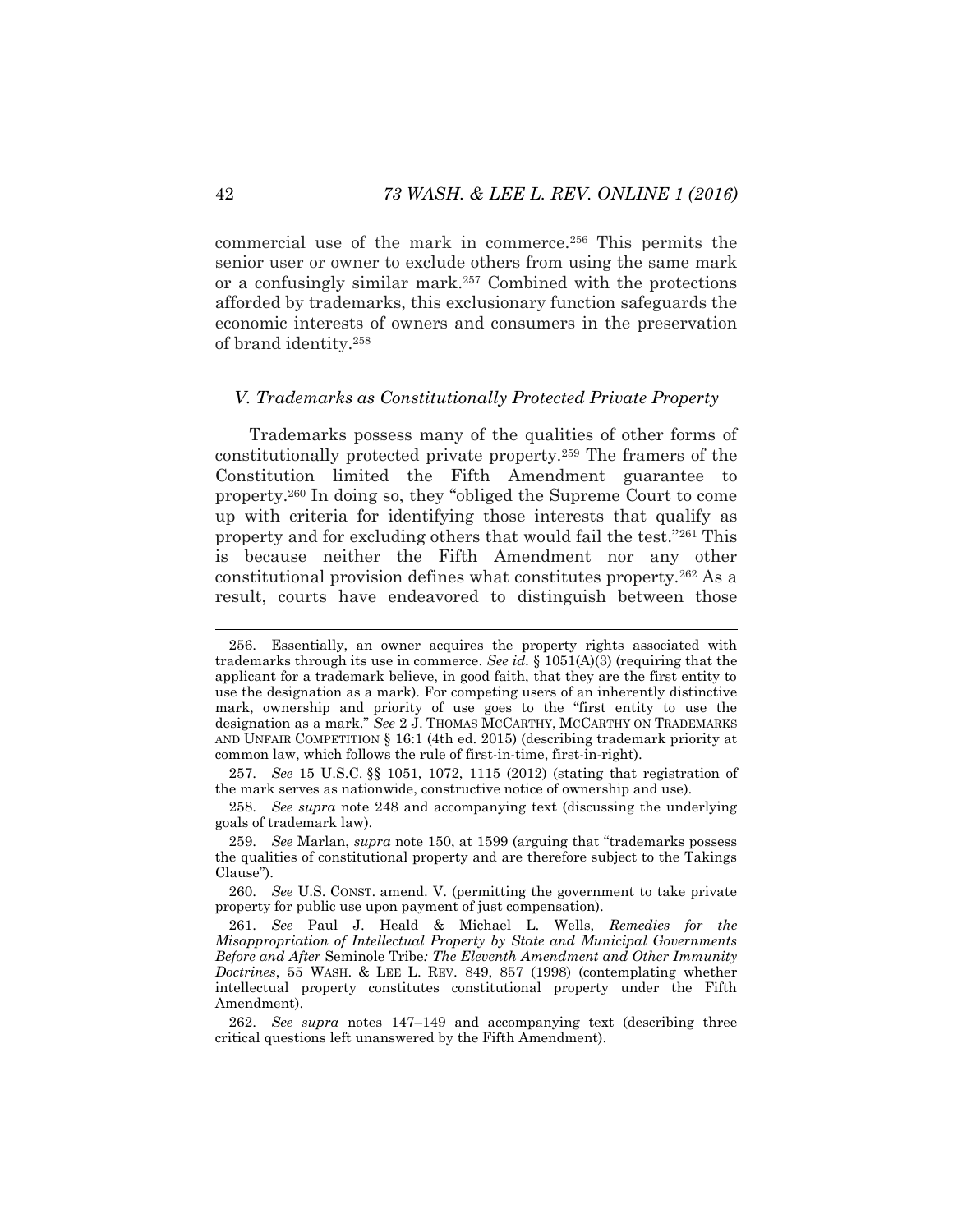commercial use of the mark in commerce.[256] This permits the senior user or owner to exclude others from using the same mark or a confusingly similar mark.[257] Combined with the protections afforded by trademarks, this exclusionary function safeguards the economic interests of owners and consumers in the preservation of brand identity.[258]

### *V. Trademarks as Constitutionally Protected Private Property*

Trademarks possess many of the qualities of other forms of constitutionally protected private property.[259] The framers of the Constitution limited the Fifth Amendment guarantee to property.[260] In doing so, they "obliged the Supreme Court to come up with criteria for identifying those interests that qualify as property and for excluding others that would fail the test."[261] This is because neither the Fifth Amendment nor any other constitutional provision defines what constitutes property.[262] As a result, courts have endeavored to distinguish between those

---

256. Essentially, an owner acquires the property rights associated with trademarks through its use in commerce. *See id.* § 1051(A)(3) (requiring that the applicant for a trademark believe, in good faith, that they are the first entity to use the designation as a mark). For competing users of an inherently distinctive mark, ownership and priority of use goes to the "first entity to use the designation as a mark." *See* 2 J. THOMAS MCCARTHY, MCCARTHY ON TRADEMARKS AND UNFAIR COMPETITION § 16:1 (4th ed. 2015) (describing trademark priority at common law, which follows the rule of first-in-time, first-in-right).

257. *See* 15 U.S.C. §§ 1051, 1072, 1115 (2012) (stating that registration of the mark serves as nationwide, constructive notice of ownership and use).

258. *See supra* note 248 and accompanying text (discussing the underlying goals of trademark law).

259. *See* Marlan, *supra* note 150, at 1599 (arguing that "trademarks possess the qualities of constitutional property and are therefore subject to the Takings Clause").

260. *See* U.S. CONST. amend. V. (permitting the government to take private property for public use upon payment of just compensation).

261. *See* Paul J. Heald & Michael L. Wells, *Remedies for the Misappropriation of Intellectual Property by State and Municipal Governments Before and After* Seminole Tribe*: The Eleventh Amendment and Other Immunity Doctrines*, 55 WASH. & LEE L. REV. 849, 857 (1998) (contemplating whether intellectual property constitutes constitutional property under the Fifth Amendment).

262. *See supra* notes 147–149 and accompanying text (describing three critical questions left unanswered by the Fifth Amendment).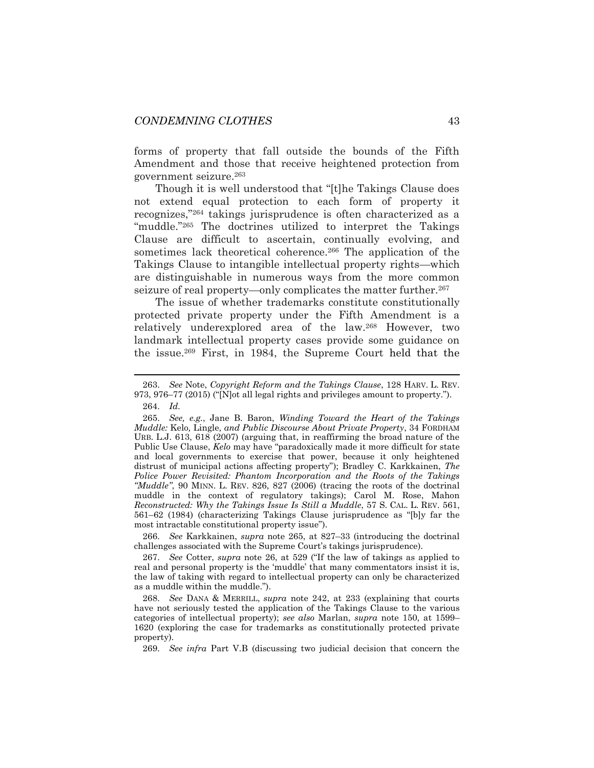forms of property that fall outside the bounds of the Fifth Amendment and those that receive heightened protection from government seizure.[263]

Though it is well understood that "[t]he Takings Clause does not extend equal protection to each form of property it recognizes,"[264] takings jurisprudence is often characterized as a "muddle."[265] The doctrines utilized to interpret the Takings Clause are difficult to ascertain, continually evolving, and sometimes lack theoretical coherence.[266] The application of the Takings Clause to intangible intellectual property rights—which are distinguishable in numerous ways from the more common seizure of real property—only complicates the matter further.[267]

The issue of whether trademarks constitute constitutionally protected private property under the Fifth Amendment is a relatively underexplored area of the law.[268] However, two landmark intellectual property cases provide some guidance on the issue.[269] First, in 1984, the Supreme Court held that the

---

263. *See* Note, *Copyright Reform and the Takings Clause*, 128 HARV. L. REV. 973, 976–77 (2015) ("[N]ot all legal rights and privileges amount to property.").

264. *Id.*

265. *See, e.g.*, Jane B. Baron, *Winding Toward the Heart of the Takings Muddle:* Kelo*,* Lingle*, and Public Discourse About Private Property*, 34 FORDHAM URB. L.J. 613, 618 (2007) (arguing that, in reaffirming the broad nature of the Public Use Clause, *Kelo* may have "paradoxically made it more difficult for state and local governments to exercise that power, because it only heightened distrust of municipal actions affecting property"); Bradley C. Karkkainen, *The Police Power Revisited: Phantom Incorporation and the Roots of the Takings "Muddle"*, 90 MINN. L. REV. 826, 827 (2006) (tracing the roots of the doctrinal muddle in the context of regulatory takings); Carol M. Rose, Mahon *Reconstructed: Why the Takings Issue Is Still a Muddle*, 57 S. CAL. L. REV. 561, 561–62 (1984) (characterizing Takings Clause jurisprudence as "[b]y far the most intractable constitutional property issue").

266. *See* Karkkainen, *supra* note 265, at 827–33 (introducing the doctrinal challenges associated with the Supreme Court's takings jurisprudence).

267. *See* Cotter, *supra* note 26, at 529 ("If the law of takings as applied to real and personal property is the 'muddle' that many commentators insist it is, the law of taking with regard to intellectual property can only be characterized as a muddle within the muddle.").

268. *See* DANA & MERRILL, *supra* note 242, at 233 (explaining that courts have not seriously tested the application of the Takings Clause to the various categories of intellectual property); *see also* Marlan, *supra* note 150, at 1599–1620 (exploring the case for trademarks as constitutionally protected private property).

269. *See infra* Part V.B (discussing two judicial decision that concern the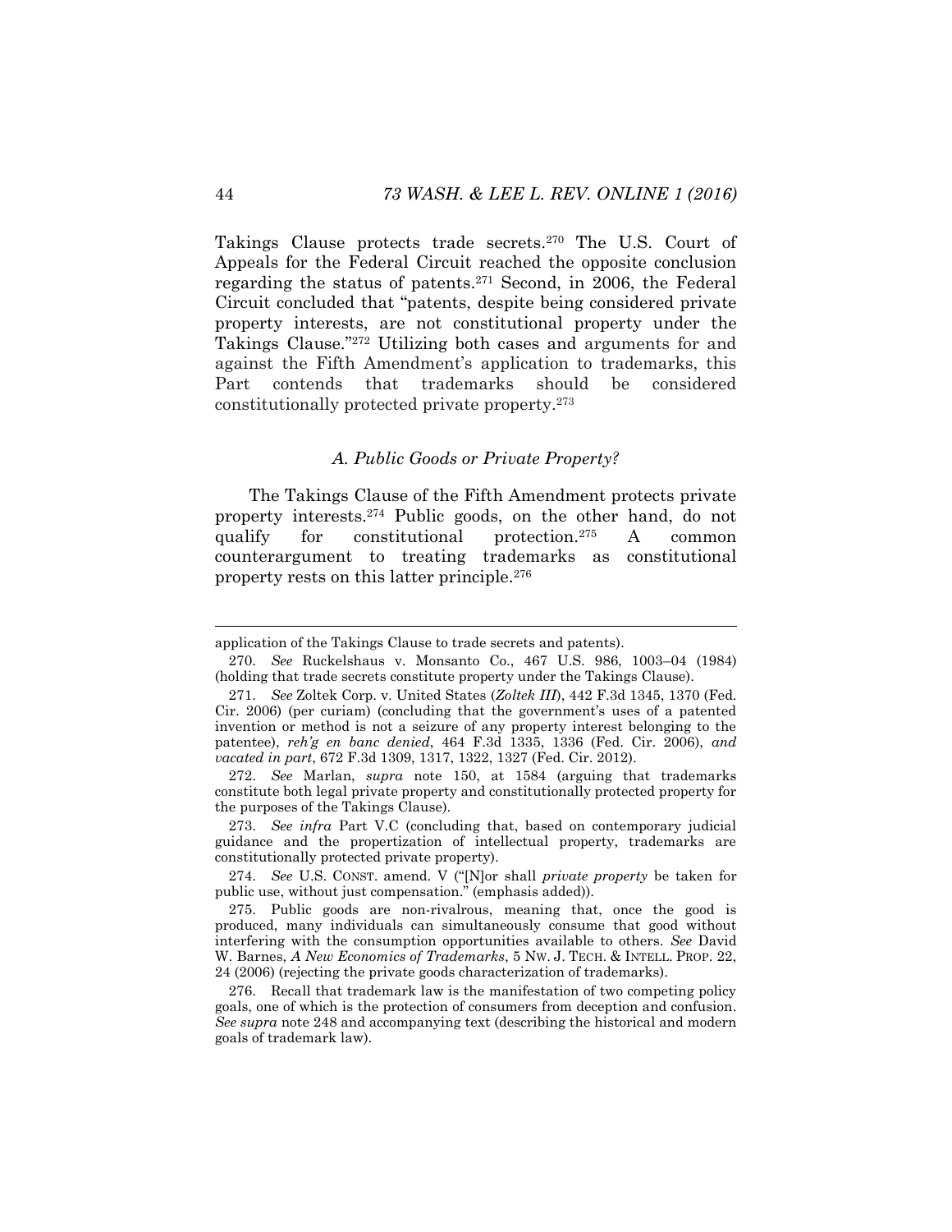Takings Clause protects trade secrets.[270] The U.S. Court of Appeals for the Federal Circuit reached the opposite conclusion regarding the status of patents.[271] Second, in 2006, the Federal Circuit concluded that "patents, despite being considered private property interests, are not constitutional property under the Takings Clause."[272] Utilizing both cases and arguments for and against the Fifth Amendment's application to trademarks, this Part contends that trademarks should be considered constitutionally protected private property.[273]

### *A. Public Goods or Private Property?*

The Takings Clause of the Fifth Amendment protects private property interests.[274] Public goods, on the other hand, do not qualify for constitutional protection.[275] A common counterargument to treating trademarks as constitutional property rests on this latter principle.[276]

---

application of the Takings Clause to trade secrets and patents).

270. *See* Ruckelshaus v. Monsanto Co., 467 U.S. 986, 1003–04 (1984) (holding that trade secrets constitute property under the Takings Clause).

271. *See* Zoltek Corp. v. United States (*Zoltek III*), 442 F.3d 1345, 1370 (Fed. Cir. 2006) (per curiam) (concluding that the government's uses of a patented invention or method is not a seizure of any property interest belonging to the patentee), *reh'g en banc denied*, 464 F.3d 1335, 1336 (Fed. Cir. 2006), *and vacated in part*, 672 F.3d 1309, 1317, 1322, 1327 (Fed. Cir. 2012).

272. *See* Marlan, *supra* note 150, at 1584 (arguing that trademarks constitute both legal private property and constitutionally protected property for the purposes of the Takings Clause).

273. *See infra* Part V.C (concluding that, based on contemporary judicial guidance and the propertization of intellectual property, trademarks are constitutionally protected private property).

274. *See* U.S. CONST. amend. V ("[N]or shall *private property* be taken for public use, without just compensation." (emphasis added)).

275. Public goods are non-rivalrous, meaning that, once the good is produced, many individuals can simultaneously consume that good without interfering with the consumption opportunities available to others. *See* David W. Barnes, *A New Economics of Trademarks*, 5 NW. J. TECH. & INTELL. PROP. 22, 24 (2006) (rejecting the private goods characterization of trademarks).

276. Recall that trademark law is the manifestation of two competing policy goals, one of which is the protection of consumers from deception and confusion. *See supra* note 248 and accompanying text (describing the historical and modern goals of trademark law).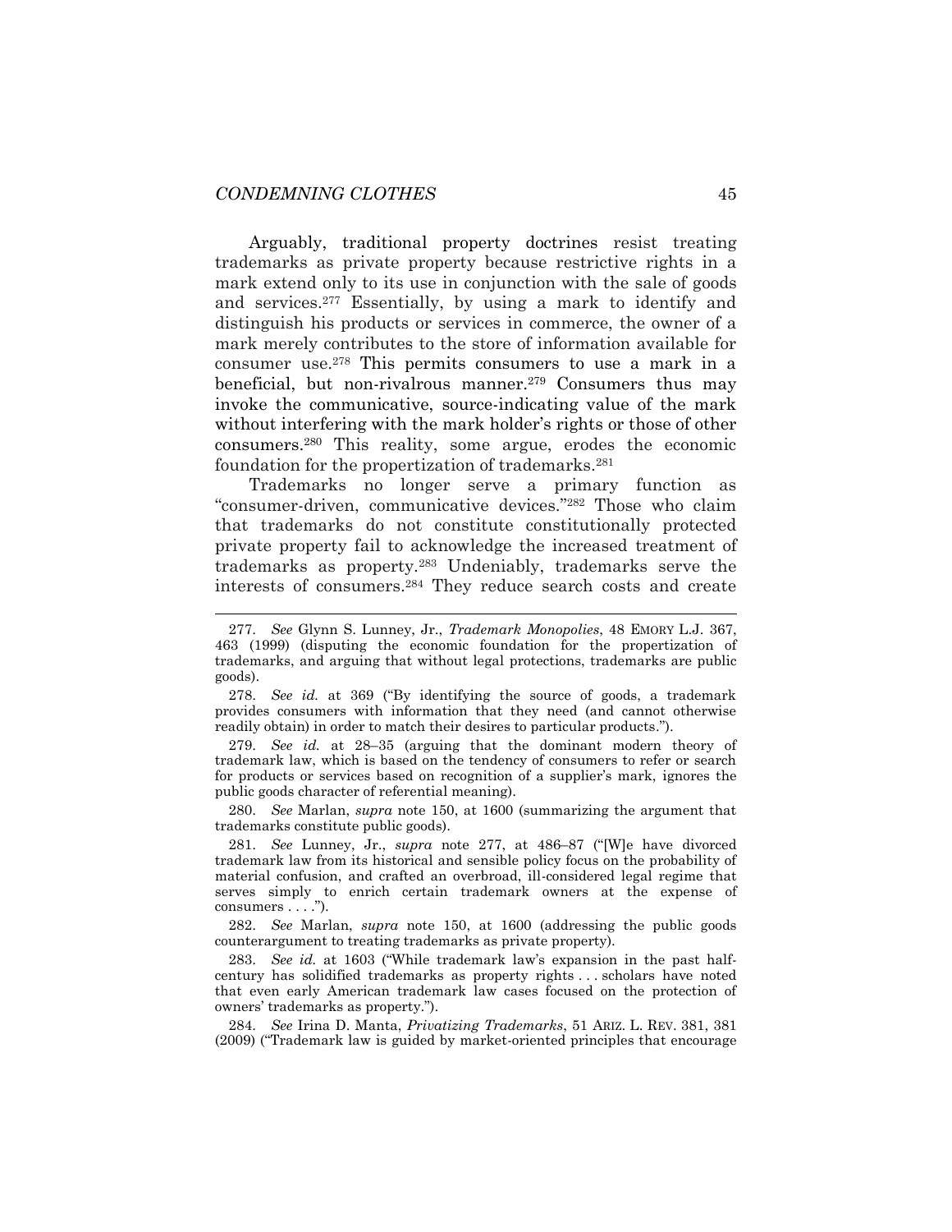Arguably, traditional property doctrines resist treating trademarks as private property because restrictive rights in a mark extend only to its use in conjunction with the sale of goods and services.[277] Essentially, by using a mark to identify and distinguish his products or services in commerce, the owner of a mark merely contributes to the store of information available for consumer use.[278] This permits consumers to use a mark in a beneficial, but non-rivalrous manner.[279] Consumers thus may invoke the communicative, source-indicating value of the mark without interfering with the mark holder's rights or those of other consumers.[280] This reality, some argue, erodes the economic foundation for the propertization of trademarks.[281]

Trademarks no longer serve a primary function as "consumer-driven, communicative devices."[282] Those who claim that trademarks do not constitute constitutionally protected private property fail to acknowledge the increased treatment of trademarks as property.[283] Undeniably, trademarks serve the interests of consumers.[284] They reduce search costs and create

---

277. *See* Glynn S. Lunney, Jr., *Trademark Monopolies*, 48 EMORY L.J. 367, 463 (1999) (disputing the economic foundation for the propertization of trademarks, and arguing that without legal protections, trademarks are public goods).

278. *See id.* at 369 ("By identifying the source of goods, a trademark provides consumers with information that they need (and cannot otherwise readily obtain) in order to match their desires to particular products.").

279. *See id.* at 28–35 (arguing that the dominant modern theory of trademark law, which is based on the tendency of consumers to refer or search for products or services based on recognition of a supplier's mark, ignores the public goods character of referential meaning).

280. *See* Marlan, *supra* note 150, at 1600 (summarizing the argument that trademarks constitute public goods).

281. *See* Lunney, Jr., *supra* note 277, at 486–87 ("[W]e have divorced trademark law from its historical and sensible policy focus on the probability of material confusion, and crafted an overbroad, ill-considered legal regime that serves simply to enrich certain trademark owners at the expense of consumers . . . .").

282. *See* Marlan, *supra* note 150, at 1600 (addressing the public goods counterargument to treating trademarks as private property).

283. *See id.* at 1603 ("While trademark law's expansion in the past half-century has solidified trademarks as property rights . . . scholars have noted that even early American trademark law cases focused on the protection of owners' trademarks as property.").

284. *See* Irina D. Manta, *Privatizing Trademarks*, 51 ARIZ. L. REV. 381, 381 (2009) ("Trademark law is guided by market-oriented principles that encourage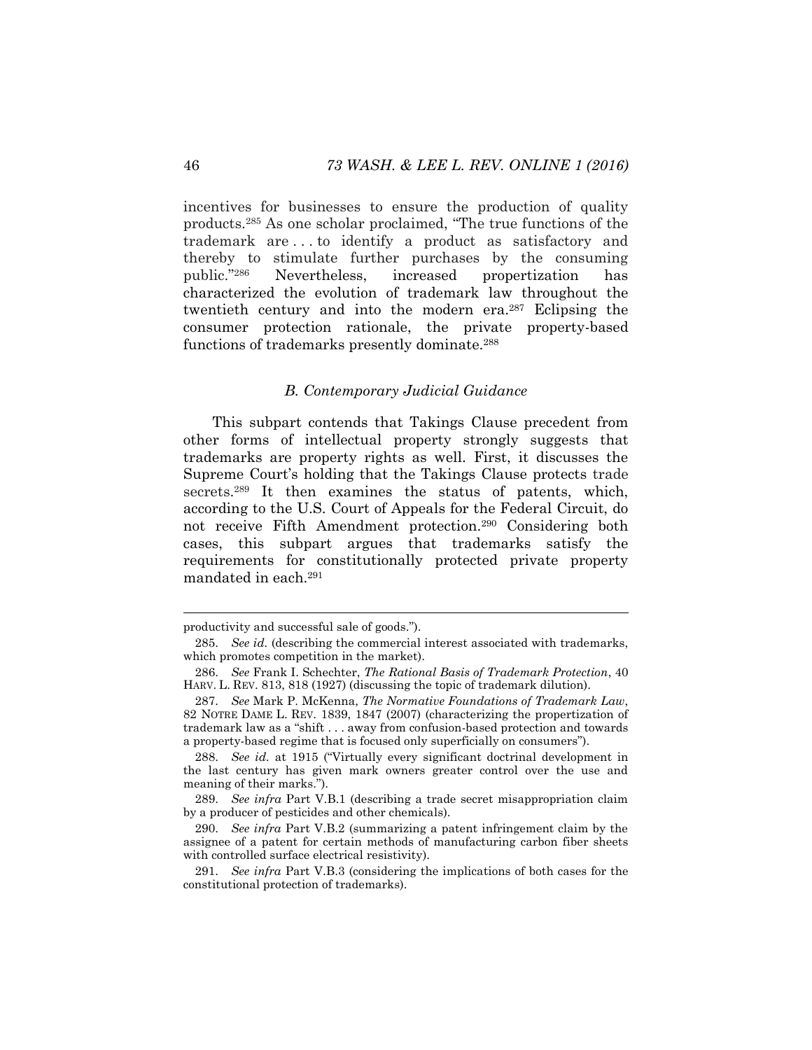incentives for businesses to ensure the production of quality products.[285] As one scholar proclaimed, "The true functions of the trademark are . . . to identify a product as satisfactory and thereby to stimulate further purchases by the consuming public."[286] Nevertheless, increased propertization has characterized the evolution of trademark law throughout the twentieth century and into the modern era.[287] Eclipsing the consumer protection rationale, the private property-based functions of trademarks presently dominate.[288]

### *B. Contemporary Judicial Guidance*

This subpart contends that Takings Clause precedent from other forms of intellectual property strongly suggests that trademarks are property rights as well. First, it discusses the Supreme Court's holding that the Takings Clause protects trade secrets.[289] It then examines the status of patents, which, according to the U.S. Court of Appeals for the Federal Circuit, do not receive Fifth Amendment protection.[290] Considering both cases, this subpart argues that trademarks satisfy the requirements for constitutionally protected private property mandated in each.[291]

---

productivity and successful sale of goods.").

285. *See id.* (describing the commercial interest associated with trademarks, which promotes competition in the market).

286. *See* Frank I. Schechter, *The Rational Basis of Trademark Protection*, 40 HARV. L. REV. 813, 818 (1927) (discussing the topic of trademark dilution).

287. *See* Mark P. McKenna, *The Normative Foundations of Trademark Law*, 82 NOTRE DAME L. REV. 1839, 1847 (2007) (characterizing the propertization of trademark law as a "shift . . . away from confusion-based protection and towards a property-based regime that is focused only superficially on consumers").

288. *See id.* at 1915 ("Virtually every significant doctrinal development in the last century has given mark owners greater control over the use and meaning of their marks.").

289. *See infra* Part V.B.1 (describing a trade secret misappropriation claim by a producer of pesticides and other chemicals).

290. *See infra* Part V.B.2 (summarizing a patent infringement claim by the assignee of a patent for certain methods of manufacturing carbon fiber sheets with controlled surface electrical resistivity).

291. *See infra* Part V.B.3 (considering the implications of both cases for the constitutional protection of trademarks).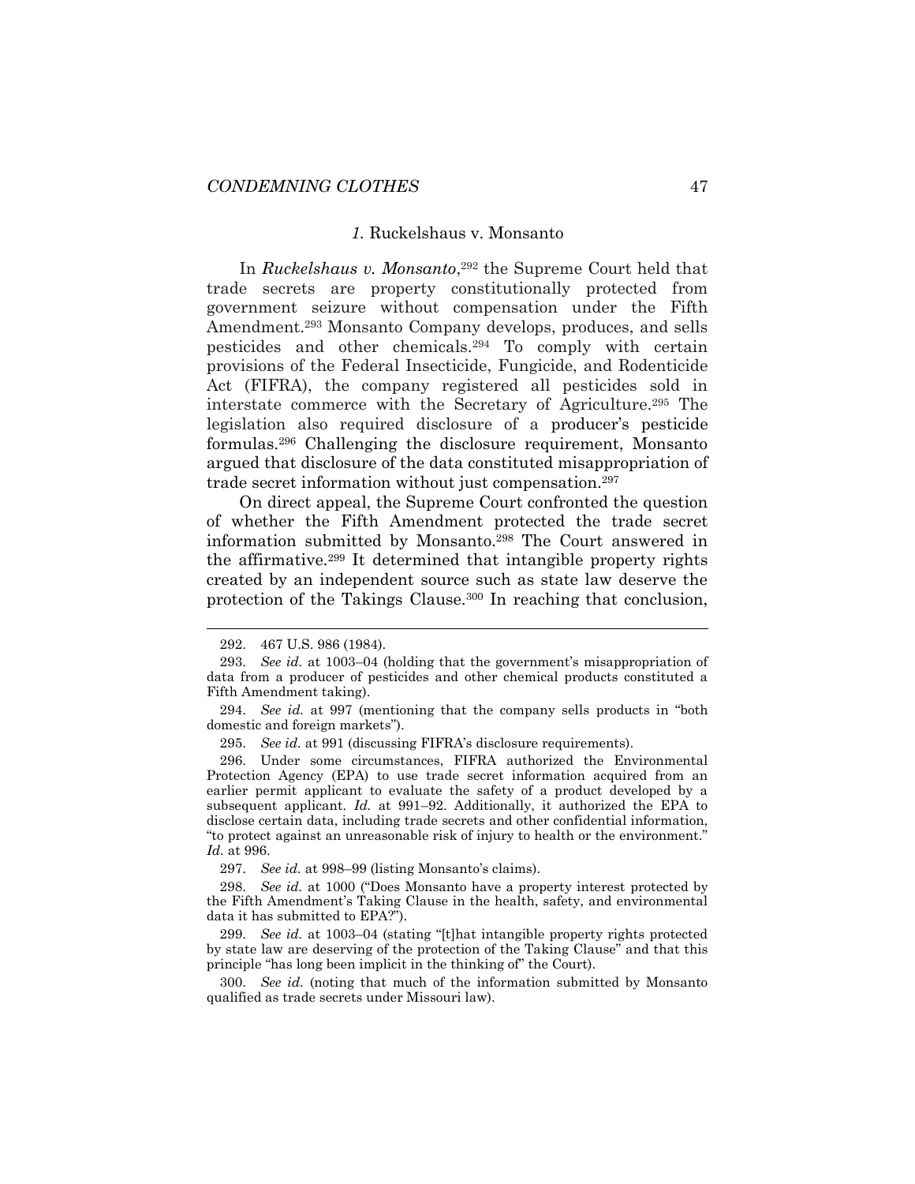### *1.* Ruckelshaus v. Monsanto

In *Ruckelshaus v. Monsanto*,[292] the Supreme Court held that trade secrets are property constitutionally protected from government seizure without compensation under the Fifth Amendment.[293] Monsanto Company develops, produces, and sells pesticides and other chemicals.[294] To comply with certain provisions of the Federal Insecticide, Fungicide, and Rodenticide Act (FIFRA), the company registered all pesticides sold in interstate commerce with the Secretary of Agriculture.[295] The legislation also required disclosure of a producer's pesticide formulas.[296] Challenging the disclosure requirement, Monsanto argued that disclosure of the data constituted misappropriation of trade secret information without just compensation.[297]

On direct appeal, the Supreme Court confronted the question of whether the Fifth Amendment protected the trade secret information submitted by Monsanto.[298] The Court answered in the affirmative.[299] It determined that intangible property rights created by an independent source such as state law deserve the protection of the Takings Clause.[300] In reaching that conclusion,

---

292. 467 U.S. 986 (1984).

293. *See id.* at 1003–04 (holding that the government's misappropriation of data from a producer of pesticides and other chemical products constituted a Fifth Amendment taking).

294. *See id.* at 997 (mentioning that the company sells products in "both domestic and foreign markets").

295. *See id.* at 991 (discussing FIFRA's disclosure requirements).

296. Under some circumstances, FIFRA authorized the Environmental Protection Agency (EPA) to use trade secret information acquired from an earlier permit applicant to evaluate the safety of a product developed by a subsequent applicant. *Id.* at 991–92. Additionally, it authorized the EPA to disclose certain data, including trade secrets and other confidential information, "to protect against an unreasonable risk of injury to health or the environment." *Id.* at 996.

297. *See id.* at 998–99 (listing Monsanto's claims).

298. *See id.* at 1000 ("Does Monsanto have a property interest protected by the Fifth Amendment's Taking Clause in the health, safety, and environmental data it has submitted to EPA?").

299. *See id.* at 1003–04 (stating "[t]hat intangible property rights protected by state law are deserving of the protection of the Taking Clause" and that this principle "has long been implicit in the thinking of" the Court).

300. *See id.* (noting that much of the information submitted by Monsanto qualified as trade secrets under Missouri law).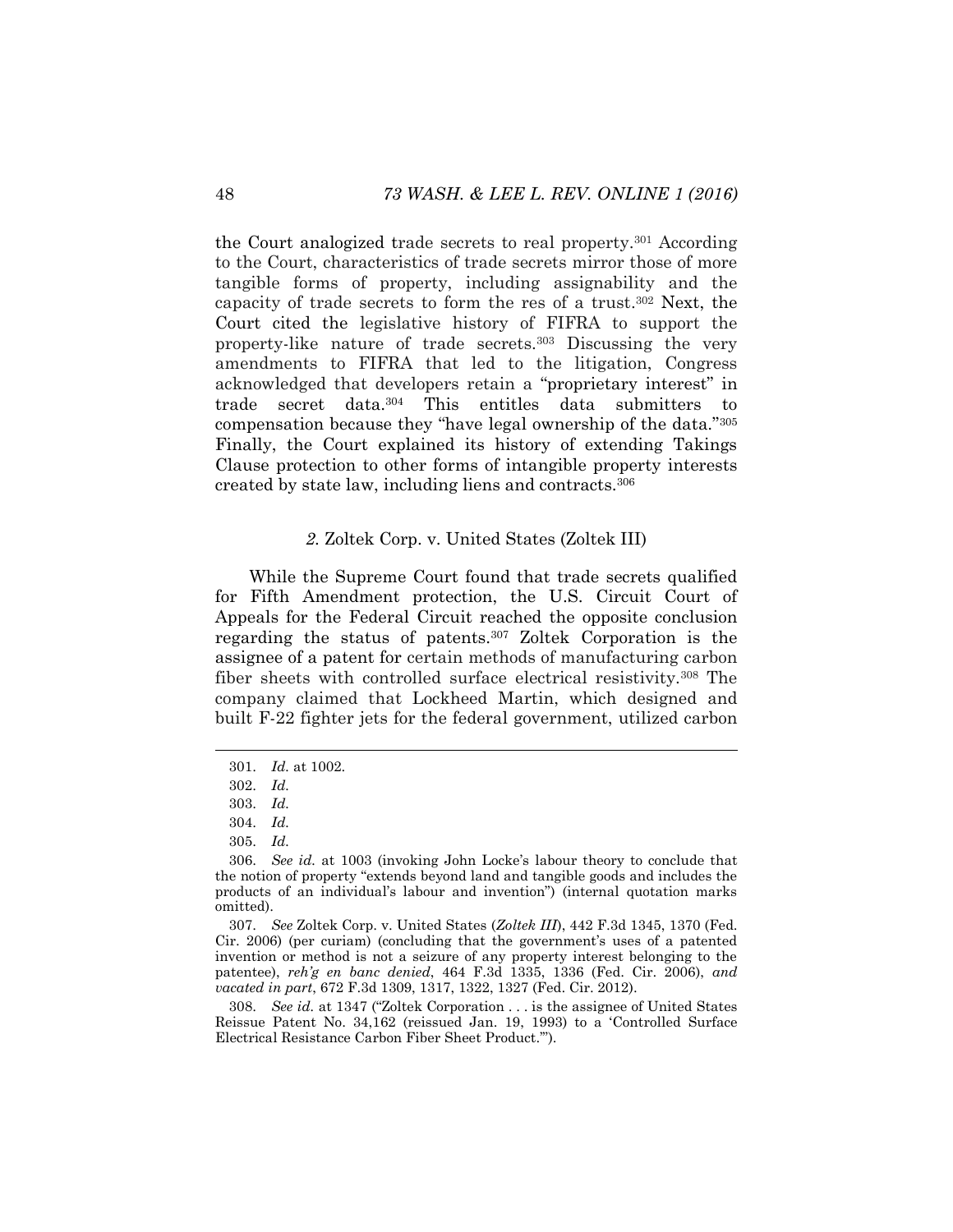the Court analogized trade secrets to real property.[301] According to the Court, characteristics of trade secrets mirror those of more tangible forms of property, including assignability and the capacity of trade secrets to form the res of a trust.[302] Next, the Court cited the legislative history of FIFRA to support the property-like nature of trade secrets.[303] Discussing the very amendments to FIFRA that led to the litigation, Congress acknowledged that developers retain a "proprietary interest" in trade secret data.[304] This entitles data submitters to compensation because they "have legal ownership of the data."[305] Finally, the Court explained its history of extending Takings Clause protection to other forms of intangible property interests created by state law, including liens and contracts.[306]

### *2.* Zoltek Corp. v. United States (Zoltek III)

While the Supreme Court found that trade secrets qualified for Fifth Amendment protection, the U.S. Circuit Court of Appeals for the Federal Circuit reached the opposite conclusion regarding the status of patents.[307] Zoltek Corporation is the assignee of a patent for certain methods of manufacturing carbon fiber sheets with controlled surface electrical resistivity.[308] The company claimed that Lockheed Martin, which designed and built F-22 fighter jets for the federal government, utilized carbon

---

301. *Id.* at 1002.

302. *Id.*

303. *Id.*

304. *Id.*

305. *Id.*

306. *See id.* at 1003 (invoking John Locke's labour theory to conclude that the notion of property "extends beyond land and tangible goods and includes the products of an individual's labour and invention") (internal quotation marks omitted).

307. *See* Zoltek Corp. v. United States (*Zoltek III*), 442 F.3d 1345, 1370 (Fed. Cir. 2006) (per curiam) (concluding that the government's uses of a patented invention or method is not a seizure of any property interest belonging to the patentee), *reh'g en banc denied*, 464 F.3d 1335, 1336 (Fed. Cir. 2006), *and vacated in part*, 672 F.3d 1309, 1317, 1322, 1327 (Fed. Cir. 2012).

308. *See id.* at 1347 ("Zoltek Corporation . . . is the assignee of United States Reissue Patent No. 34,162 (reissued Jan. 19, 1993) to a 'Controlled Surface Electrical Resistance Carbon Fiber Sheet Product.'").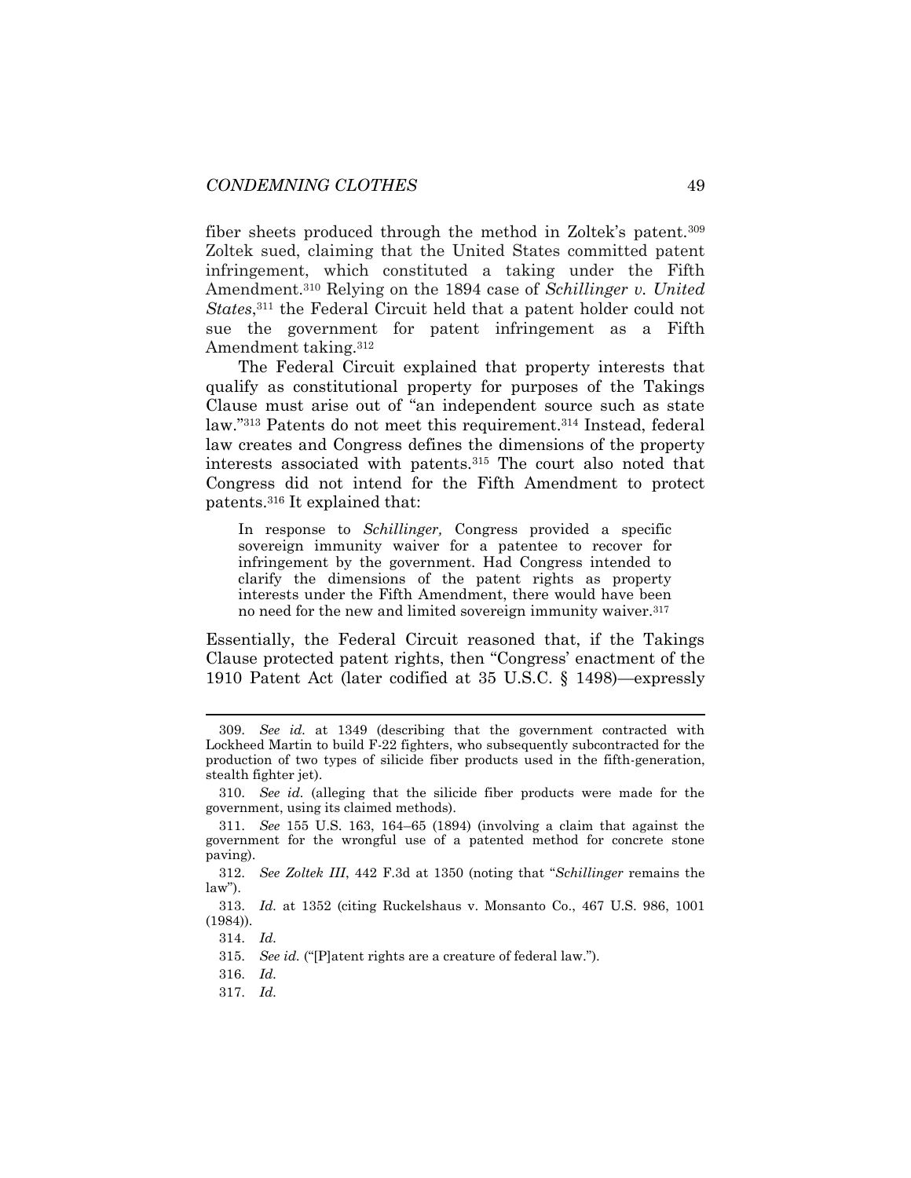fiber sheets produced through the method in Zoltek's patent.[309] Zoltek sued, claiming that the United States committed patent infringement, which constituted a taking under the Fifth Amendment.[310] Relying on the 1894 case of *Schillinger v. United States*,[311] the Federal Circuit held that a patent holder could not sue the government for patent infringement as a Fifth Amendment taking.[312]

The Federal Circuit explained that property interests that qualify as constitutional property for purposes of the Takings Clause must arise out of "an independent source such as state law."[313] Patents do not meet this requirement.[314] Instead, federal law creates and Congress defines the dimensions of the property interests associated with patents.[315] The court also noted that Congress did not intend for the Fifth Amendment to protect patents.[316] It explained that:

> In response to *Schillinger,* Congress provided a specific sovereign immunity waiver for a patentee to recover for infringement by the government. Had Congress intended to clarify the dimensions of the patent rights as property interests under the Fifth Amendment, there would have been no need for the new and limited sovereign immunity waiver.[317]

Essentially, the Federal Circuit reasoned that, if the Takings Clause protected patent rights, then "Congress' enactment of the 1910 Patent Act (later codified at 35 U.S.C. § 1498)—expressly

---

309. *See id.* at 1349 (describing that the government contracted with Lockheed Martin to build F-22 fighters, who subsequently subcontracted for the production of two types of silicide fiber products used in the fifth-generation, stealth fighter jet).

310. *See id.* (alleging that the silicide fiber products were made for the government, using its claimed methods).

311. *See* 155 U.S. 163, 164–65 (1894) (involving a claim that against the government for the wrongful use of a patented method for concrete stone paving).

312. *See Zoltek III*, 442 F.3d at 1350 (noting that "*Schillinger* remains the law").

313. *Id.* at 1352 (citing Ruckelshaus v. Monsanto Co., 467 U.S. 986, 1001 (1984)).

314. *Id.*

315. *See id.* ("[P]atent rights are a creature of federal law.").

316. *Id.*

317. *Id.*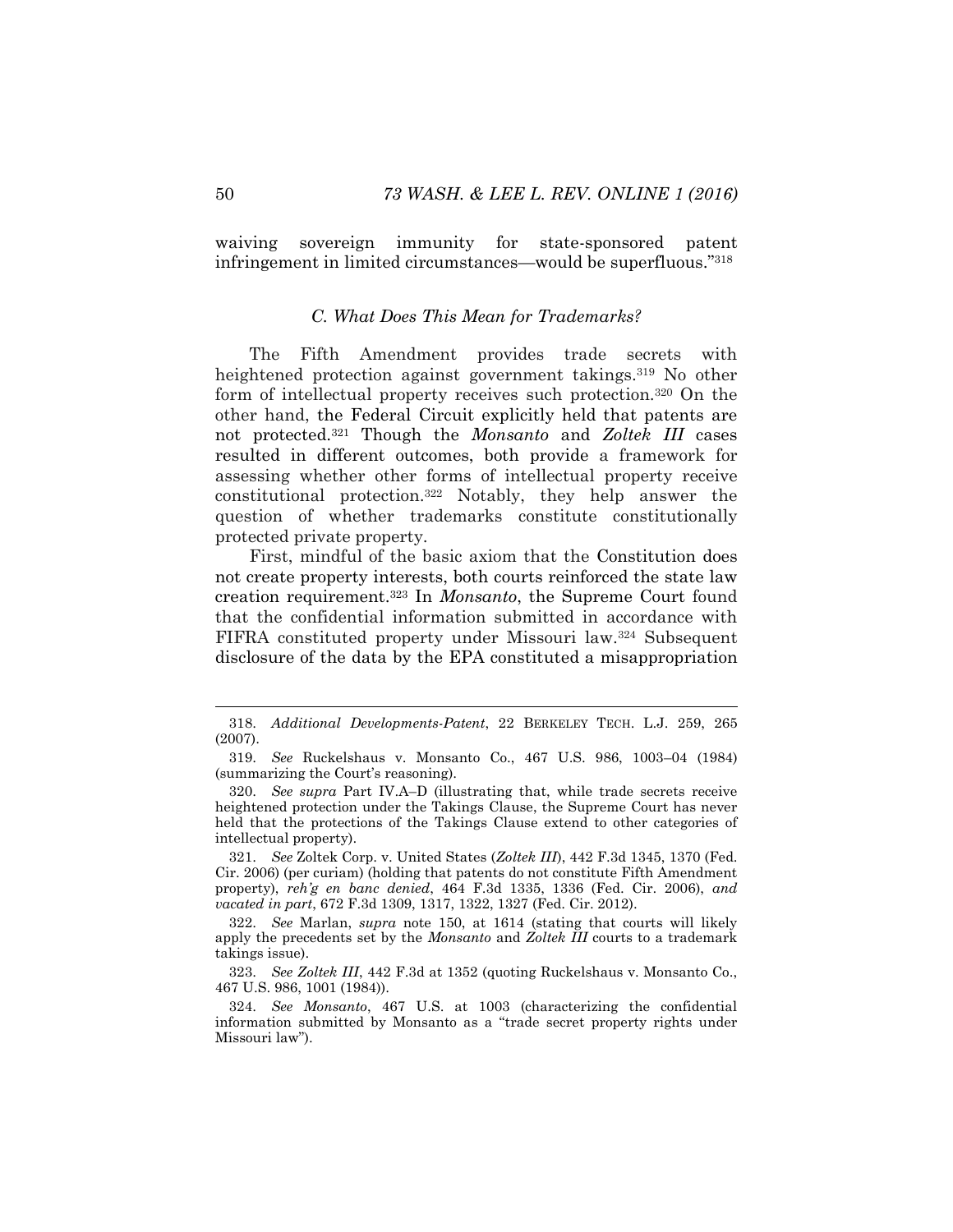waiving sovereign immunity for state-sponsored patent infringement in limited circumstances—would be superfluous."[318]

### *C. What Does This Mean for Trademarks?*

The Fifth Amendment provides trade secrets with heightened protection against government takings.[319] No other form of intellectual property receives such protection.[320] On the other hand, the Federal Circuit explicitly held that patents are not protected.[321] Though the *Monsanto* and *Zoltek III* cases resulted in different outcomes, both provide a framework for assessing whether other forms of intellectual property receive constitutional protection.[322] Notably, they help answer the question of whether trademarks constitute constitutionally protected private property.

First, mindful of the basic axiom that the Constitution does not create property interests, both courts reinforced the state law creation requirement.[323] In *Monsanto*, the Supreme Court found that the confidential information submitted in accordance with FIFRA constituted property under Missouri law.[324] Subsequent disclosure of the data by the EPA constituted a misappropriation

---

318. *Additional Developments-Patent*, 22 BERKELEY TECH. L.J. 259, 265 (2007).

319. *See* Ruckelshaus v. Monsanto Co., 467 U.S. 986, 1003–04 (1984) (summarizing the Court's reasoning).

320. *See supra* Part IV.A–D (illustrating that, while trade secrets receive heightened protection under the Takings Clause, the Supreme Court has never held that the protections of the Takings Clause extend to other categories of intellectual property).

321. *See* Zoltek Corp. v. United States (*Zoltek III*), 442 F.3d 1345, 1370 (Fed. Cir. 2006) (per curiam) (holding that patents do not constitute Fifth Amendment property), *reh'g en banc denied*, 464 F.3d 1335, 1336 (Fed. Cir. 2006), *and vacated in part*, 672 F.3d 1309, 1317, 1322, 1327 (Fed. Cir. 2012).

322. *See* Marlan, *supra* note 150, at 1614 (stating that courts will likely apply the precedents set by the *Monsanto* and *Zoltek III* courts to a trademark takings issue).

323. *See Zoltek III*, 442 F.3d at 1352 (quoting Ruckelshaus v. Monsanto Co., 467 U.S. 986, 1001 (1984)).

324. *See Monsanto*, 467 U.S. at 1003 (characterizing the confidential information submitted by Monsanto as a "trade secret property rights under Missouri law").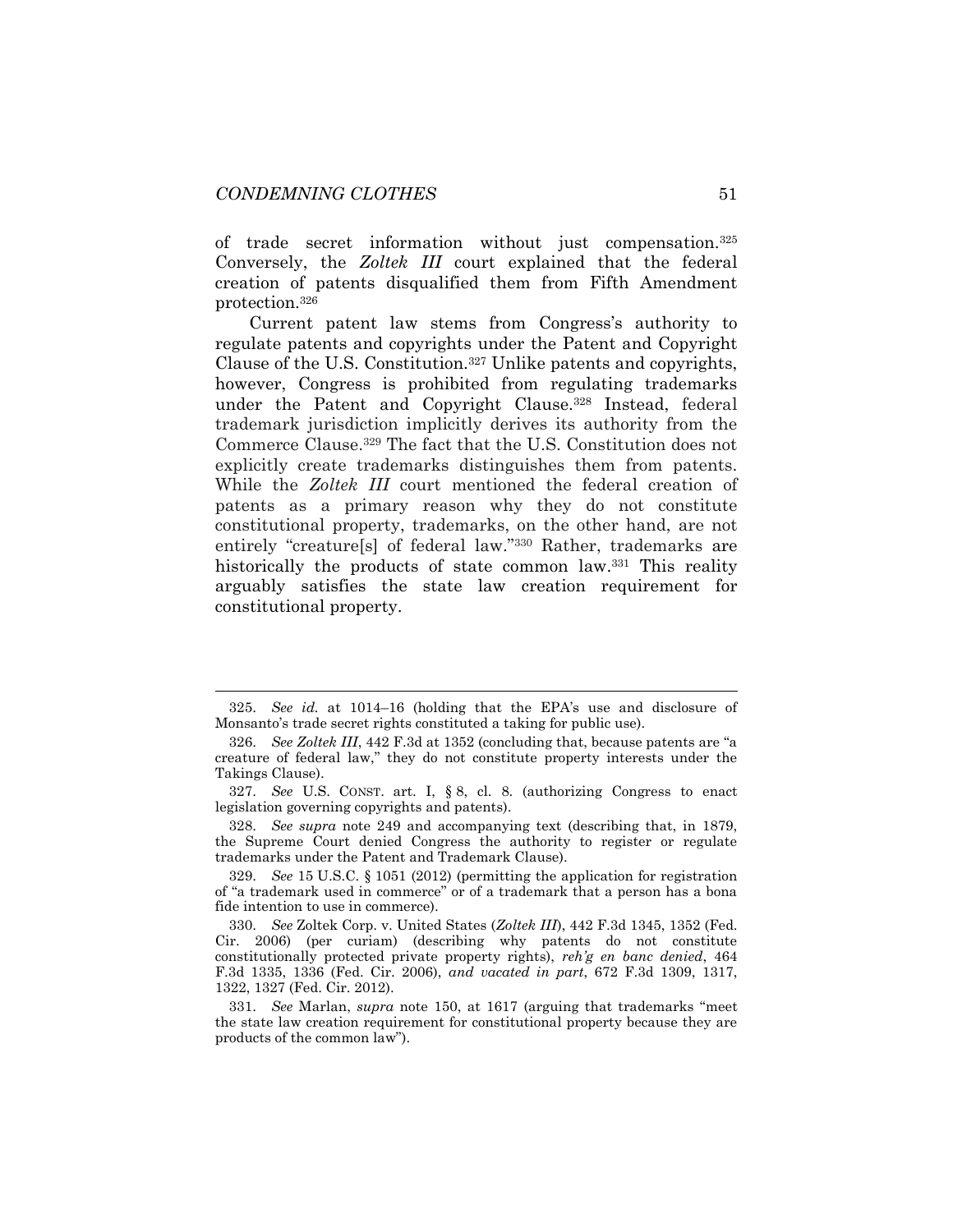of trade secret information without just compensation.[325] Conversely, the *Zoltek III* court explained that the federal creation of patents disqualified them from Fifth Amendment protection.[326]

Current patent law stems from Congress's authority to regulate patents and copyrights under the Patent and Copyright Clause of the U.S. Constitution.[327] Unlike patents and copyrights, however, Congress is prohibited from regulating trademarks under the Patent and Copyright Clause.[328] Instead, federal trademark jurisdiction implicitly derives its authority from the Commerce Clause.[329] The fact that the U.S. Constitution does not explicitly create trademarks distinguishes them from patents. While the *Zoltek III* court mentioned the federal creation of patents as a primary reason why they do not constitute constitutional property, trademarks, on the other hand, are not entirely "creature[s] of federal law."[330] Rather, trademarks are historically the products of state common law.[331] This reality arguably satisfies the state law creation requirement for constitutional property.

---

325. *See id.* at 1014–16 (holding that the EPA's use and disclosure of Monsanto's trade secret rights constituted a taking for public use).

326. *See Zoltek III*, 442 F.3d at 1352 (concluding that, because patents are "a creature of federal law," they do not constitute property interests under the Takings Clause).

327. *See* U.S. CONST. art. I, § 8, cl. 8. (authorizing Congress to enact legislation governing copyrights and patents).

328. *See supra* note 249 and accompanying text (describing that, in 1879, the Supreme Court denied Congress the authority to register or regulate trademarks under the Patent and Trademark Clause).

329. *See* 15 U.S.C. § 1051 (2012) (permitting the application for registration of "a trademark used in commerce" or of a trademark that a person has a bona fide intention to use in commerce).

330. *See* Zoltek Corp. v. United States (*Zoltek III*), 442 F.3d 1345, 1352 (Fed. Cir. 2006) (per curiam) (describing why patents do not constitute constitutionally protected private property rights), *reh'g en banc denied*, 464 F.3d 1335, 1336 (Fed. Cir. 2006), *and vacated in part*, 672 F.3d 1309, 1317, 1322, 1327 (Fed. Cir. 2012).

331. *See* Marlan, *supra* note 150, at 1617 (arguing that trademarks "meet the state law creation requirement for constitutional property because they are products of the common law").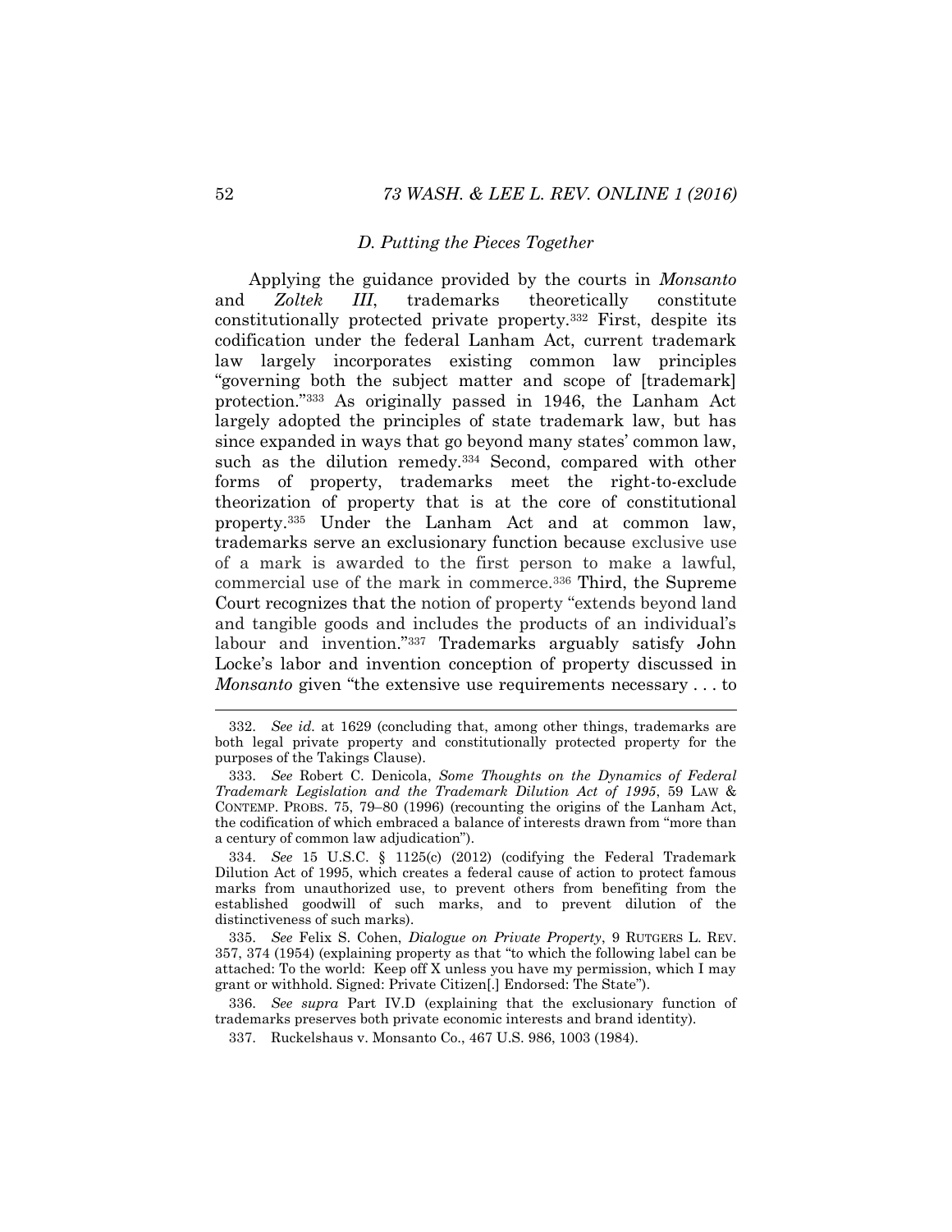### D. Putting the Pieces Together

Applying the guidance provided by the courts in *Monsanto* and *Zoltek III*, trademarks theoretically constitute constitutionally protected private property.[332] First, despite its codification under the federal Lanham Act, current trademark law largely incorporates existing common law principles "governing both the subject matter and scope of [trademark] protection."[333] As originally passed in 1946, the Lanham Act largely adopted the principles of state trademark law, but has since expanded in ways that go beyond many states' common law, such as the dilution remedy.[334] Second, compared with other forms of property, trademarks meet the right-to-exclude theorization of property that is at the core of constitutional property.[335] Under the Lanham Act and at common law, trademarks serve an exclusionary function because exclusive use of a mark is awarded to the first person to make a lawful, commercial use of the mark in commerce.[336] Third, the Supreme Court recognizes that the notion of property "extends beyond land and tangible goods and includes the products of an individual's labour and invention."[337] Trademarks arguably satisfy John Locke's labor and invention conception of property discussed in *Monsanto* given "the extensive use requirements necessary . . . to

---

332. *See id.* at 1629 (concluding that, among other things, trademarks are both legal private property and constitutionally protected property for the purposes of the Takings Clause).

333. *See* Robert C. Denicola, *Some Thoughts on the Dynamics of Federal Trademark Legislation and the Trademark Dilution Act of 1995*, 59 LAW & CONTEMP. PROBS. 75, 79–80 (1996) (recounting the origins of the Lanham Act, the codification of which embraced a balance of interests drawn from "more than a century of common law adjudication").

334. *See* 15 U.S.C. § 1125(c) (2012) (codifying the Federal Trademark Dilution Act of 1995, which creates a federal cause of action to protect famous marks from unauthorized use, to prevent others from benefiting from the established goodwill of such marks, and to prevent dilution of the distinctiveness of such marks).

335. *See* Felix S. Cohen, *Dialogue on Private Property*, 9 RUTGERS L. REV. 357, 374 (1954) (explaining property as that "to which the following label can be attached: To the world: Keep off X unless you have my permission, which I may grant or withhold. Signed: Private Citizen[.] Endorsed: The State").

336. *See supra* Part IV.D (explaining that the exclusionary function of trademarks preserves both private economic interests and brand identity).

337. Ruckelshaus v. Monsanto Co., 467 U.S. 986, 1003 (1984).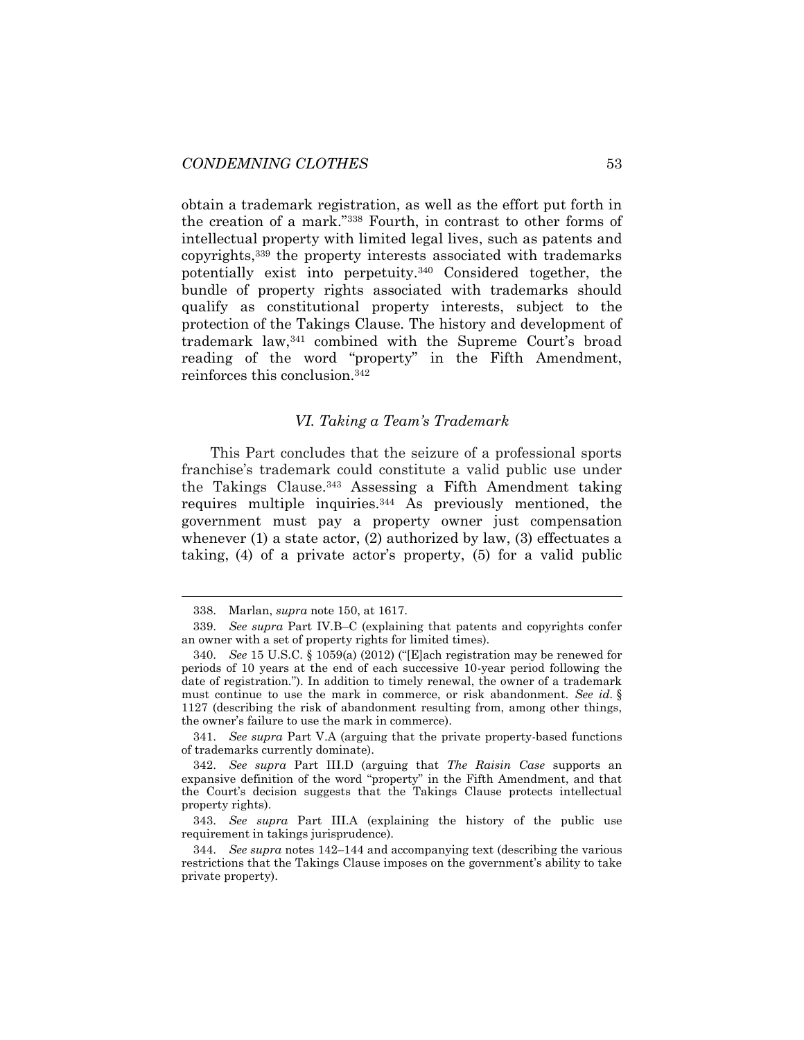obtain a trademark registration, as well as the effort put forth in the creation of a mark."[338] Fourth, in contrast to other forms of intellectual property with limited legal lives, such as patents and copyrights,[339] the property interests associated with trademarks potentially exist into perpetuity.[340] Considered together, the bundle of property rights associated with trademarks should qualify as constitutional property interests, subject to the protection of the Takings Clause. The history and development of trademark law,[341] combined with the Supreme Court's broad reading of the word "property" in the Fifth Amendment, reinforces this conclusion.[342]

## *VI. Taking a Team's Trademark*

This Part concludes that the seizure of a professional sports franchise's trademark could constitute a valid public use under the Takings Clause.[343] Assessing a Fifth Amendment taking requires multiple inquiries.[344] As previously mentioned, the government must pay a property owner just compensation whenever (1) a state actor, (2) authorized by law, (3) effectuates a taking, (4) of a private actor's property, (5) for a valid public

---

338. Marlan, *supra* note 150, at 1617.

339. *See supra* Part IV.B–C (explaining that patents and copyrights confer an owner with a set of property rights for limited times).

340. *See* 15 U.S.C. § 1059(a) (2012) ("[E]ach registration may be renewed for periods of 10 years at the end of each successive 10-year period following the date of registration."). In addition to timely renewal, the owner of a trademark must continue to use the mark in commerce, or risk abandonment. *See id.* § 1127 (describing the risk of abandonment resulting from, among other things, the owner's failure to use the mark in commerce).

341. *See supra* Part V.A (arguing that the private property-based functions of trademarks currently dominate).

342. *See supra* Part III.D (arguing that *The Raisin Case* supports an expansive definition of the word "property" in the Fifth Amendment, and that the Court's decision suggests that the Takings Clause protects intellectual property rights).

343. *See supra* Part III.A (explaining the history of the public use requirement in takings jurisprudence).

344. *See supra* notes 142–144 and accompanying text (describing the various restrictions that the Takings Clause imposes on the government's ability to take private property).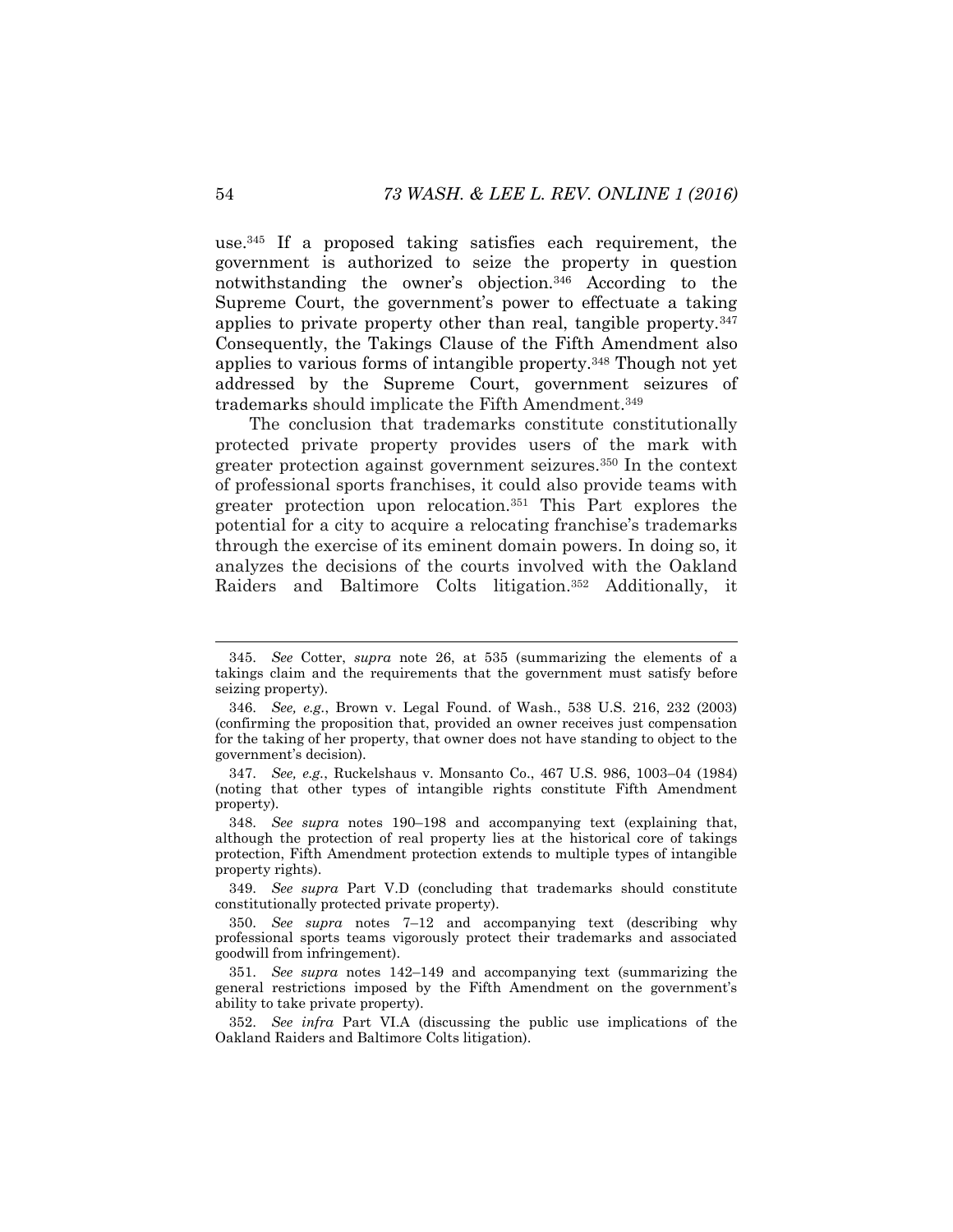use.[345] If a proposed taking satisfies each requirement, the government is authorized to seize the property in question notwithstanding the owner's objection.[346] According to the Supreme Court, the government's power to effectuate a taking applies to private property other than real, tangible property.[347] Consequently, the Takings Clause of the Fifth Amendment also applies to various forms of intangible property.[348] Though not yet addressed by the Supreme Court, government seizures of trademarks should implicate the Fifth Amendment.[349]

The conclusion that trademarks constitute constitutionally protected private property provides users of the mark with greater protection against government seizures.[350] In the context of professional sports franchises, it could also provide teams with greater protection upon relocation.[351] This Part explores the potential for a city to acquire a relocating franchise's trademarks through the exercise of its eminent domain powers. In doing so, it analyzes the decisions of the courts involved with the Oakland Raiders and Baltimore Colts litigation.[352] Additionally, it

---

345. *See* Cotter, *supra* note 26, at 535 (summarizing the elements of a takings claim and the requirements that the government must satisfy before seizing property).

346. *See, e.g.*, Brown v. Legal Found. of Wash., 538 U.S. 216, 232 (2003) (confirming the proposition that, provided an owner receives just compensation for the taking of her property, that owner does not have standing to object to the government's decision).

347. *See, e.g.*, Ruckelshaus v. Monsanto Co., 467 U.S. 986, 1003–04 (1984) (noting that other types of intangible rights constitute Fifth Amendment property).

348. *See supra* notes 190–198 and accompanying text (explaining that, although the protection of real property lies at the historical core of takings protection, Fifth Amendment protection extends to multiple types of intangible property rights).

349. *See supra* Part V.D (concluding that trademarks should constitute constitutionally protected private property).

350. *See supra* notes 7–12 and accompanying text (describing why professional sports teams vigorously protect their trademarks and associated goodwill from infringement).

351. *See supra* notes 142–149 and accompanying text (summarizing the general restrictions imposed by the Fifth Amendment on the government's ability to take private property).

352. *See infra* Part VI.A (discussing the public use implications of the Oakland Raiders and Baltimore Colts litigation).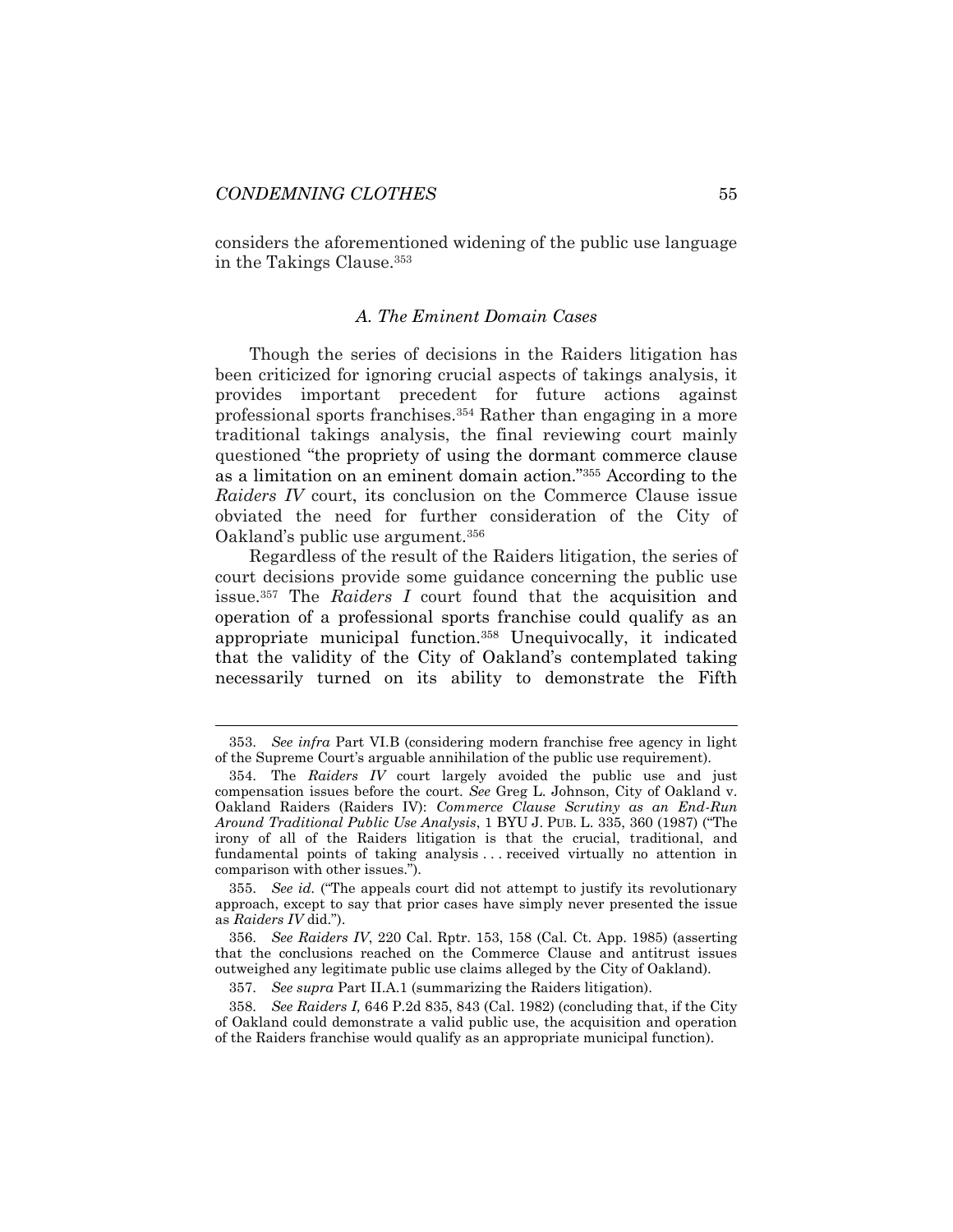considers the aforementioned widening of the public use language in the Takings Clause.[353]

### *A. The Eminent Domain Cases*

Though the series of decisions in the Raiders litigation has been criticized for ignoring crucial aspects of takings analysis, it provides important precedent for future actions against professional sports franchises.[354] Rather than engaging in a more traditional takings analysis, the final reviewing court mainly questioned "the propriety of using the dormant commerce clause as a limitation on an eminent domain action."[355] According to the *Raiders IV* court, its conclusion on the Commerce Clause issue obviated the need for further consideration of the City of Oakland's public use argument.[356]

Regardless of the result of the Raiders litigation, the series of court decisions provide some guidance concerning the public use issue.[357] The *Raiders I* court found that the acquisition and operation of a professional sports franchise could qualify as an appropriate municipal function.[358] Unequivocally, it indicated that the validity of the City of Oakland's contemplated taking necessarily turned on its ability to demonstrate the Fifth

---

353. *See infra* Part VI.B (considering modern franchise free agency in light of the Supreme Court's arguable annihilation of the public use requirement).

354. The *Raiders IV* court largely avoided the public use and just compensation issues before the court. *See* Greg L. Johnson, City of Oakland v. Oakland Raiders (Raiders IV): *Commerce Clause Scrutiny as an End-Run Around Traditional Public Use Analysis*, 1 BYU J. PUB. L. 335, 360 (1987) ("The irony of all of the Raiders litigation is that the crucial, traditional, and fundamental points of taking analysis . . . received virtually no attention in comparison with other issues.").

355. *See id.* ("The appeals court did not attempt to justify its revolutionary approach, except to say that prior cases have simply never presented the issue as *Raiders IV* did.").

356. *See Raiders IV*, 220 Cal. Rptr. 153, 158 (Cal. Ct. App. 1985) (asserting that the conclusions reached on the Commerce Clause and antitrust issues outweighed any legitimate public use claims alleged by the City of Oakland).

357. *See supra* Part II.A.1 (summarizing the Raiders litigation).

358. *See Raiders I,* 646 P.2d 835, 843 (Cal. 1982) (concluding that, if the City of Oakland could demonstrate a valid public use, the acquisition and operation of the Raiders franchise would qualify as an appropriate municipal function).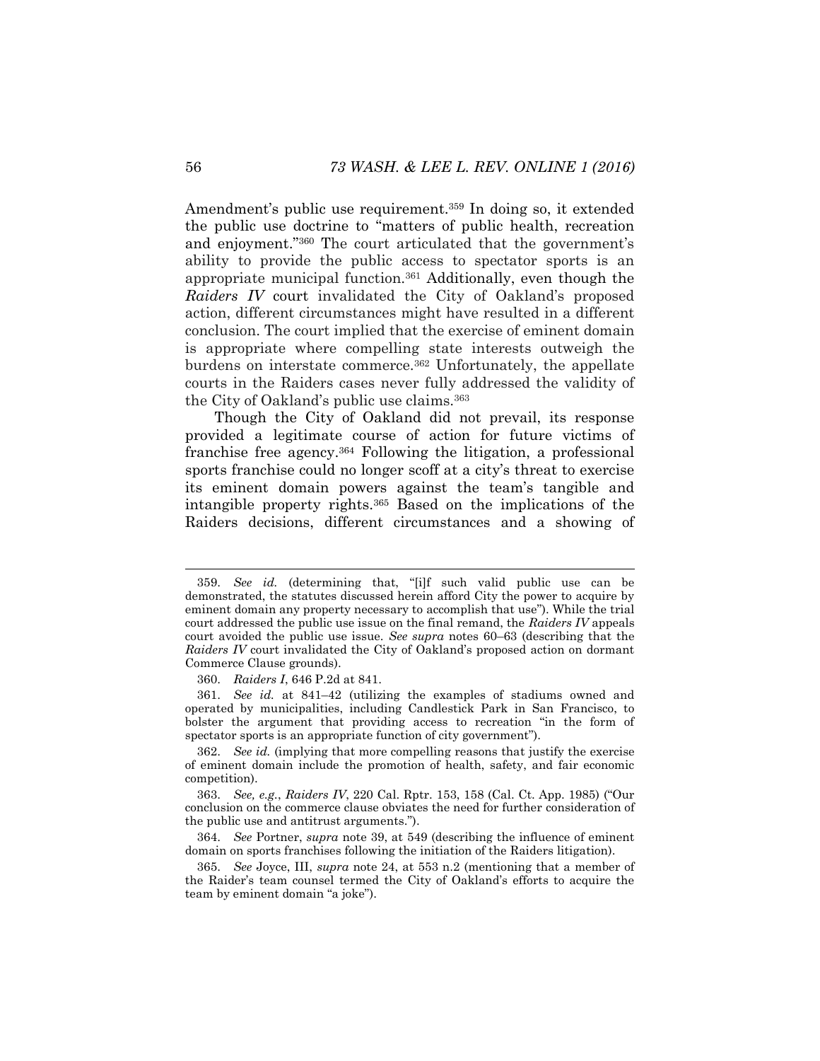Amendment's public use requirement.[359] In doing so, it extended the public use doctrine to "matters of public health, recreation and enjoyment."[360] The court articulated that the government's ability to provide the public access to spectator sports is an appropriate municipal function.[361] Additionally, even though the *Raiders IV* court invalidated the City of Oakland's proposed action, different circumstances might have resulted in a different conclusion. The court implied that the exercise of eminent domain is appropriate where compelling state interests outweigh the burdens on interstate commerce.[362] Unfortunately, the appellate courts in the Raiders cases never fully addressed the validity of the City of Oakland's public use claims.[363]

Though the City of Oakland did not prevail, its response provided a legitimate course of action for future victims of franchise free agency.[364] Following the litigation, a professional sports franchise could no longer scoff at a city's threat to exercise its eminent domain powers against the team's tangible and intangible property rights.[365] Based on the implications of the Raiders decisions, different circumstances and a showing of

---

359. *See id.* (determining that, "[i]f such valid public use can be demonstrated, the statutes discussed herein afford City the power to acquire by eminent domain any property necessary to accomplish that use"). While the trial court addressed the public use issue on the final remand, the *Raiders IV* appeals court avoided the public use issue. *See supra* notes 60–63 (describing that the *Raiders IV* court invalidated the City of Oakland's proposed action on dormant Commerce Clause grounds).

360. *Raiders I*, 646 P.2d at 841.

361. *See id.* at 841–42 (utilizing the examples of stadiums owned and operated by municipalities, including Candlestick Park in San Francisco, to bolster the argument that providing access to recreation "in the form of spectator sports is an appropriate function of city government").

362. *See id.* (implying that more compelling reasons that justify the exercise of eminent domain include the promotion of health, safety, and fair economic competition).

363. *See, e.g.*, *Raiders IV*, 220 Cal. Rptr. 153, 158 (Cal. Ct. App. 1985) ("Our conclusion on the commerce clause obviates the need for further consideration of the public use and antitrust arguments.").

364. *See* Portner, *supra* note 39, at 549 (describing the influence of eminent domain on sports franchises following the initiation of the Raiders litigation).

365. *See* Joyce, III, *supra* note 24, at 553 n.2 (mentioning that a member of the Raider's team counsel termed the City of Oakland's efforts to acquire the team by eminent domain "a joke").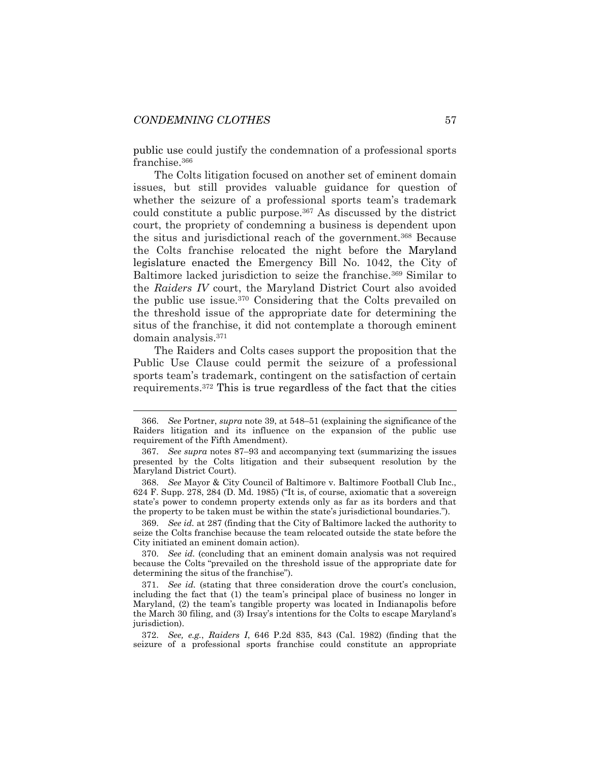public use could justify the condemnation of a professional sports franchise.[366]

The Colts litigation focused on another set of eminent domain issues, but still provides valuable guidance for question of whether the seizure of a professional sports team's trademark could constitute a public purpose.[367] As discussed by the district court, the propriety of condemning a business is dependent upon the situs and jurisdictional reach of the government.[368] Because the Colts franchise relocated the night before the Maryland legislature enacted the Emergency Bill No. 1042, the City of Baltimore lacked jurisdiction to seize the franchise.[369] Similar to the *Raiders IV* court, the Maryland District Court also avoided the public use issue.[370] Considering that the Colts prevailed on the threshold issue of the appropriate date for determining the situs of the franchise, it did not contemplate a thorough eminent domain analysis.[371]

The Raiders and Colts cases support the proposition that the Public Use Clause could permit the seizure of a professional sports team's trademark, contingent on the satisfaction of certain requirements.[372] This is true regardless of the fact that the cities

---

366. *See* Portner, *supra* note 39, at 548–51 (explaining the significance of the Raiders litigation and its influence on the expansion of the public use requirement of the Fifth Amendment).

367. *See supra* notes 87–93 and accompanying text (summarizing the issues presented by the Colts litigation and their subsequent resolution by the Maryland District Court).

368. *See* Mayor & City Council of Baltimore v. Baltimore Football Club Inc., 624 F. Supp. 278, 284 (D. Md. 1985) ("It is, of course, axiomatic that a sovereign state's power to condemn property extends only as far as its borders and that the property to be taken must be within the state's jurisdictional boundaries.").

369. *See id.* at 287 (finding that the City of Baltimore lacked the authority to seize the Colts franchise because the team relocated outside the state before the City initiated an eminent domain action).

370. *See id.* (concluding that an eminent domain analysis was not required because the Colts "prevailed on the threshold issue of the appropriate date for determining the situs of the franchise").

371. *See id.* (stating that three consideration drove the court's conclusion, including the fact that (1) the team's principal place of business no longer in Maryland, (2) the team's tangible property was located in Indianapolis before the March 30 filing, and (3) Irsay's intentions for the Colts to escape Maryland's jurisdiction).

372. *See, e.g.*, *Raiders I*, 646 P.2d 835, 843 (Cal. 1982) (finding that the seizure of a professional sports franchise could constitute an appropriate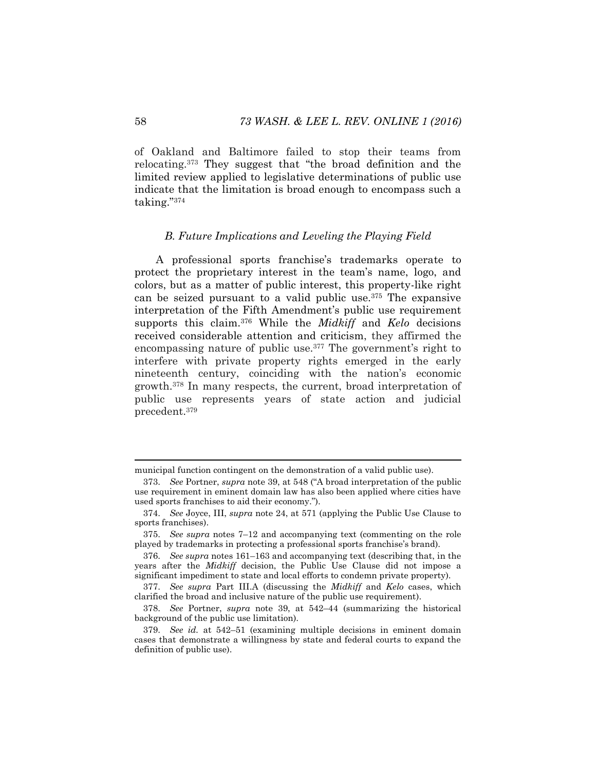of Oakland and Baltimore failed to stop their teams from relocating.[373] They suggest that "the broad definition and the limited review applied to legislative determinations of public use indicate that the limitation is broad enough to encompass such a taking."[374]

### *B. Future Implications and Leveling the Playing Field*

A professional sports franchise's trademarks operate to protect the proprietary interest in the team's name, logo, and colors, but as a matter of public interest, this property-like right can be seized pursuant to a valid public use.[375] The expansive interpretation of the Fifth Amendment's public use requirement supports this claim.[376] While the *Midkiff* and *Kelo* decisions received considerable attention and criticism, they affirmed the encompassing nature of public use.[377] The government's right to interfere with private property rights emerged in the early nineteenth century, coinciding with the nation's economic growth.[378] In many respects, the current, broad interpretation of public use represents years of state action and judicial precedent.[379]

---

municipal function contingent on the demonstration of a valid public use).

373. *See* Portner, *supra* note 39, at 548 ("A broad interpretation of the public use requirement in eminent domain law has also been applied where cities have used sports franchises to aid their economy.").

374. *See* Joyce, III, *supra* note 24, at 571 (applying the Public Use Clause to sports franchises).

375. *See supra* notes 7–12 and accompanying text (commenting on the role played by trademarks in protecting a professional sports franchise's brand).

376. *See supra* notes 161–163 and accompanying text (describing that, in the years after the *Midkiff* decision, the Public Use Clause did not impose a significant impediment to state and local efforts to condemn private property).

377. *See supra* Part III.A (discussing the *Midkiff* and *Kelo* cases, which clarified the broad and inclusive nature of the public use requirement).

378. *See* Portner, *supra* note 39, at 542–44 (summarizing the historical background of the public use limitation).

379. *See id.* at 542–51 (examining multiple decisions in eminent domain cases that demonstrate a willingness by state and federal courts to expand the definition of public use).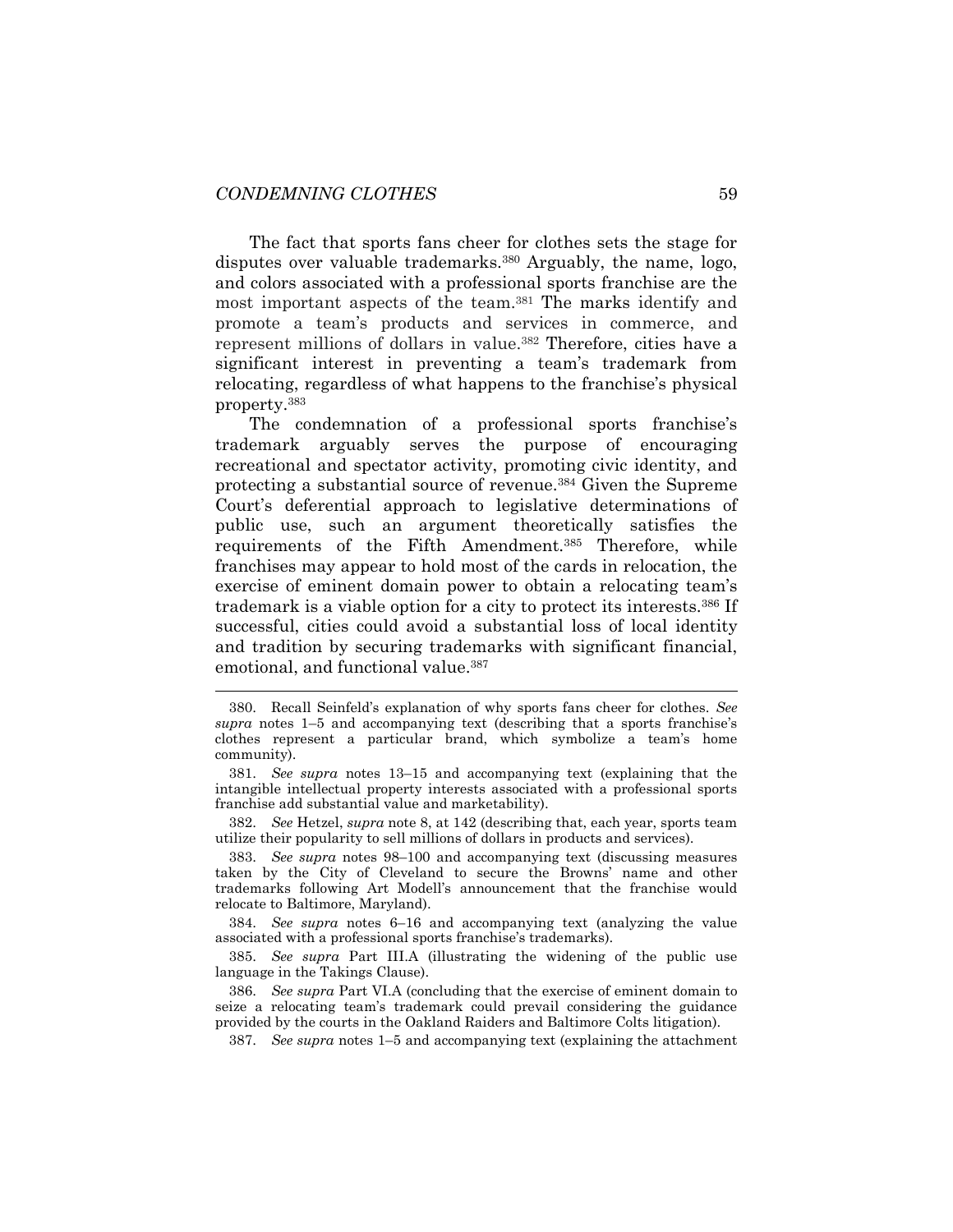The fact that sports fans cheer for clothes sets the stage for disputes over valuable trademarks.[380] Arguably, the name, logo, and colors associated with a professional sports franchise are the most important aspects of the team.[381] The marks identify and promote a team's products and services in commerce, and represent millions of dollars in value.[382] Therefore, cities have a significant interest in preventing a team's trademark from relocating, regardless of what happens to the franchise's physical property.[383]

The condemnation of a professional sports franchise's trademark arguably serves the purpose of encouraging recreational and spectator activity, promoting civic identity, and protecting a substantial source of revenue.[384] Given the Supreme Court's deferential approach to legislative determinations of public use, such an argument theoretically satisfies the requirements of the Fifth Amendment.[385] Therefore, while franchises may appear to hold most of the cards in relocation, the exercise of eminent domain power to obtain a relocating team's trademark is a viable option for a city to protect its interests.[386] If successful, cities could avoid a substantial loss of local identity and tradition by securing trademarks with significant financial, emotional, and functional value.[387]

---

380. Recall Seinfeld's explanation of why sports fans cheer for clothes. *See supra* notes 1–5 and accompanying text (describing that a sports franchise's clothes represent a particular brand, which symbolize a team's home community).

381. *See supra* notes 13–15 and accompanying text (explaining that the intangible intellectual property interests associated with a professional sports franchise add substantial value and marketability).

382. *See* Hetzel, *supra* note 8, at 142 (describing that, each year, sports team utilize their popularity to sell millions of dollars in products and services).

383. *See supra* notes 98–100 and accompanying text (discussing measures taken by the City of Cleveland to secure the Browns' name and other trademarks following Art Modell's announcement that the franchise would relocate to Baltimore, Maryland).

384. *See supra* notes 6–16 and accompanying text (analyzing the value associated with a professional sports franchise's trademarks).

385. *See supra* Part III.A (illustrating the widening of the public use language in the Takings Clause).

386. *See supra* Part VI.A (concluding that the exercise of eminent domain to seize a relocating team's trademark could prevail considering the guidance provided by the courts in the Oakland Raiders and Baltimore Colts litigation).

387. *See supra* notes 1–5 and accompanying text (explaining the attachment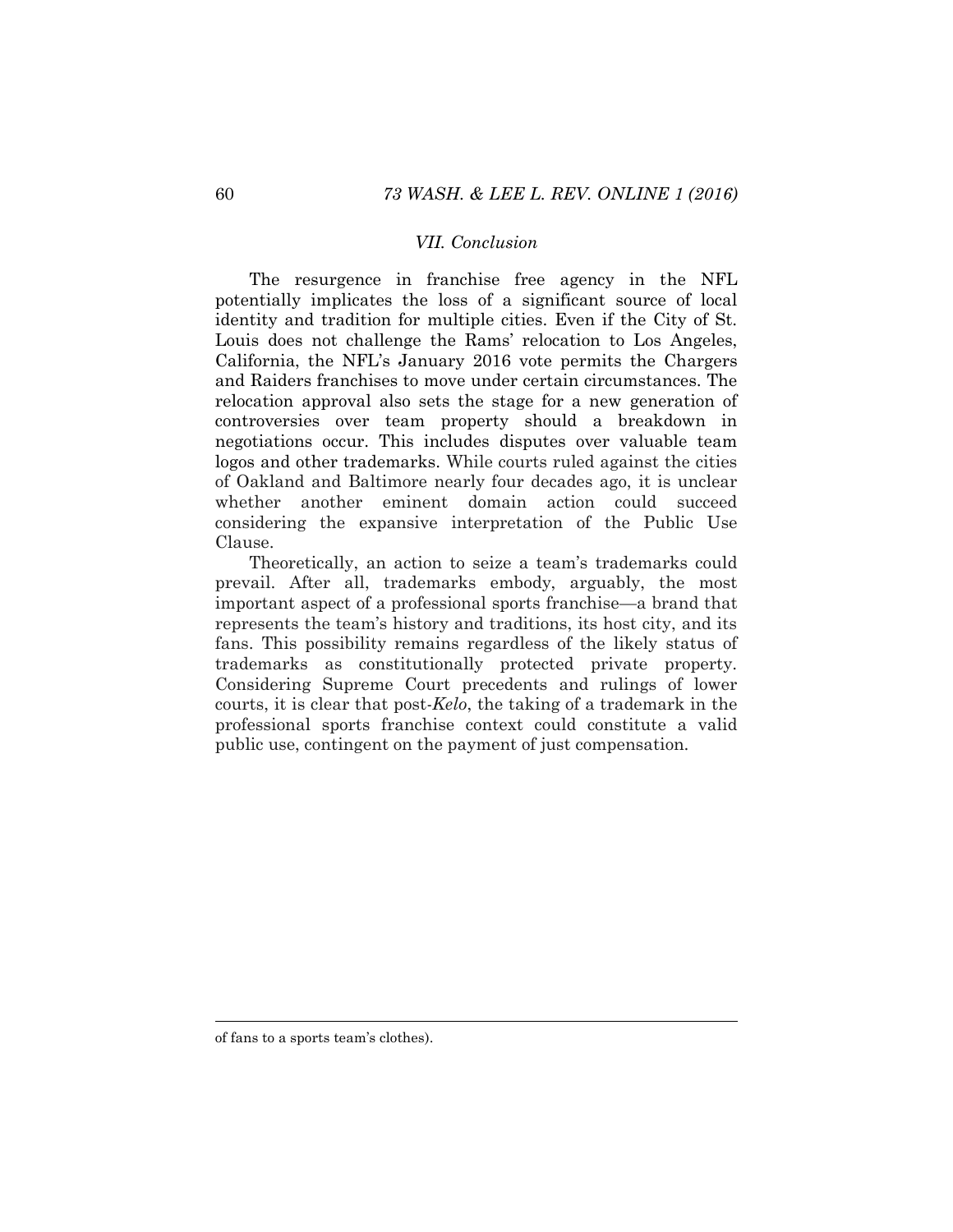## *VII. Conclusion*

The resurgence in franchise free agency in the NFL potentially implicates the loss of a significant source of local identity and tradition for multiple cities. Even if the City of St. Louis does not challenge the Rams' relocation to Los Angeles, California, the NFL's January 2016 vote permits the Chargers and Raiders franchises to move under certain circumstances. The relocation approval also sets the stage for a new generation of controversies over team property should a breakdown in negotiations occur. This includes disputes over valuable team logos and other trademarks. While courts ruled against the cities of Oakland and Baltimore nearly four decades ago, it is unclear whether another eminent domain action could succeed considering the expansive interpretation of the Public Use Clause.

Theoretically, an action to seize a team's trademarks could prevail. After all, trademarks embody, arguably, the most important aspect of a professional sports franchise—a brand that represents the team's history and traditions, its host city, and its fans. This possibility remains regardless of the likely status of trademarks as constitutionally protected private property. Considering Supreme Court precedents and rulings of lower courts, it is clear that post-*Kelo*, the taking of a trademark in the professional sports franchise context could constitute a valid public use, contingent on the payment of just compensation.

---

of fans to a sports team's clothes).